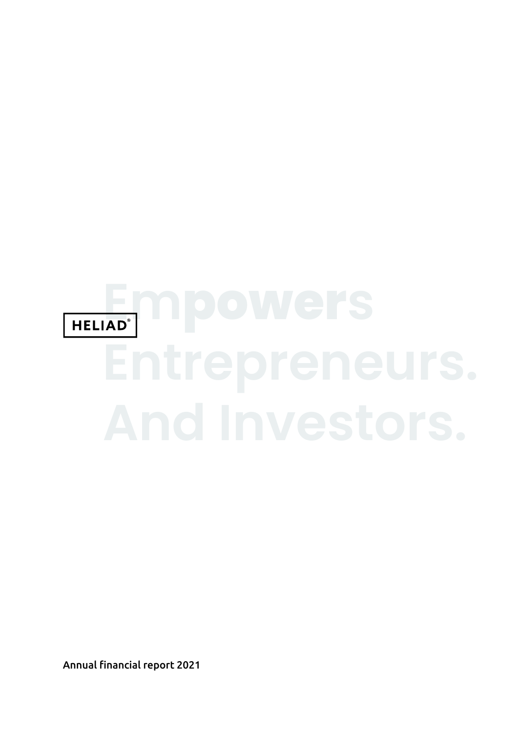HELIAD®

# Empowers Entrepreneurs. And Investors.

Annual financial report 2021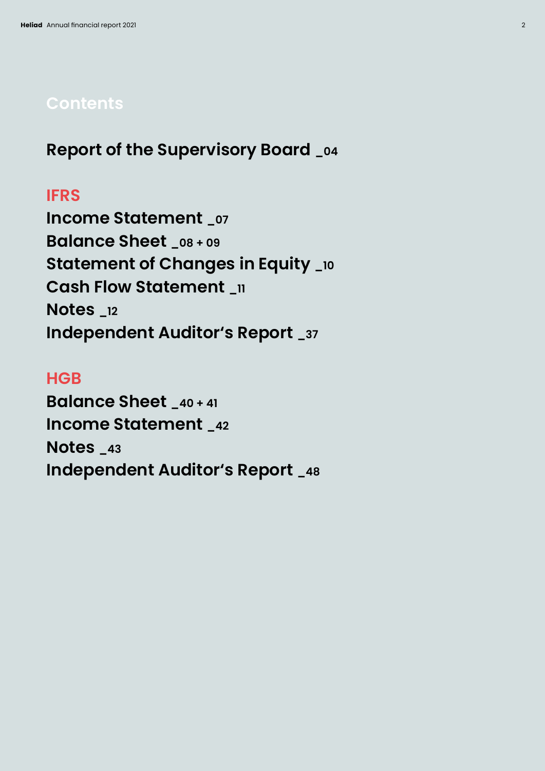# Contents

**Report of the Supervisory Board _04**

## IFRS

**Income Statement _07**

**Balance Sheet _08 + 09**

**Statement of Changes in Equity _10**

**Cash Flow Statement _11**

**Notes _12**

**Independent Auditor's Report _37**

## HGB

**Balance Sheet _40 + 41**

**Income Statement _42**

**Notes _43**

**Independent Auditor's Report _48**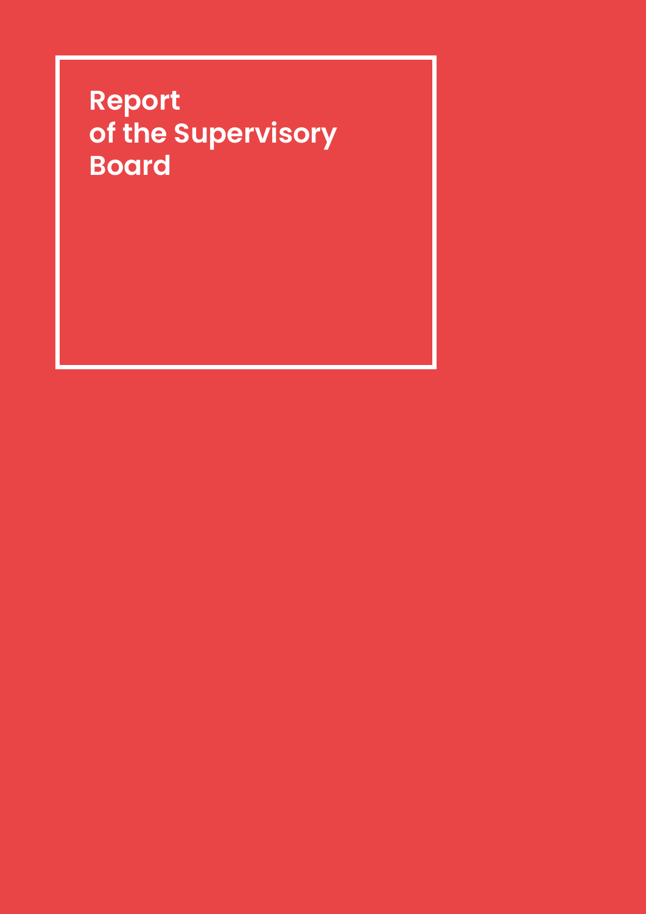# Report of the Supervisory Board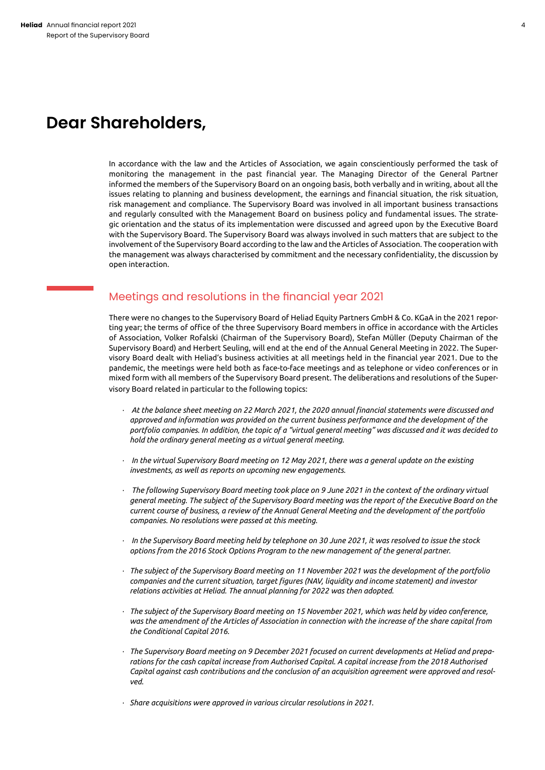# Dear Shareholders,

In accordance with the law and the Articles of Association, we again conscientiously performed the task of monitoring the management in the past financial year. The Managing Director of the General Partner informed the members of the Supervisory Board on an ongoing basis, both verbally and in writing, about all the issues relating to planning and business development, the earnings and financial situation, the risk situation, risk management and compliance. The Supervisory Board was involved in all important business transactions and regularly consulted with the Management Board on business policy and fundamental issues. The strategic orientation and the status of its implementation were discussed and agreed upon by the Executive Board with the Supervisory Board. The Supervisory Board was always involved in such matters that are subject to the involvement of the Supervisory Board according to the law and the Articles of Association. The cooperation with the management was always characterised by commitment and the necessary confidentiality, the discussion by open interaction.

## Meetings and resolutions in the financial year 2021

There were no changes to the Supervisory Board of Heliad Equity Partners GmbH & Co. KGaA in the 2021 reporting year; the terms of office of the three Supervisory Board members in office in accordance with the Articles of Association, Volker Rofalski (Chairman of the Supervisory Board), Stefan Müller (Deputy Chairman of the Supervisory Board) and Herbert Seuling, will end at the end of the Annual General Meeting in 2022. The Supervisory Board dealt with Heliad's business activities at all meetings held in the financial year 2021. Due to the pandemic, the meetings were held both as face-to-face meetings and as telephone or video conferences or in mixed form with all members of the Supervisory Board present. The deliberations and resolutions of the Supervisory Board related in particular to the following topics:

- *At the balance sheet meeting on 22 March 2021, the 2020 annual financial statements were discussed and approved and information was provided on the current business performance and the development of the portfolio companies. In addition, the topic of a "virtual general meeting" was discussed and it was decided to hold the ordinary general meeting as a virtual general meeting.*
- *In the virtual Supervisory Board meeting on 12 May 2021, there was a general update on the existing investments, as well as reports on upcoming new engagements.*
- *The following Supervisory Board meeting took place on 9 June 2021 in the context of the ordinary virtual general meeting. The subject of the Supervisory Board meeting was the report of the Executive Board on the current course of business, a review of the Annual General Meeting and the development of the portfolio companies. No resolutions were passed at this meeting.*
- *In the Supervisory Board meeting held by telephone on 30 June 2021, it was resolved to issue the stock options from the 2016 Stock Options Program to the new management of the general partner.*
- *The subject of the Supervisory Board meeting on 11 November 2021 was the development of the portfolio companies and the current situation, target figures (NAV, liquidity and income statement) and investor relations activities at Heliad. The annual planning for 2022 was then adopted.*
- *The subject of the Supervisory Board meeting on 15 November 2021, which was held by video conference, was the amendment of the Articles of Association in connection with the increase of the share capital from the Conditional Capital 2016.*
- *The Supervisory Board meeting on 9 December 2021 focused on current developments at Heliad and preparations for the cash capital increase from Authorised Capital. A capital increase from the 2018 Authorised Capital against cash contributions and the conclusion of an acquisition agreement were approved and resolved.*
- *Share acquisitions were approved in various circular resolutions in 2021.*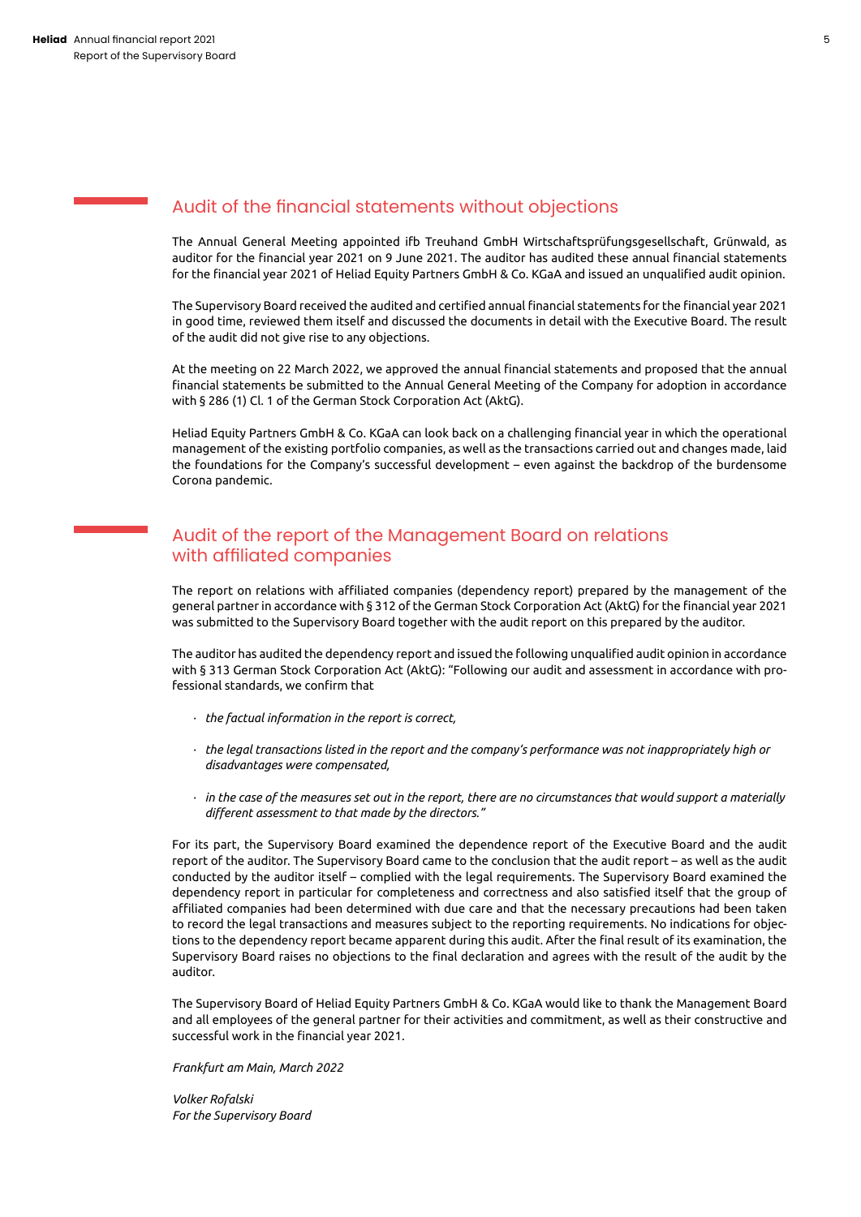## Audit of the financial statements without objections

The Annual General Meeting appointed ifb Treuhand GmbH Wirtschaftsprüfungsgesellschaft, Grünwald, as auditor for the financial year 2021 on 9 June 2021. The auditor has audited these annual financial statements for the financial year 2021 of Heliad Equity Partners GmbH & Co. KGaA and issued an unqualified audit opinion.

The Supervisory Board received the audited and certified annual financial statements for the financial year 2021 in good time, reviewed them itself and discussed the documents in detail with the Executive Board. The result of the audit did not give rise to any objections.

At the meeting on 22 March 2022, we approved the annual financial statements and proposed that the annual financial statements be submitted to the Annual General Meeting of the Company for adoption in accordance with § 286 (1) Cl. 1 of the German Stock Corporation Act (AktG).

Heliad Equity Partners GmbH & Co. KGaA can look back on a challenging financial year in which the operational management of the existing portfolio companies, as well as the transactions carried out and changes made, laid the foundations for the Company's successful development – even against the backdrop of the burdensome Corona pandemic.

## Audit of the report of the Management Board on relations with affiliated companies

The report on relations with affiliated companies (dependency report) prepared by the management of the general partner in accordance with § 312 of the German Stock Corporation Act (AktG) for the financial year 2021 was submitted to the Supervisory Board together with the audit report on this prepared by the auditor.

The auditor has audited the dependency report and issued the following unqualified audit opinion in accordance with § 313 German Stock Corporation Act (AktG): "Following our audit and assessment in accordance with professional standards, we confirm that

- *the factual information in the report is correct,*
- *the legal transactions listed in the report and the company's performance was not inappropriately high or disadvantages were compensated,*
- *in the case of the measures set out in the report, there are no circumstances that would support a materially different assessment to that made by the directors."*

For its part, the Supervisory Board examined the dependence report of the Executive Board and the audit report of the auditor. The Supervisory Board came to the conclusion that the audit report – as well as the audit conducted by the auditor itself – complied with the legal requirements. The Supervisory Board examined the dependency report in particular for completeness and correctness and also satisfied itself that the group of affiliated companies had been determined with due care and that the necessary precautions had been taken to record the legal transactions and measures subject to the reporting requirements. No indications for objections to the dependency report became apparent during this audit. After the final result of its examination, the Supervisory Board raises no objections to the final declaration and agrees with the result of the audit by the auditor.

The Supervisory Board of Heliad Equity Partners GmbH & Co. KGaA would like to thank the Management Board and all employees of the general partner for their activities and commitment, as well as their constructive and successful work in the financial year 2021.

*Frankfurt am Main, March 2022*

*Volker Rofalski*
*For the Supervisory Board*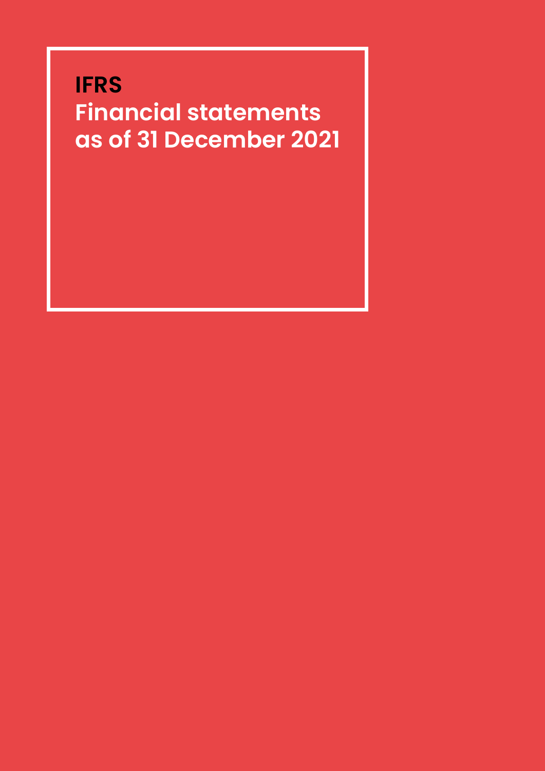# IFRS

## Financial statements as of 31 December 2021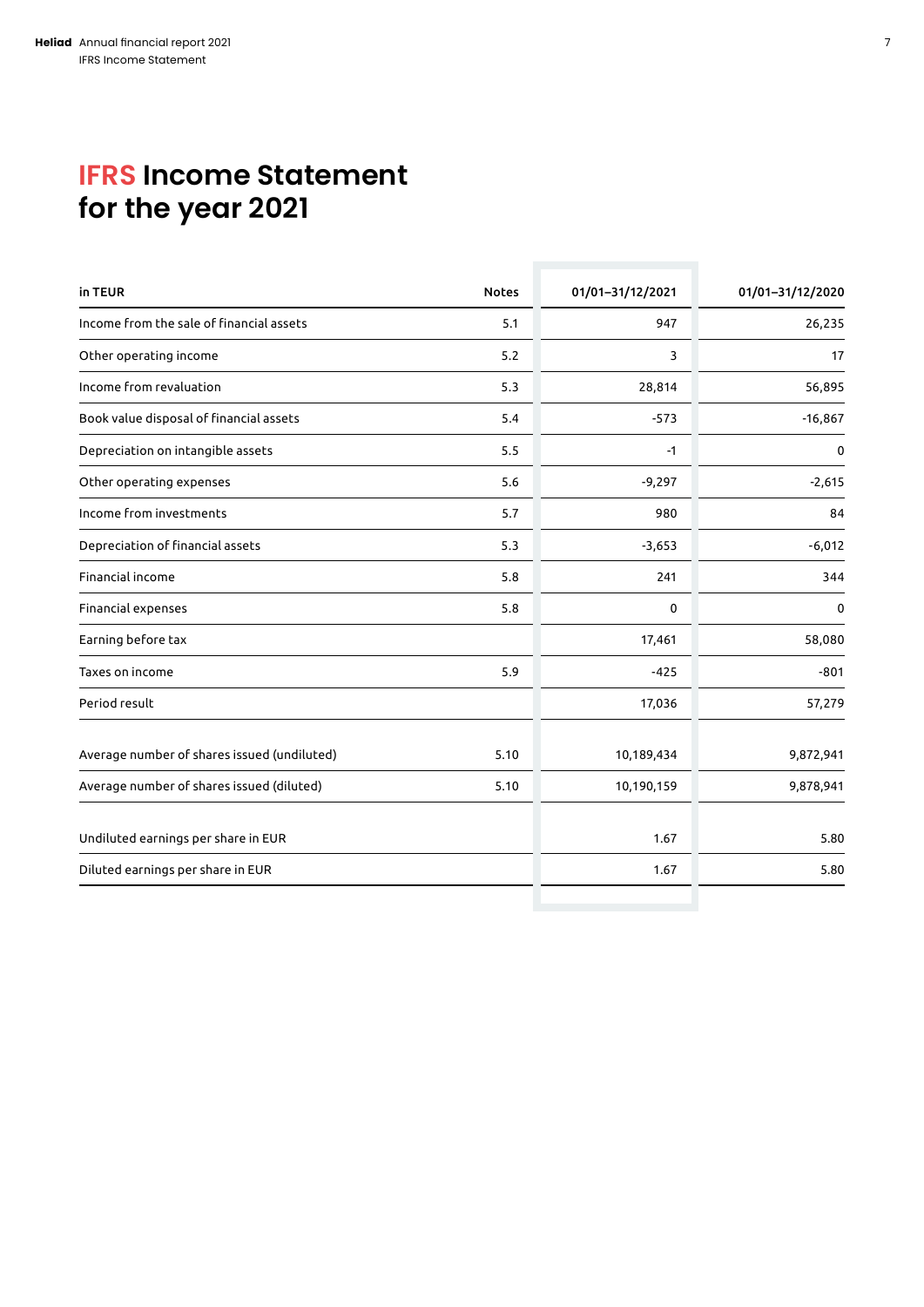# IFRS Income Statement for the year 2021

| in TEUR | Notes | 01/01–31/12/2021 | 01/01–31/12/2020 |
|---|---|---|---|
| Income from the sale of financial assets | 5.1 | 947 | 26,235 |
| Other operating income | 5.2 | 3 | 17 |
| Income from revaluation | 5.3 | 28,814 | 56,895 |
| Book value disposal of financial assets | 5.4 | -573 | -16,867 |
| Depreciation on intangible assets | 5.5 | -1 | 0 |
| Other operating expenses | 5.6 | -9,297 | -2,615 |
| Income from investments | 5.7 | 980 | 84 |
| Depreciation of financial assets | 5.3 | -3,653 | -6,012 |
| Financial income | 5.8 | 241 | 344 |
| Financial expenses | 5.8 | 0 | 0 |
| Earning before tax | | 17,461 | 58,080 |
| Taxes on income | 5.9 | -425 | -801 |
| Period result | | 17,036 | 57,279 |
| | | | |
| Average number of shares issued (undiluted) | 5.10 | 10,189,434 | 9,872,941 |
| Average number of shares issued (diluted) | 5.10 | 10,190,159 | 9,878,941 |
| | | | |
| Undiluted earnings per share in EUR | | 1.67 | 5.80 |
| Diluted earnings per share in EUR | | 1.67 | 5.80 |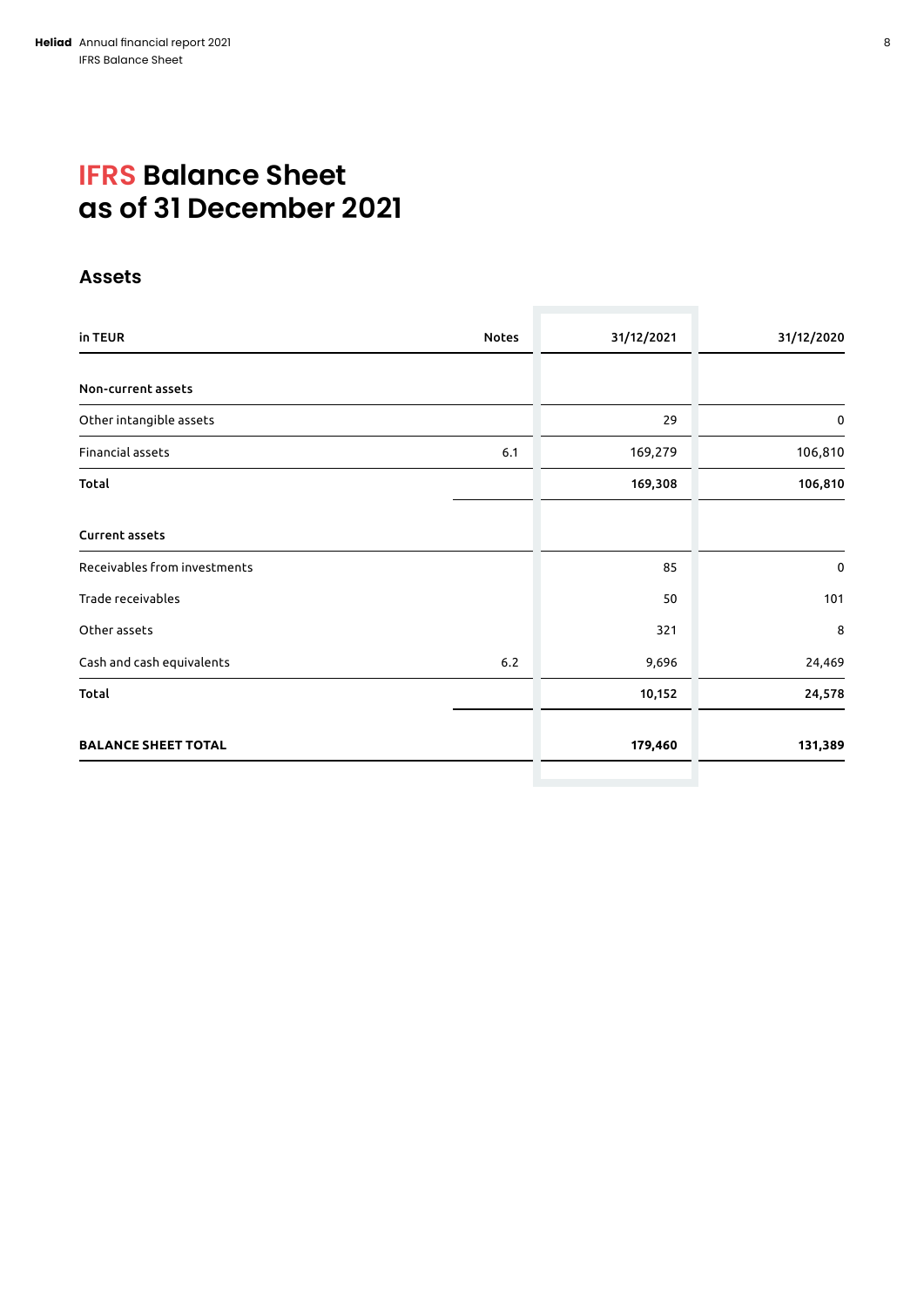# IFRS Balance Sheet as of 31 December 2021

## Assets

| in TEUR | Notes | 31/12/2021 | 31/12/2020 |
|---|---|---|---|
| **Non-current assets** | | | |
| Other intangible assets | | 29 | 0 |
| Financial assets | 6.1 | 169,279 | 106,810 |
| **Total** | | **169,308** | **106,810** |
| **Current assets** | | | |
| Receivables from investments | | 85 | 0 |
| Trade receivables | | 50 | 101 |
| Other assets | | 321 | 8 |
| Cash and cash equivalents | 6.2 | 9,696 | 24,469 |
| **Total** | | **10,152** | **24,578** |
| **BALANCE SHEET TOTAL** | | **179,460** | **131,389** |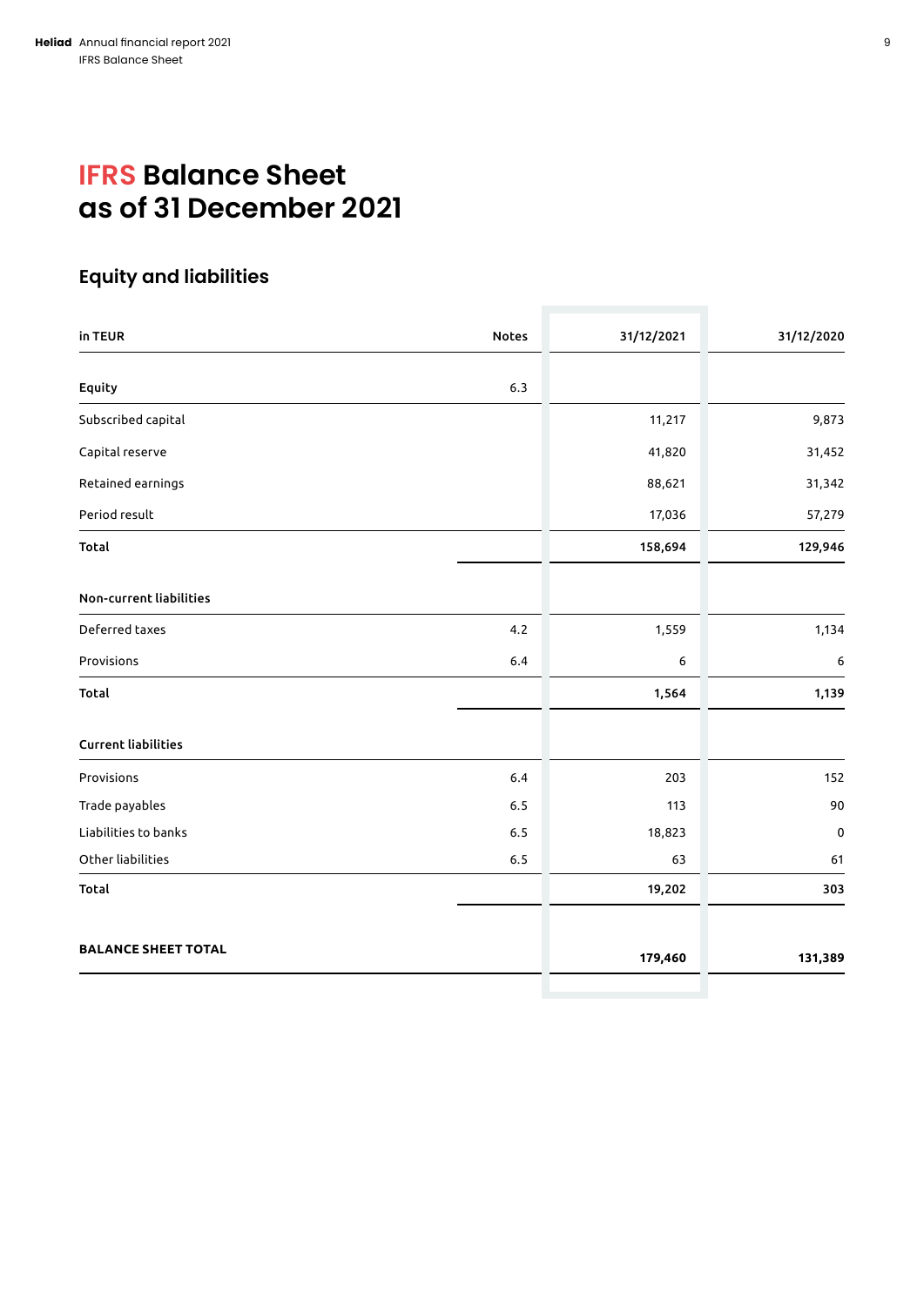# IFRS Balance Sheet as of 31 December 2021

## Equity and liabilities

| in TEUR | Notes | 31/12/2021 | 31/12/2020 |
|---|---|---|---|
| **Equity** | 6.3 | | |
| Subscribed capital | | 11,217 | 9,873 |
| Capital reserve | | 41,820 | 31,452 |
| Retained earnings | | 88,621 | 31,342 |
| Period result | | 17,036 | 57,279 |
| **Total** | | **158,694** | **129,946** |
| **Non-current liabilities** | | | |
| Deferred taxes | 4.2 | 1,559 | 1,134 |
| Provisions | 6.4 | 6 | 6 |
| **Total** | | **1,564** | **1,139** |
| **Current liabilities** | | | |
| Provisions | 6.4 | 203 | 152 |
| Trade payables | 6.5 | 113 | 90 |
| Liabilities to banks | 6.5 | 18,823 | 0 |
| Other liabilities | 6.5 | 63 | 61 |
| **Total** | | **19,202** | **303** |
| **BALANCE SHEET TOTAL** | | **179,460** | **131,389** |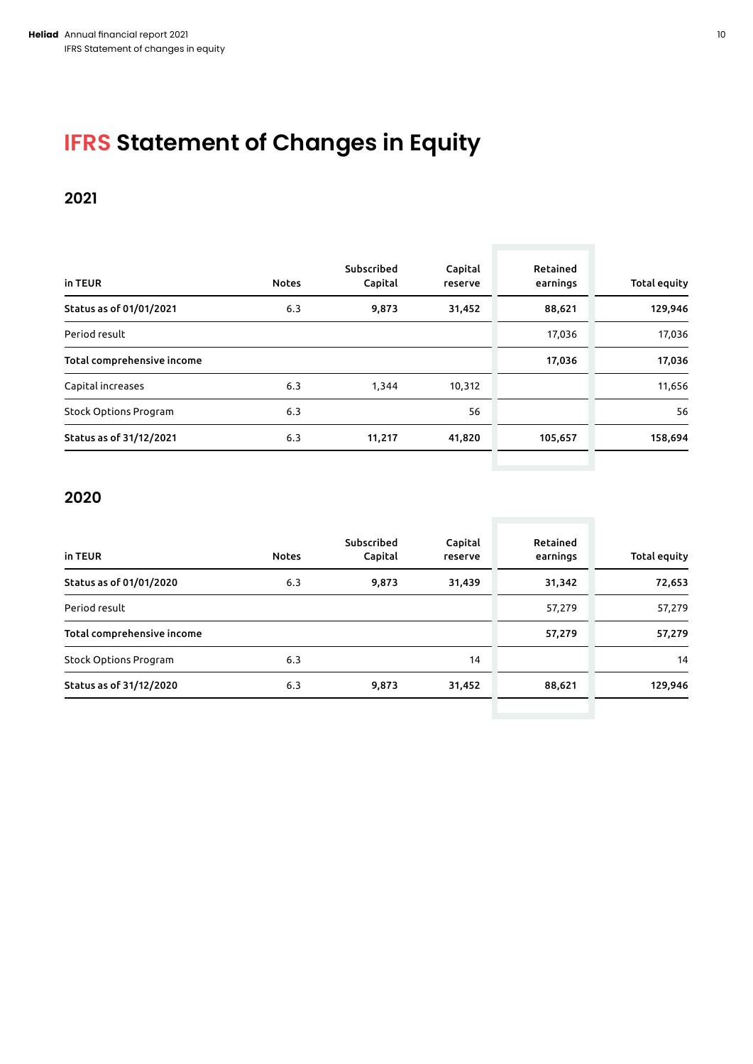# IFRS Statement of Changes in Equity

## 2021

| in TEUR | Notes | Subscribed Capital | Capital reserve | Retained earnings | Total equity |
|---|---|---|---|---|---|
| **Status as of 01/01/2021** | 6.3 | **9,873** | **31,452** | **88,621** | **129,946** |
| Period result | | | | 17,036 | 17,036 |
| **Total comprehensive income** | | | | **17,036** | **17,036** |
| Capital increases | 6.3 | 1,344 | 10,312 | | 11,656 |
| Stock Options Program | 6.3 | | 56 | | 56 |
| **Status as of 31/12/2021** | 6.3 | **11,217** | **41,820** | **105,657** | **158,694** |

## 2020

| in TEUR | Notes | Subscribed Capital | Capital reserve | Retained earnings | Total equity |
|---|---|---|---|---|---|
| **Status as of 01/01/2020** | 6.3 | **9,873** | **31,439** | **31,342** | **72,653** |
| Period result | | | | 57,279 | 57,279 |
| **Total comprehensive income** | | | | **57,279** | **57,279** |
| Stock Options Program | 6.3 | | 14 | | 14 |
| **Status as of 31/12/2020** | 6.3 | **9,873** | **31,452** | **88,621** | **129,946** |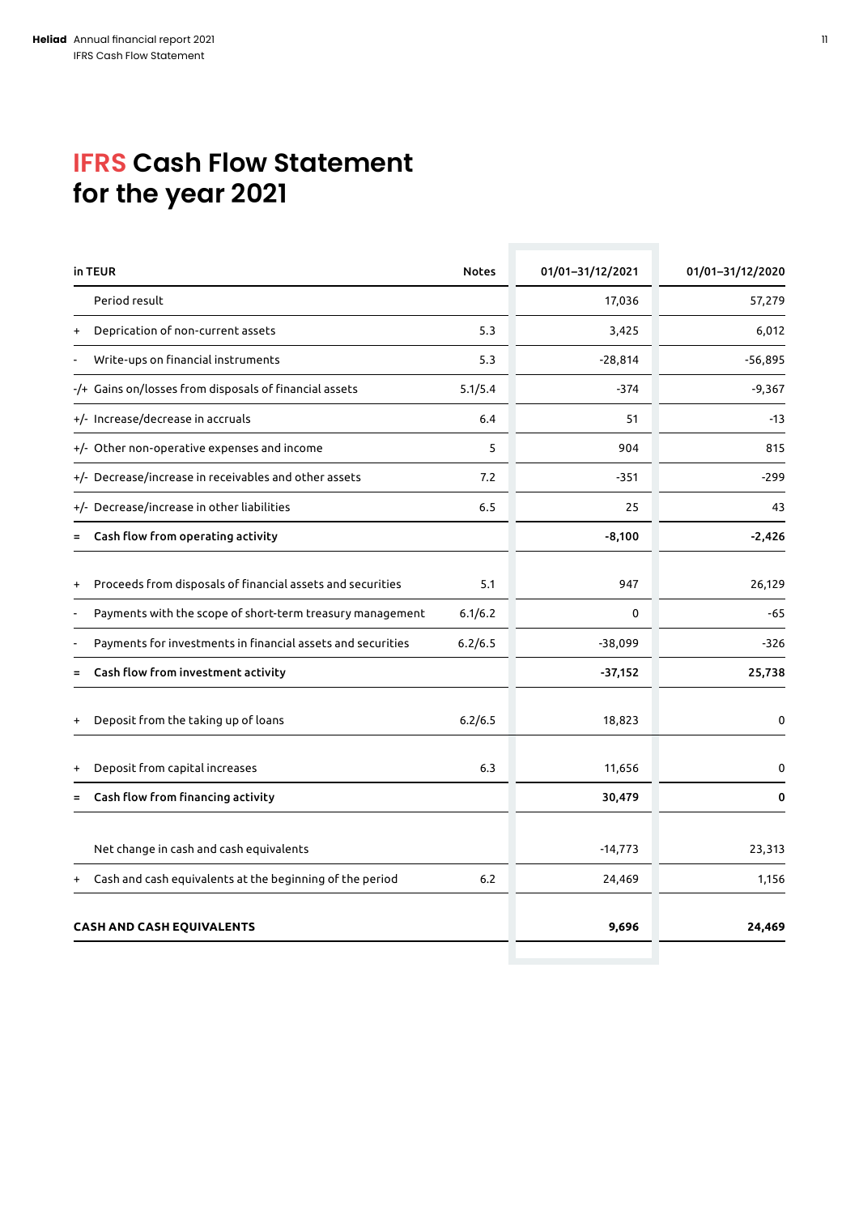# IFRS Cash Flow Statement for the year 2021

| in TEUR | Notes | 01/01–31/12/2021 | 01/01–31/12/2020 |
|---|---|---|---|
| Period result | | 17,036 | 57,279 |
| + Deprication of non-current assets | 5.3 | 3,425 | 6,012 |
| - Write-ups on financial instruments | 5.3 | -28,814 | -56,895 |
| -/+ Gains on/losses from disposals of financial assets | 5.1/5.4 | -374 | -9,367 |
| +/- Increase/decrease in accruals | 6.4 | 51 | -13 |
| +/- Other non-operative expenses and income | 5 | 904 | 815 |
| +/- Decrease/increase in receivables and other assets | 7.2 | -351 | -299 |
| +/- Decrease/increase in other liabilities | 6.5 | 25 | 43 |
| **= Cash flow from operating activity** | | **-8,100** | **-2,426** |
| + Proceeds from disposals of financial assets and securities | 5.1 | 947 | 26,129 |
| - Payments with the scope of short-term treasury management | 6.1/6.2 | 0 | -65 |
| - Payments for investments in financial assets and securities | 6.2/6.5 | -38,099 | -326 |
| **= Cash flow from investment activity** | | **-37,152** | **25,738** |
| + Deposit from the taking up of loans | 6.2/6.5 | 18,823 | 0 |
| + Deposit from capital increases | 6.3 | 11,656 | 0 |
| **= Cash flow from financing activity** | | **30,479** | **0** |
| Net change in cash and cash equivalents | | -14,773 | 23,313 |
| + Cash and cash equivalents at the beginning of the period | 6.2 | 24,469 | 1,156 |
| **CASH AND CASH EQUIVALENTS** | | **9,696** | **24,469** |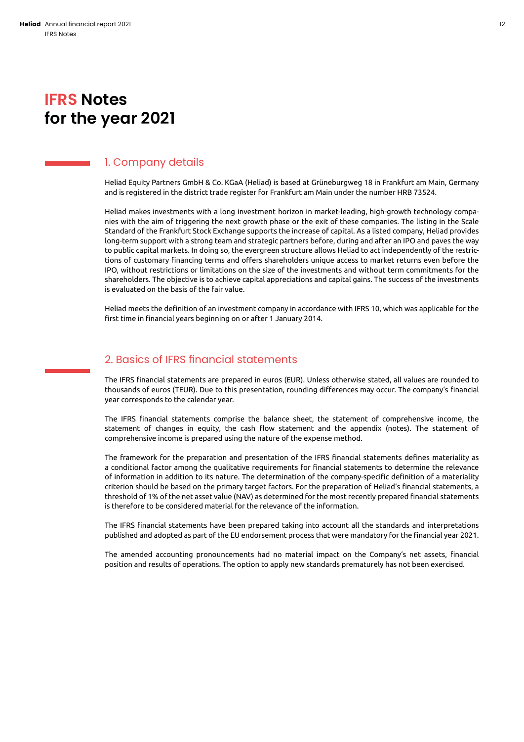# IFRS Notes for the year 2021

## 1. Company details

Heliad Equity Partners GmbH & Co. KGaA (Heliad) is based at Grüneburgweg 18 in Frankfurt am Main, Germany and is registered in the district trade register for Frankfurt am Main under the number HRB 73524.

Heliad makes investments with a long investment horizon in market-leading, high-growth technology companies with the aim of triggering the next growth phase or the exit of these companies. The listing in the Scale Standard of the Frankfurt Stock Exchange supports the increase of capital. As a listed company, Heliad provides long-term support with a strong team and strategic partners before, during and after an IPO and paves the way to public capital markets. In doing so, the evergreen structure allows Heliad to act independently of the restrictions of customary financing terms and offers shareholders unique access to market returns even before the IPO, without restrictions or limitations on the size of the investments and without term commitments for the shareholders. The objective is to achieve capital appreciations and capital gains. The success of the investments is evaluated on the basis of the fair value.

Heliad meets the definition of an investment company in accordance with IFRS 10, which was applicable for the first time in financial years beginning on or after 1 January 2014.

## 2. Basics of IFRS financial statements

The IFRS financial statements are prepared in euros (EUR). Unless otherwise stated, all values are rounded to thousands of euros (TEUR). Due to this presentation, rounding differences may occur. The company's financial year corresponds to the calendar year.

The IFRS financial statements comprise the balance sheet, the statement of comprehensive income, the statement of changes in equity, the cash flow statement and the appendix (notes). The statement of comprehensive income is prepared using the nature of the expense method.

The framework for the preparation and presentation of the IFRS financial statements defines materiality as a conditional factor among the qualitative requirements for financial statements to determine the relevance of information in addition to its nature. The determination of the company-specific definition of a materiality criterion should be based on the primary target factors. For the preparation of Heliad's financial statements, a threshold of 1% of the net asset value (NAV) as determined for the most recently prepared financial statements is therefore to be considered material for the relevance of the information.

The IFRS financial statements have been prepared taking into account all the standards and interpretations published and adopted as part of the EU endorsement process that were mandatory for the financial year 2021.

The amended accounting pronouncements had no material impact on the Company's net assets, financial position and results of operations. The option to apply new standards prematurely has not been exercised.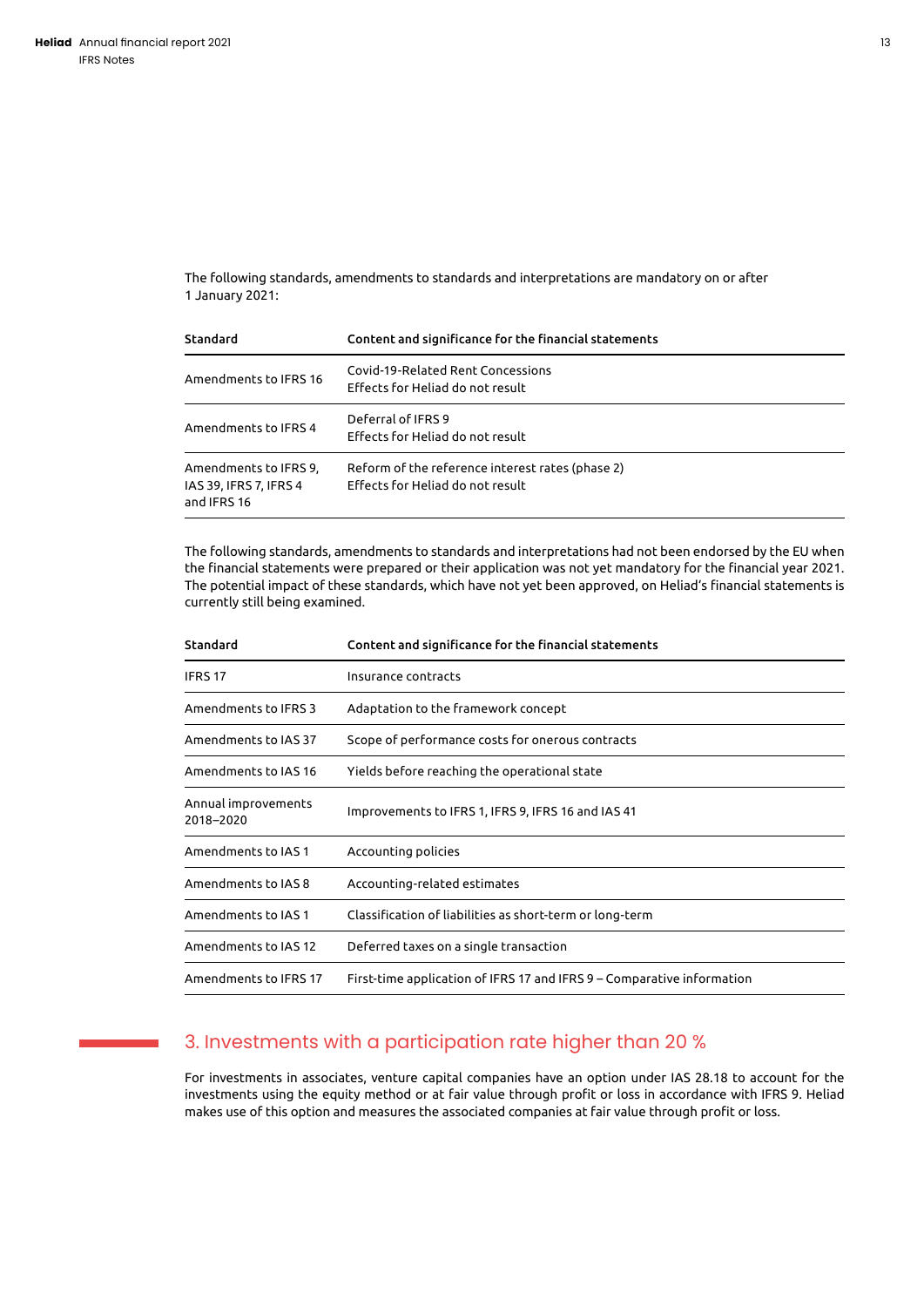The following standards, amendments to standards and interpretations are mandatory on or after 1 January 2021:

| Standard | Content and significance for the financial statements |
|---|---|
| Amendments to IFRS 16 | Covid-19-Related Rent Concessions<br>Effects for Heliad do not result |
| Amendments to IFRS 4 | Deferral of IFRS 9<br>Effects for Heliad do not result |
| Amendments to IFRS 9, IAS 39, IFRS 7, IFRS 4 and IFRS 16 | Reform of the reference interest rates (phase 2)<br>Effects for Heliad do not result |

The following standards, amendments to standards and interpretations had not been endorsed by the EU when the financial statements were prepared or their application was not yet mandatory for the financial year 2021. The potential impact of these standards, which have not yet been approved, on Heliad's financial statements is currently still being examined.

| Standard | Content and significance for the financial statements |
|---|---|
| IFRS 17 | Insurance contracts |
| Amendments to IFRS 3 | Adaptation to the framework concept |
| Amendments to IAS 37 | Scope of performance costs for onerous contracts |
| Amendments to IAS 16 | Yields before reaching the operational state |
| Annual improvements 2018–2020 | Improvements to IFRS 1, IFRS 9, IFRS 16 and IAS 41 |
| Amendments to IAS 1 | Accounting policies |
| Amendments to IAS 8 | Accounting-related estimates |
| Amendments to IAS 1 | Classification of liabilities as short-term or long-term |
| Amendments to IAS 12 | Deferred taxes on a single transaction |
| Amendments to IFRS 17 | First-time application of IFRS 17 and IFRS 9 – Comparative information |

## 3. Investments with a participation rate higher than 20 %

For investments in associates, venture capital companies have an option under IAS 28.18 to account for the investments using the equity method or at fair value through profit or loss in accordance with IFRS 9. Heliad makes use of this option and measures the associated companies at fair value through profit or loss.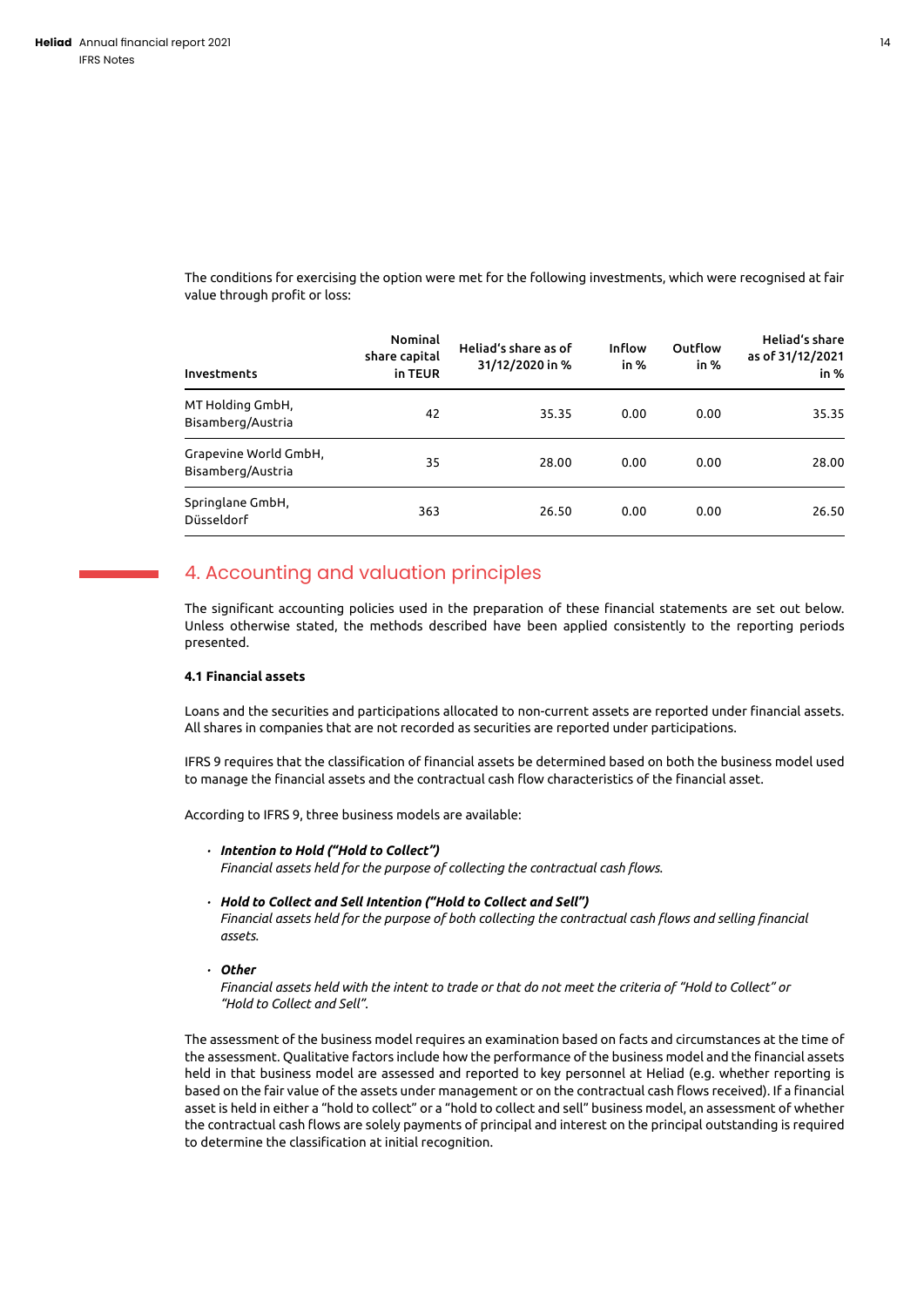The conditions for exercising the option were met for the following investments, which were recognised at fair value through profit or loss:

| Investments | Nominal share capital in TEUR | Heliad's share as of 31/12/2020 in % | Inflow in % | Outflow in % | Heliad's share as of 31/12/2021 in % |
|---|---|---|---|---|---|
| MT Holding GmbH, Bisamberg/Austria | 42 | 35.35 | 0.00 | 0.00 | 35.35 |
| Grapevine World GmbH, Bisamberg/Austria | 35 | 28.00 | 0.00 | 0.00 | 28.00 |
| Springlane GmbH, Düsseldorf | 363 | 26.50 | 0.00 | 0.00 | 26.50 |

## 4. Accounting and valuation principles

The significant accounting policies used in the preparation of these financial statements are set out below. Unless otherwise stated, the methods described have been applied consistently to the reporting periods presented.

### 4.1 Financial assets

Loans and the securities and participations allocated to non-current assets are reported under financial assets. All shares in companies that are not recorded as securities are reported under participations.

IFRS 9 requires that the classification of financial assets be determined based on both the business model used to manage the financial assets and the contractual cash flow characteristics of the financial asset.

According to IFRS 9, three business models are available:

- ***Intention to Hold ("Hold to Collect")***
  *Financial assets held for the purpose of collecting the contractual cash flows.*

- ***Hold to Collect and Sell Intention ("Hold to Collect and Sell")***
  *Financial assets held for the purpose of both collecting the contractual cash flows and selling financial assets.*

- ***Other***
  *Financial assets held with the intent to trade or that do not meet the criteria of "Hold to Collect" or "Hold to Collect and Sell".*

The assessment of the business model requires an examination based on facts and circumstances at the time of the assessment. Qualitative factors include how the performance of the business model and the financial assets held in that business model are assessed and reported to key personnel at Heliad (e.g. whether reporting is based on the fair value of the assets under management or on the contractual cash flows received). If a financial asset is held in either a "hold to collect" or a "hold to collect and sell" business model, an assessment of whether the contractual cash flows are solely payments of principal and interest on the principal outstanding is required to determine the classification at initial recognition.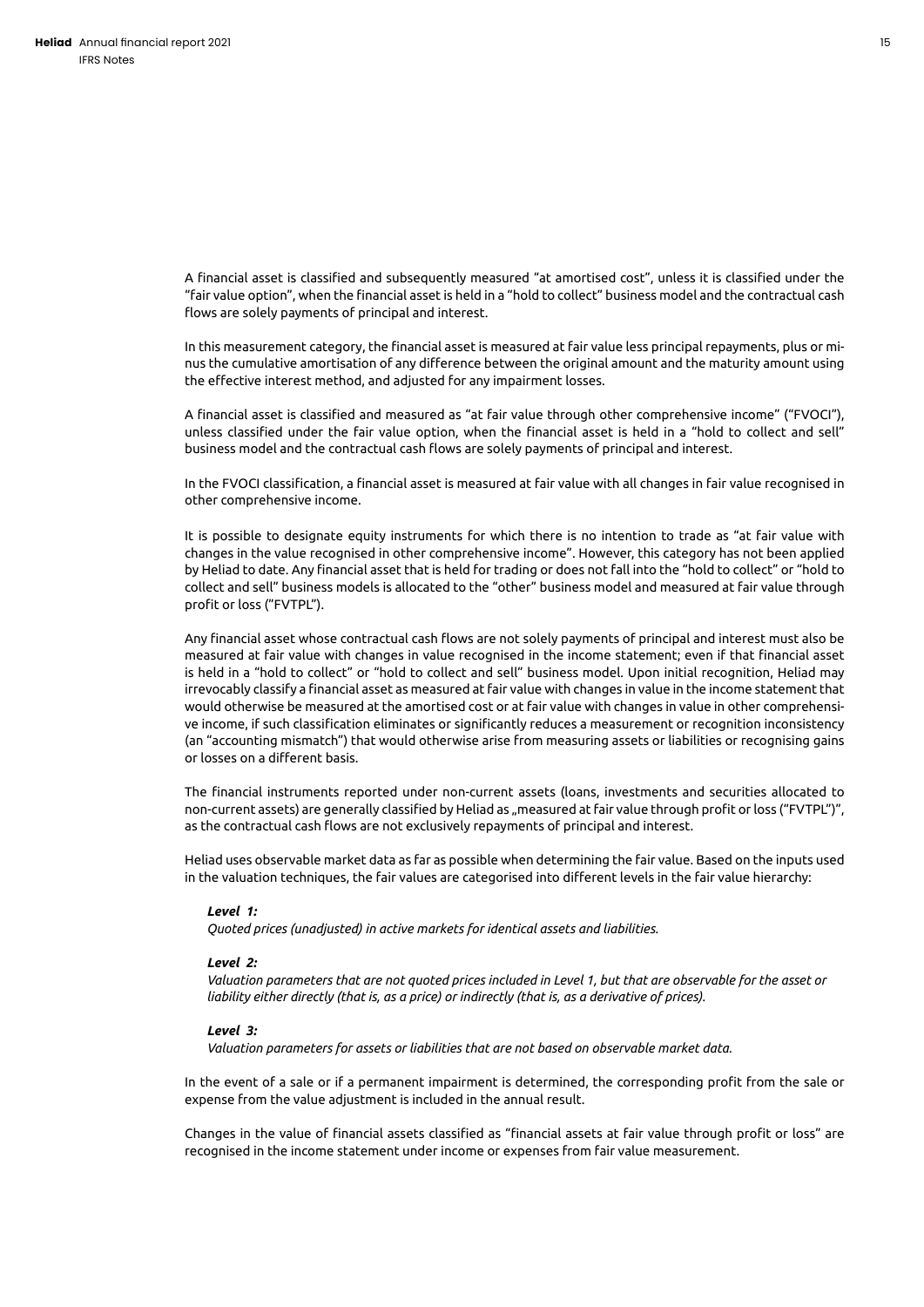A financial asset is classified and subsequently measured "at amortised cost", unless it is classified under the "fair value option", when the financial asset is held in a "hold to collect" business model and the contractual cash flows are solely payments of principal and interest.

In this measurement category, the financial asset is measured at fair value less principal repayments, plus or minus the cumulative amortisation of any difference between the original amount and the maturity amount using the effective interest method, and adjusted for any impairment losses.

A financial asset is classified and measured as "at fair value through other comprehensive income" ("FVOCI"), unless classified under the fair value option, when the financial asset is held in a "hold to collect and sell" business model and the contractual cash flows are solely payments of principal and interest.

In the FVOCI classification, a financial asset is measured at fair value with all changes in fair value recognised in other comprehensive income.

It is possible to designate equity instruments for which there is no intention to trade as "at fair value with changes in the value recognised in other comprehensive income". However, this category has not been applied by Heliad to date. Any financial asset that is held for trading or does not fall into the "hold to collect" or "hold to collect and sell" business models is allocated to the "other" business model and measured at fair value through profit or loss ("FVTPL").

Any financial asset whose contractual cash flows are not solely payments of principal and interest must also be measured at fair value with changes in value recognised in the income statement; even if that financial asset is held in a "hold to collect" or "hold to collect and sell" business model. Upon initial recognition, Heliad may irrevocably classify a financial asset as measured at fair value with changes in value in the income statement that would otherwise be measured at the amortised cost or at fair value with changes in value in other comprehensive income, if such classification eliminates or significantly reduces a measurement or recognition inconsistency (an "accounting mismatch") that would otherwise arise from measuring assets or liabilities or recognising gains or losses on a different basis.

The financial instruments reported under non-current assets (loans, investments and securities allocated to non-current assets) are generally classified by Heliad as „measured at fair value through profit or loss ("FVTPL")", as the contractual cash flows are not exclusively repayments of principal and interest.

Heliad uses observable market data as far as possible when determining the fair value. Based on the inputs used in the valuation techniques, the fair values are categorised into different levels in the fair value hierarchy:

***Level 1:***
*Quoted prices (unadjusted) in active markets for identical assets and liabilities.*

***Level 2:***
*Valuation parameters that are not quoted prices included in Level 1, but that are observable for the asset or liability either directly (that is, as a price) or indirectly (that is, as a derivative of prices).*

***Level 3:***
*Valuation parameters for assets or liabilities that are not based on observable market data.*

In the event of a sale or if a permanent impairment is determined, the corresponding profit from the sale or expense from the value adjustment is included in the annual result.

Changes in the value of financial assets classified as "financial assets at fair value through profit or loss" are recognised in the income statement under income or expenses from fair value measurement.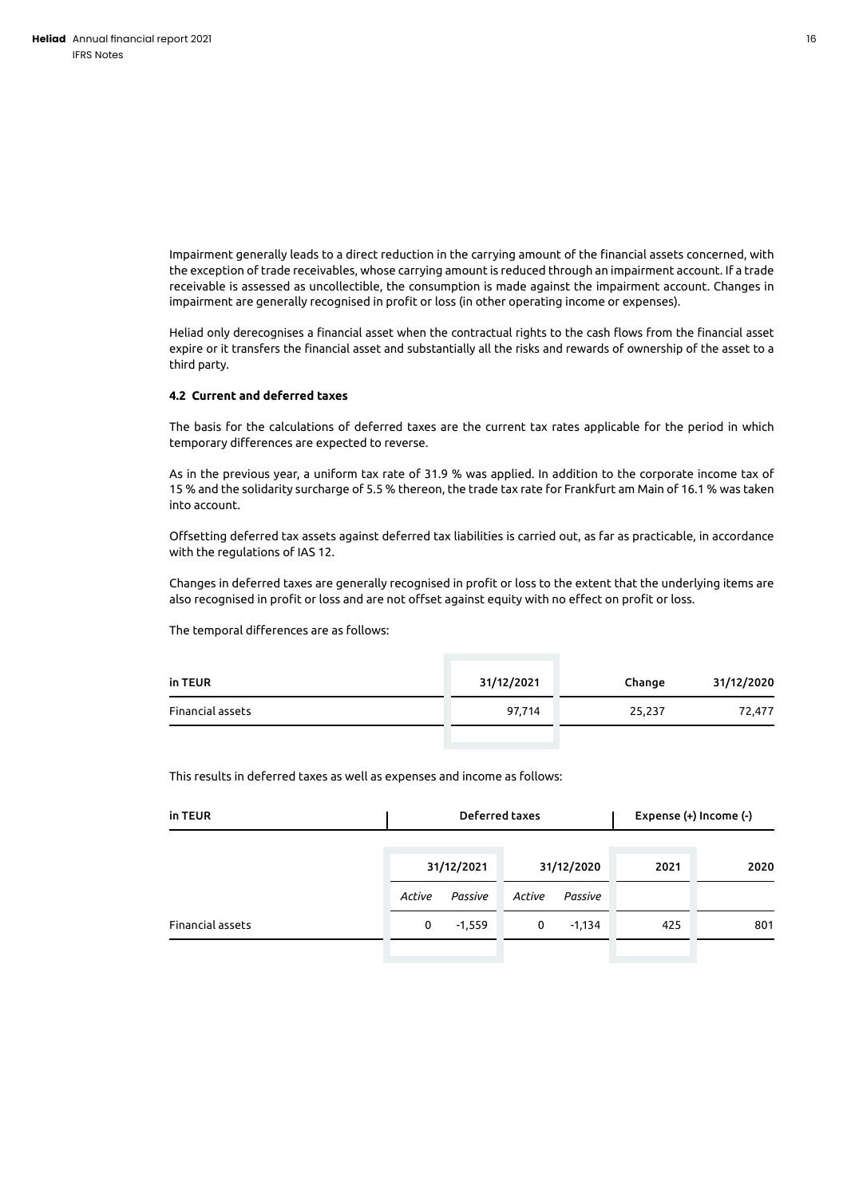Impairment generally leads to a direct reduction in the carrying amount of the financial assets concerned, with the exception of trade receivables, whose carrying amount is reduced through an impairment account. If a trade receivable is assessed as uncollectible, the consumption is made against the impairment account. Changes in impairment are generally recognised in profit or loss (in other operating income or expenses).

Heliad only derecognises a financial asset when the contractual rights to the cash flows from the financial asset expire or it transfers the financial asset and substantially all the risks and rewards of ownership of the asset to a third party.

#### 4.2 Current and deferred taxes

The basis for the calculations of deferred taxes are the current tax rates applicable for the period in which temporary differences are expected to reverse.

As in the previous year, a uniform tax rate of 31.9 % was applied. In addition to the corporate income tax of 15 % and the solidarity surcharge of 5.5 % thereon, the trade tax rate for Frankfurt am Main of 16.1 % was taken into account.

Offsetting deferred tax assets against deferred tax liabilities is carried out, as far as practicable, in accordance with the regulations of IAS 12.

Changes in deferred taxes are generally recognised in profit or loss to the extent that the underlying items are also recognised in profit or loss and are not offset against equity with no effect on profit or loss.

The temporal differences are as follows:

| in TEUR | 31/12/2021 | Change | 31/12/2020 |
|---|---|---|---|
| Financial assets | 97,714 | 25,237 | 72,477 |

This results in deferred taxes as well as expenses and income as follows:

| in TEUR | Deferred taxes | | | | Expense (+) Income (-) | |
|---|---|---|---|---|---|---|
| | 31/12/2021 | | 31/12/2020 | | 2021 | 2020 |
| | *Active* | *Passive* | *Active* | *Passive* | | |
| Financial assets | 0 | -1,559 | 0 | -1,134 | 425 | 801 |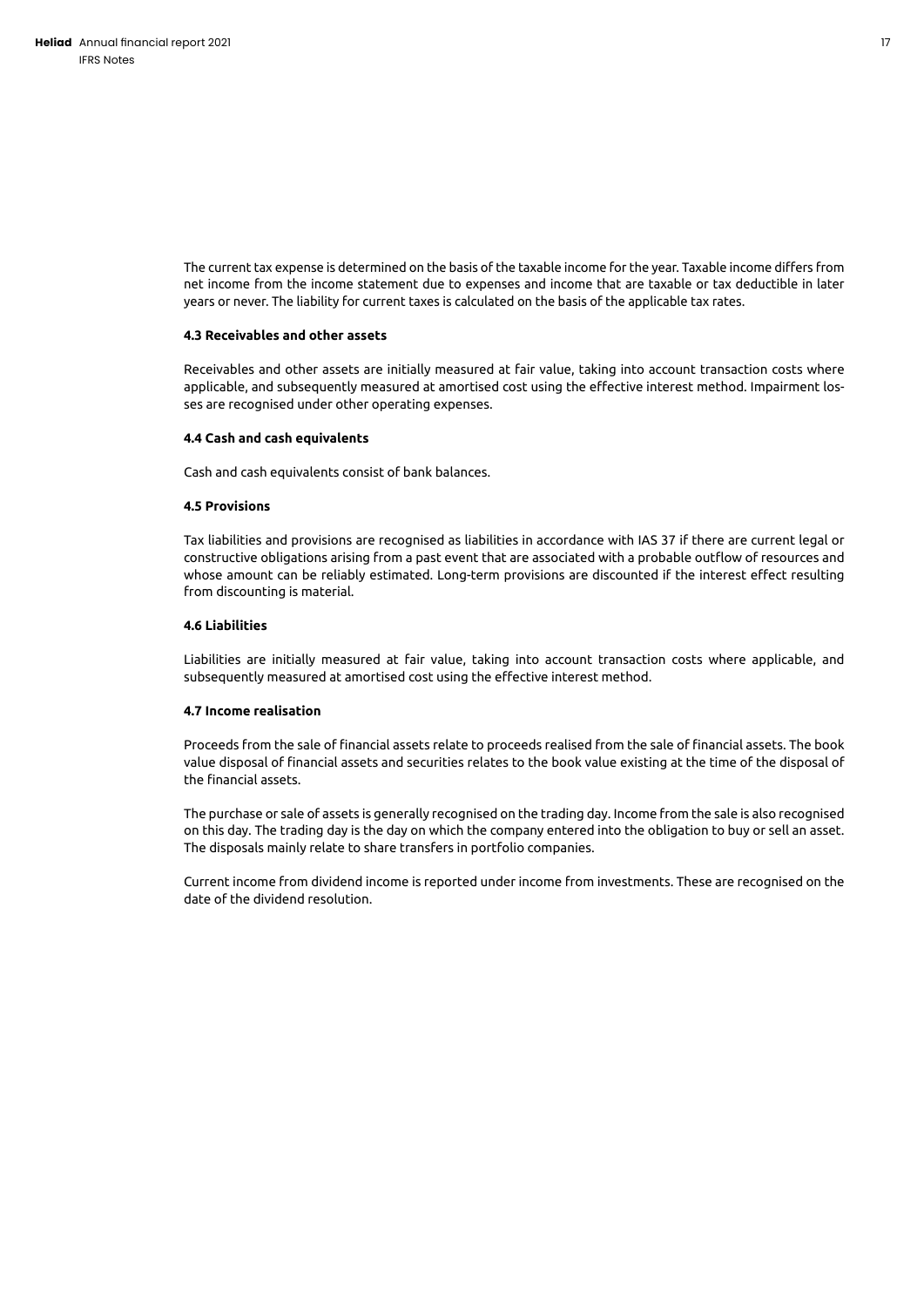The current tax expense is determined on the basis of the taxable income for the year. Taxable income differs from net income from the income statement due to expenses and income that are taxable or tax deductible in later years or never. The liability for current taxes is calculated on the basis of the applicable tax rates.

### 4.3 Receivables and other assets

Receivables and other assets are initially measured at fair value, taking into account transaction costs where applicable, and subsequently measured at amortised cost using the effective interest method. Impairment losses are recognised under other operating expenses.

### 4.4 Cash and cash equivalents

Cash and cash equivalents consist of bank balances.

### 4.5 Provisions

Tax liabilities and provisions are recognised as liabilities in accordance with IAS 37 if there are current legal or constructive obligations arising from a past event that are associated with a probable outflow of resources and whose amount can be reliably estimated. Long-term provisions are discounted if the interest effect resulting from discounting is material.

### 4.6 Liabilities

Liabilities are initially measured at fair value, taking into account transaction costs where applicable, and subsequently measured at amortised cost using the effective interest method.

### 4.7 Income realisation

Proceeds from the sale of financial assets relate to proceeds realised from the sale of financial assets. The book value disposal of financial assets and securities relates to the book value existing at the time of the disposal of the financial assets.

The purchase or sale of assets is generally recognised on the trading day. Income from the sale is also recognised on this day. The trading day is the day on which the company entered into the obligation to buy or sell an asset. The disposals mainly relate to share transfers in portfolio companies.

Current income from dividend income is reported under income from investments. These are recognised on the date of the dividend resolution.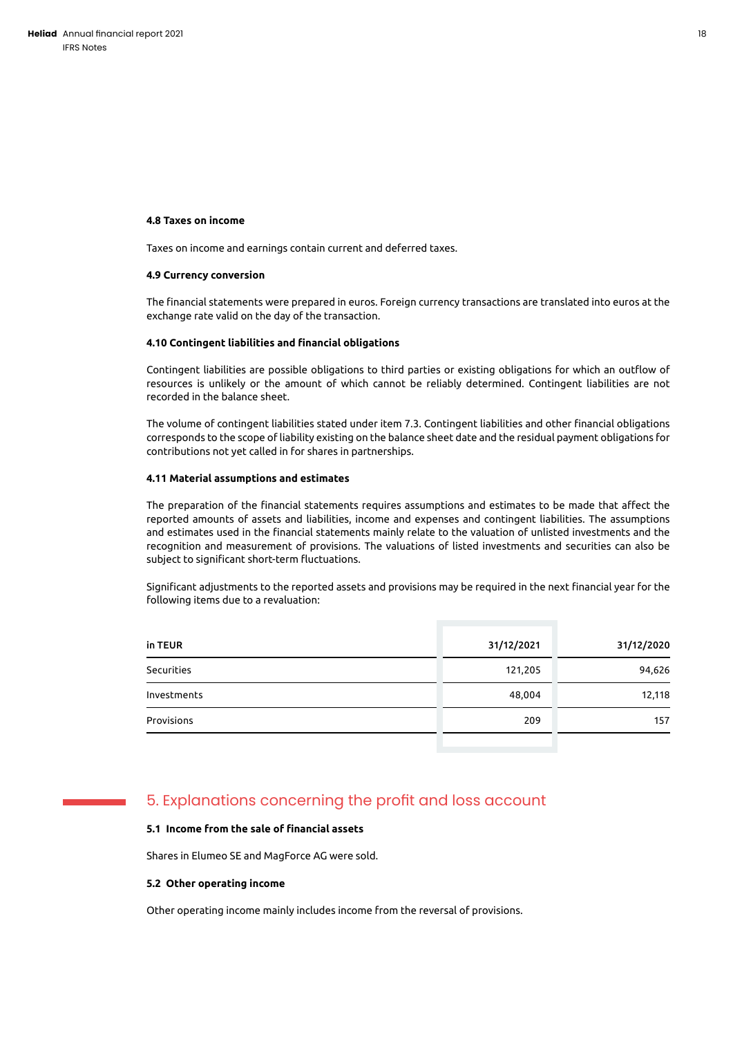#### 4.8 Taxes on income

Taxes on income and earnings contain current and deferred taxes.

#### 4.9 Currency conversion

The financial statements were prepared in euros. Foreign currency transactions are translated into euros at the exchange rate valid on the day of the transaction.

#### 4.10 Contingent liabilities and financial obligations

Contingent liabilities are possible obligations to third parties or existing obligations for which an outflow of resources is unlikely or the amount of which cannot be reliably determined. Contingent liabilities are not recorded in the balance sheet.

The volume of contingent liabilities stated under item 7.3. Contingent liabilities and other financial obligations corresponds to the scope of liability existing on the balance sheet date and the residual payment obligations for contributions not yet called in for shares in partnerships.

#### 4.11 Material assumptions and estimates

The preparation of the financial statements requires assumptions and estimates to be made that affect the reported amounts of assets and liabilities, income and expenses and contingent liabilities. The assumptions and estimates used in the financial statements mainly relate to the valuation of unlisted investments and the recognition and measurement of provisions. The valuations of listed investments and securities can also be subject to significant short-term fluctuations.

Significant adjustments to the reported assets and provisions may be required in the next financial year for the following items due to a revaluation:

| in TEUR | 31/12/2021 | 31/12/2020 |
|---|---|---|
| Securities | 121,205 | 94,626 |
| Investments | 48,004 | 12,118 |
| Provisions | 209 | 157 |

## 5. Explanations concerning the profit and loss account

#### 5.1 Income from the sale of financial assets

Shares in Elumeo SE and MagForce AG were sold.

#### 5.2 Other operating income

Other operating income mainly includes income from the reversal of provisions.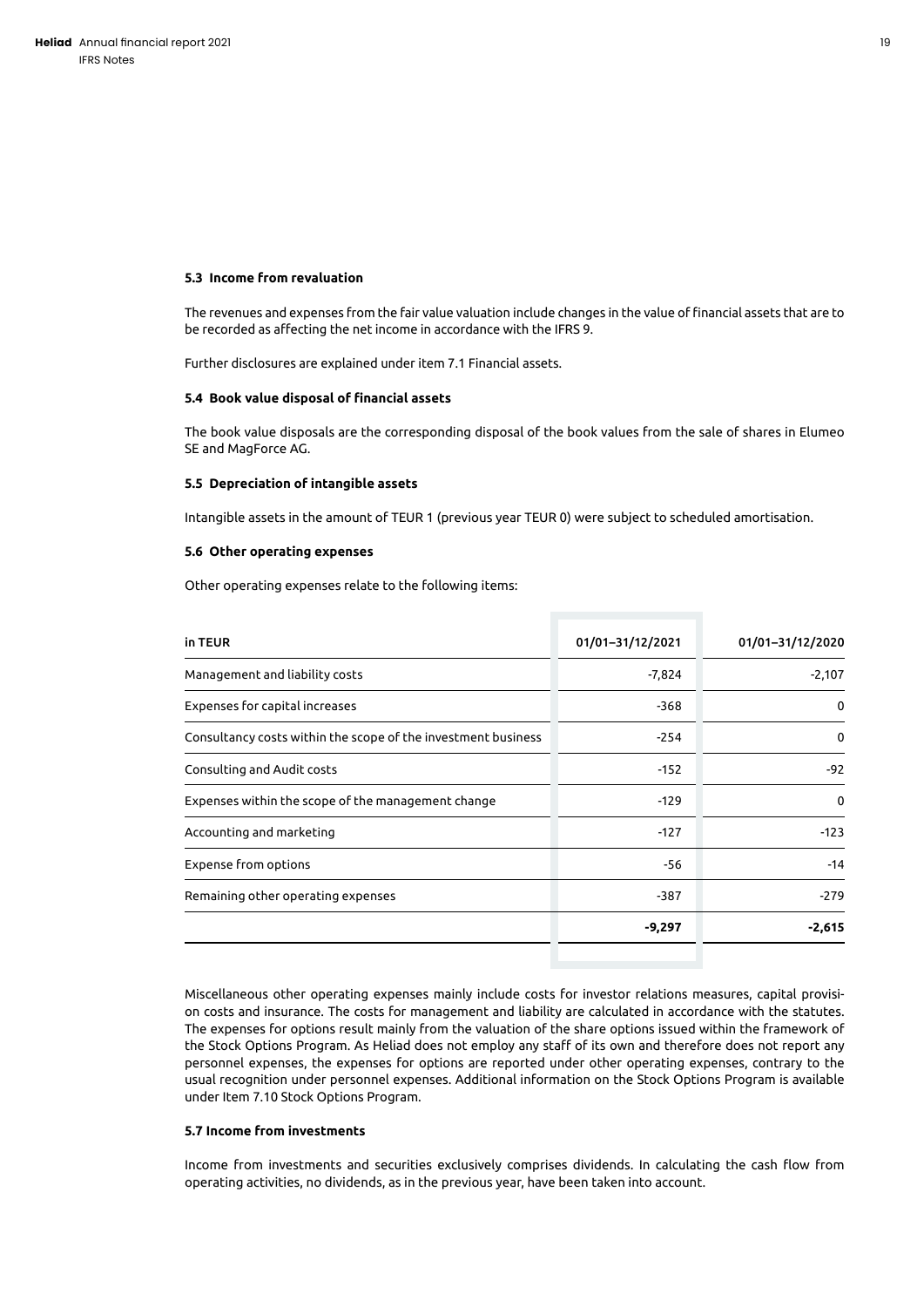### 5.3 Income from revaluation

The revenues and expenses from the fair value valuation include changes in the value of financial assets that are to be recorded as affecting the net income in accordance with the IFRS 9.

Further disclosures are explained under item 7.1 Financial assets.

### 5.4 Book value disposal of financial assets

The book value disposals are the corresponding disposal of the book values from the sale of shares in Elumeo SE and MagForce AG.

### 5.5 Depreciation of intangible assets

Intangible assets in the amount of TEUR 1 (previous year TEUR 0) were subject to scheduled amortisation.

### 5.6 Other operating expenses

Other operating expenses relate to the following items:

| in TEUR | 01/01–31/12/2021 | 01/01–31/12/2020 |
|---|---|---|
| Management and liability costs | -7,824 | -2,107 |
| Expenses for capital increases | -368 | 0 |
| Consultancy costs within the scope of the investment business | -254 | 0 |
| Consulting and Audit costs | -152 | -92 |
| Expenses within the scope of the management change | -129 | 0 |
| Accounting and marketing | -127 | -123 |
| Expense from options | -56 | -14 |
| Remaining other operating expenses | -387 | -279 |
| | **-9,297** | **-2,615** |

Miscellaneous other operating expenses mainly include costs for investor relations measures, capital provision costs and insurance. The costs for management and liability are calculated in accordance with the statutes. The expenses for options result mainly from the valuation of the share options issued within the framework of the Stock Options Program. As Heliad does not employ any staff of its own and therefore does not report any personnel expenses, the expenses for options are reported under other operating expenses, contrary to the usual recognition under personnel expenses. Additional information on the Stock Options Program is available under Item 7.10 Stock Options Program.

### 5.7 Income from investments

Income from investments and securities exclusively comprises dividends. In calculating the cash flow from operating activities, no dividends, as in the previous year, have been taken into account.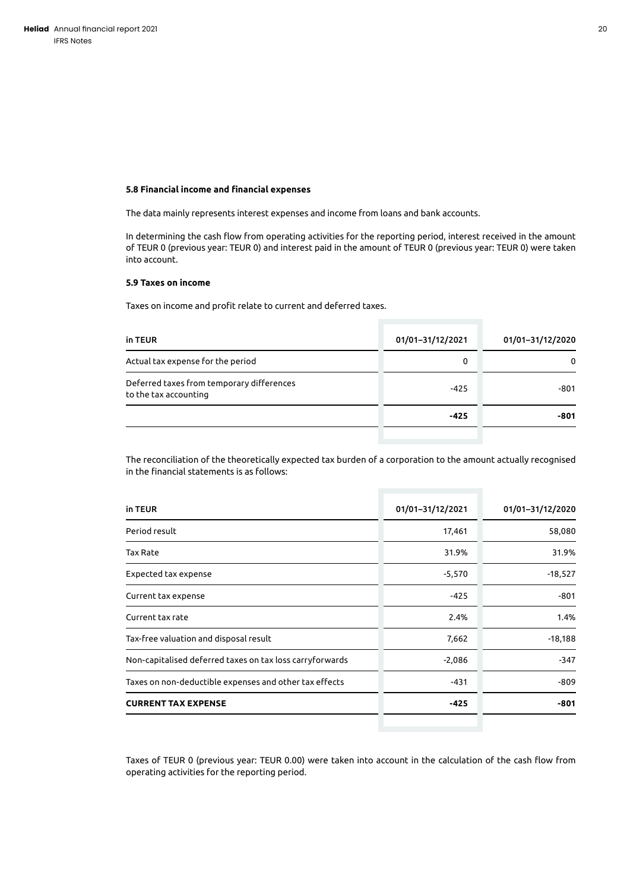### 5.8 Financial income and financial expenses

The data mainly represents interest expenses and income from loans and bank accounts.

In determining the cash flow from operating activities for the reporting period, interest received in the amount of TEUR 0 (previous year: TEUR 0) and interest paid in the amount of TEUR 0 (previous year: TEUR 0) were taken into account.

### 5.9 Taxes on income

Taxes on income and profit relate to current and deferred taxes.

| in TEUR | 01/01–31/12/2021 | 01/01–31/12/2020 |
|---|---|---|
| Actual tax expense for the period | 0 | 0 |
| Deferred taxes from temporary differences to the tax accounting | -425 | -801 |
| | **-425** | **-801** |

The reconciliation of the theoretically expected tax burden of a corporation to the amount actually recognised in the financial statements is as follows:

| in TEUR | 01/01–31/12/2021 | 01/01–31/12/2020 |
|---|---|---|
| Period result | 17,461 | 58,080 |
| Tax Rate | 31.9% | 31.9% |
| Expected tax expense | -5,570 | -18,527 |
| Current tax expense | -425 | -801 |
| Current tax rate | 2.4% | 1.4% |
| Tax-free valuation and disposal result | 7,662 | -18,188 |
| Non-capitalised deferred taxes on tax loss carryforwards | -2,086 | -347 |
| Taxes on non-deductible expenses and other tax effects | -431 | -809 |
| **CURRENT TAX EXPENSE** | **-425** | **-801** |

Taxes of TEUR 0 (previous year: TEUR 0.00) were taken into account in the calculation of the cash flow from operating activities for the reporting period.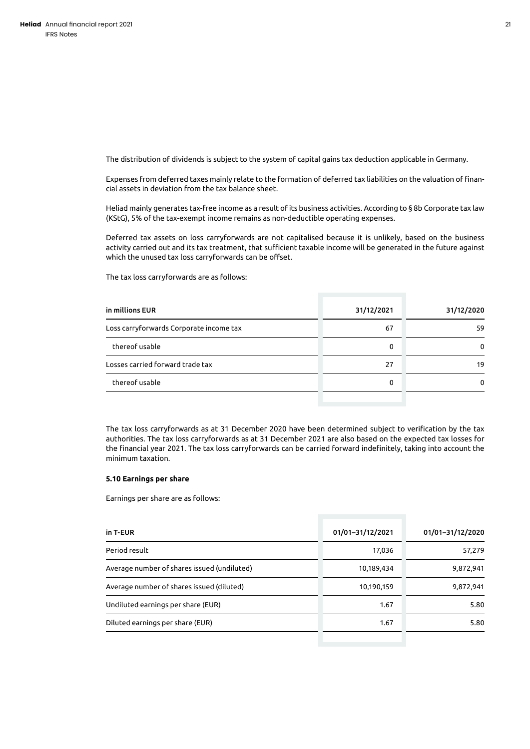The distribution of dividends is subject to the system of capital gains tax deduction applicable in Germany.

Expenses from deferred taxes mainly relate to the formation of deferred tax liabilities on the valuation of financial assets in deviation from the tax balance sheet.

Heliad mainly generates tax-free income as a result of its business activities. According to § 8b Corporate tax law (KStG), 5% of the tax-exempt income remains as non-deductible operating expenses.

Deferred tax assets on loss carryforwards are not capitalised because it is unlikely, based on the business activity carried out and its tax treatment, that sufficient taxable income will be generated in the future against which the unused tax loss carryforwards can be offset.

The tax loss carryforwards are as follows:

| in millions EUR | 31/12/2021 | 31/12/2020 |
|---|---|---|
| Loss carryforwards Corporate income tax | 67 | 59 |
| thereof usable | 0 | 0 |
| Losses carried forward trade tax | 27 | 19 |
| thereof usable | 0 | 0 |

The tax loss carryforwards as at 31 December 2020 have been determined subject to verification by the tax authorities. The tax loss carryforwards as at 31 December 2021 are also based on the expected tax losses for the financial year 2021. The tax loss carryforwards can be carried forward indefinitely, taking into account the minimum taxation.

### 5.10 Earnings per share

Earnings per share are as follows:

| in T-EUR | 01/01–31/12/2021 | 01/01–31/12/2020 |
|---|---|---|
| Period result | 17,036 | 57,279 |
| Average number of shares issued (undiluted) | 10,189,434 | 9,872,941 |
| Average number of shares issued (diluted) | 10,190,159 | 9,872,941 |
| Undiluted earnings per share (EUR) | 1.67 | 5.80 |
| Diluted earnings per share (EUR) | 1.67 | 5.80 |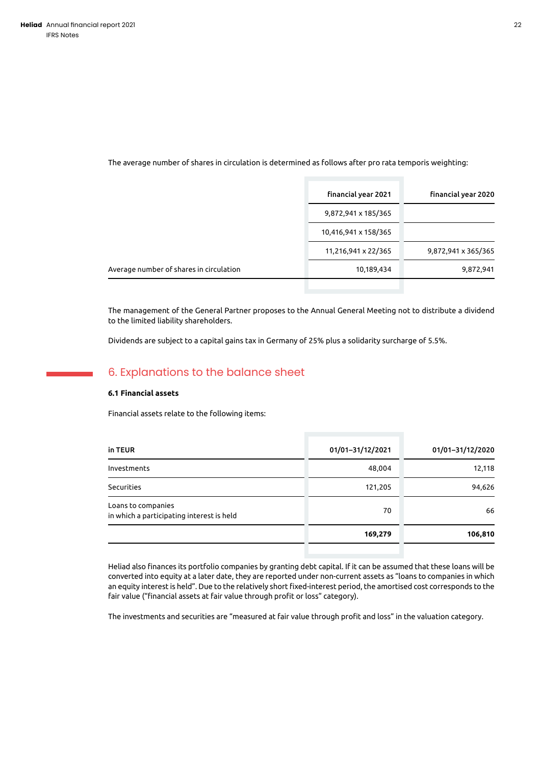The average number of shares in circulation is determined as follows after pro rata temporis weighting:

| | financial year 2021 | financial year 2020 |
|---|---|---|
| | 9,872,941 x 185/365 | |
| | 10,416,941 x 158/365 | |
| | 11,216,941 x 22/365 | 9,872,941 x 365/365 |
| Average number of shares in circulation | 10,189,434 | 9,872,941 |

The management of the General Partner proposes to the Annual General Meeting not to distribute a dividend to the limited liability shareholders.

Dividends are subject to a capital gains tax in Germany of 25% plus a solidarity surcharge of 5.5%.

## 6. Explanations to the balance sheet

### 6.1 Financial assets

Financial assets relate to the following items:

| in TEUR | 01/01–31/12/2021 | 01/01–31/12/2020 |
|---|---|---|
| Investments | 48,004 | 12,118 |
| Securities | 121,205 | 94,626 |
| Loans to companies in which a participating interest is held | 70 | 66 |
| | **169,279** | **106,810** |

Heliad also finances its portfolio companies by granting debt capital. If it can be assumed that these loans will be converted into equity at a later date, they are reported under non-current assets as "loans to companies in which an equity interest is held". Due to the relatively short fixed-interest period, the amortised cost corresponds to the fair value ("financial assets at fair value through profit or loss" category).

The investments and securities are "measured at fair value through profit and loss" in the valuation category.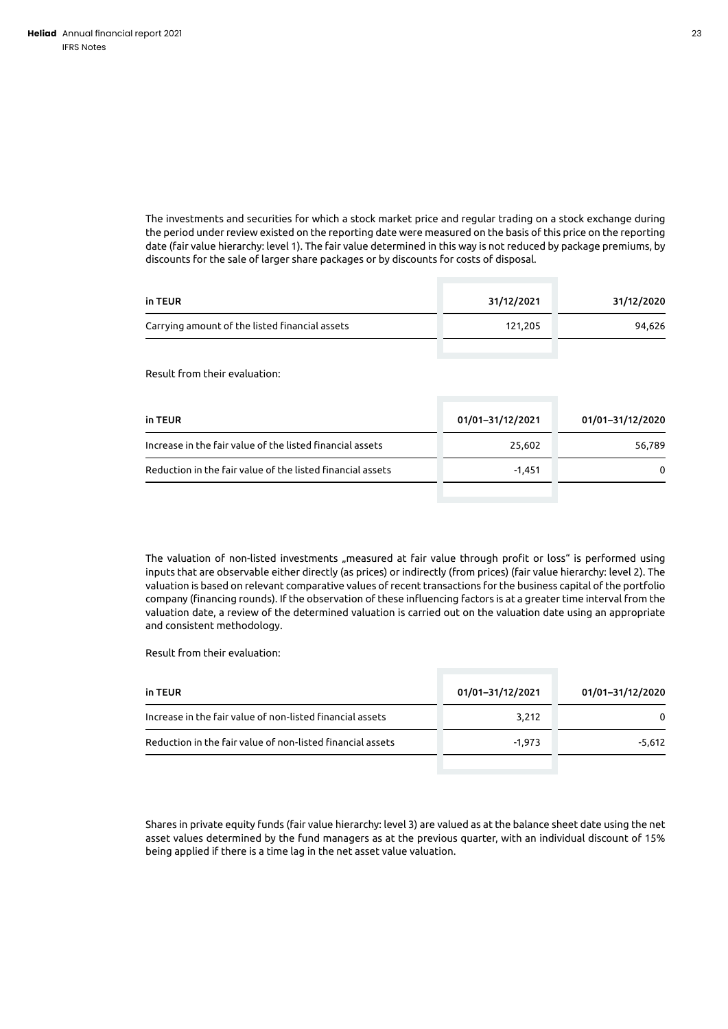The investments and securities for which a stock market price and regular trading on a stock exchange during the period under review existed on the reporting date were measured on the basis of this price on the reporting date (fair value hierarchy: level 1). The fair value determined in this way is not reduced by package premiums, by discounts for the sale of larger share packages or by discounts for costs of disposal.

| in TEUR | 31/12/2021 | 31/12/2020 |
|---|---|---|
| Carrying amount of the listed financial assets | 121,205 | 94,626 |

Result from their evaluation:

| in TEUR | 01/01–31/12/2021 | 01/01–31/12/2020 |
|---|---|---|
| Increase in the fair value of the listed financial assets | 25,602 | 56,789 |
| Reduction in the fair value of the listed financial assets | -1,451 | 0 |

The valuation of non-listed investments „measured at fair value through profit or loss" is performed using inputs that are observable either directly (as prices) or indirectly (from prices) (fair value hierarchy: level 2). The valuation is based on relevant comparative values of recent transactions for the business capital of the portfolio company (financing rounds). If the observation of these influencing factors is at a greater time interval from the valuation date, a review of the determined valuation is carried out on the valuation date using an appropriate and consistent methodology.

Result from their evaluation:

| in TEUR | 01/01–31/12/2021 | 01/01–31/12/2020 |
|---|---|---|
| Increase in the fair value of non-listed financial assets | 3,212 | 0 |
| Reduction in the fair value of non-listed financial assets | -1,973 | -5,612 |

Shares in private equity funds (fair value hierarchy: level 3) are valued as at the balance sheet date using the net asset values determined by the fund managers as at the previous quarter, with an individual discount of 15% being applied if there is a time lag in the net asset value valuation.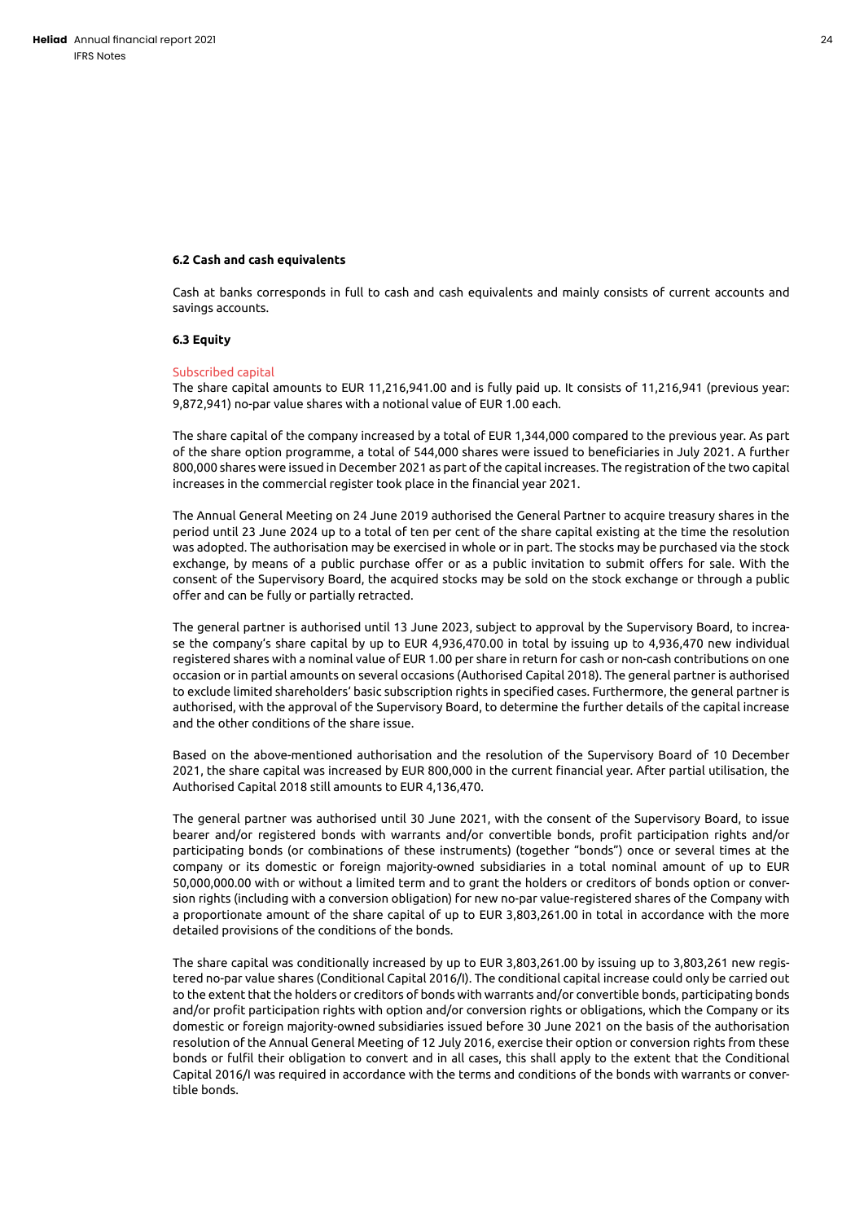### 6.2 Cash and cash equivalents

Cash at banks corresponds in full to cash and cash equivalents and mainly consists of current accounts and savings accounts.

### 6.3 Equity

#### Subscribed capital

The share capital amounts to EUR 11,216,941.00 and is fully paid up. It consists of 11,216,941 (previous year: 9,872,941) no-par value shares with a notional value of EUR 1.00 each.

The share capital of the company increased by a total of EUR 1,344,000 compared to the previous year. As part of the share option programme, a total of 544,000 shares were issued to beneficiaries in July 2021. A further 800,000 shares were issued in December 2021 as part of the capital increases. The registration of the two capital increases in the commercial register took place in the financial year 2021.

The Annual General Meeting on 24 June 2019 authorised the General Partner to acquire treasury shares in the period until 23 June 2024 up to a total of ten per cent of the share capital existing at the time the resolution was adopted. The authorisation may be exercised in whole or in part. The stocks may be purchased via the stock exchange, by means of a public purchase offer or as a public invitation to submit offers for sale. With the consent of the Supervisory Board, the acquired stocks may be sold on the stock exchange or through a public offer and can be fully or partially retracted.

The general partner is authorised until 13 June 2023, subject to approval by the Supervisory Board, to increase the company's share capital by up to EUR 4,936,470.00 in total by issuing up to 4,936,470 new individual registered shares with a nominal value of EUR 1.00 per share in return for cash or non-cash contributions on one occasion or in partial amounts on several occasions (Authorised Capital 2018). The general partner is authorised to exclude limited shareholders' basic subscription rights in specified cases. Furthermore, the general partner is authorised, with the approval of the Supervisory Board, to determine the further details of the capital increase and the other conditions of the share issue.

Based on the above-mentioned authorisation and the resolution of the Supervisory Board of 10 December 2021, the share capital was increased by EUR 800,000 in the current financial year. After partial utilisation, the Authorised Capital 2018 still amounts to EUR 4,136,470.

The general partner was authorised until 30 June 2021, with the consent of the Supervisory Board, to issue bearer and/or registered bonds with warrants and/or convertible bonds, profit participation rights and/or participating bonds (or combinations of these instruments) (together "bonds") once or several times at the company or its domestic or foreign majority-owned subsidiaries in a total nominal amount of up to EUR 50,000,000.00 with or without a limited term and to grant the holders or creditors of bonds option or conversion rights (including with a conversion obligation) for new no-par value-registered shares of the Company with a proportionate amount of the share capital of up to EUR 3,803,261.00 in total in accordance with the more detailed provisions of the conditions of the bonds.

The share capital was conditionally increased by up to EUR 3,803,261.00 by issuing up to 3,803,261 new registered no-par value shares (Conditional Capital 2016/I). The conditional capital increase could only be carried out to the extent that the holders or creditors of bonds with warrants and/or convertible bonds, participating bonds and/or profit participation rights with option and/or conversion rights or obligations, which the Company or its domestic or foreign majority-owned subsidiaries issued before 30 June 2021 on the basis of the authorisation resolution of the Annual General Meeting of 12 July 2016, exercise their option or conversion rights from these bonds or fulfil their obligation to convert and in all cases, this shall apply to the extent that the Conditional Capital 2016/I was required in accordance with the terms and conditions of the bonds with warrants or convertible bonds.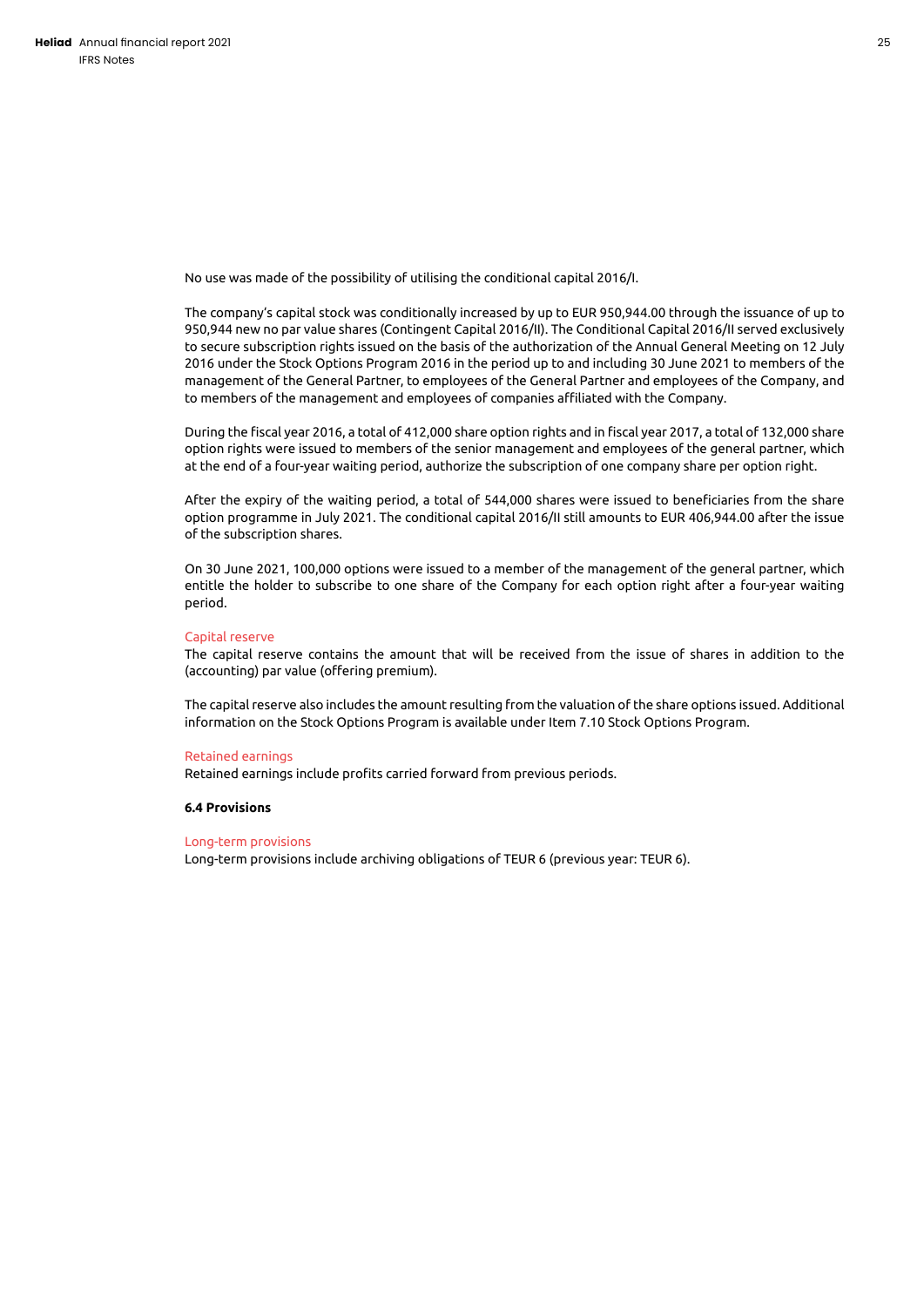No use was made of the possibility of utilising the conditional capital 2016/I.

The company's capital stock was conditionally increased by up to EUR 950,944.00 through the issuance of up to 950,944 new no par value shares (Contingent Capital 2016/II). The Conditional Capital 2016/II served exclusively to secure subscription rights issued on the basis of the authorization of the Annual General Meeting on 12 July 2016 under the Stock Options Program 2016 in the period up to and including 30 June 2021 to members of the management of the General Partner, to employees of the General Partner and employees of the Company, and to members of the management and employees of companies affiliated with the Company.

During the fiscal year 2016, a total of 412,000 share option rights and in fiscal year 2017, a total of 132,000 share option rights were issued to members of the senior management and employees of the general partner, which at the end of a four-year waiting period, authorize the subscription of one company share per option right.

After the expiry of the waiting period, a total of 544,000 shares were issued to beneficiaries from the share option programme in July 2021. The conditional capital 2016/II still amounts to EUR 406,944.00 after the issue of the subscription shares.

On 30 June 2021, 100,000 options were issued to a member of the management of the general partner, which entitle the holder to subscribe to one share of the Company for each option right after a four-year waiting period.

#### Capital reserve

The capital reserve contains the amount that will be received from the issue of shares in addition to the (accounting) par value (offering premium).

The capital reserve also includes the amount resulting from the valuation of the share options issued. Additional information on the Stock Options Program is available under Item 7.10 Stock Options Program.

#### Retained earnings

Retained earnings include profits carried forward from previous periods.

### 6.4 Provisions

#### Long-term provisions

Long-term provisions include archiving obligations of TEUR 6 (previous year: TEUR 6).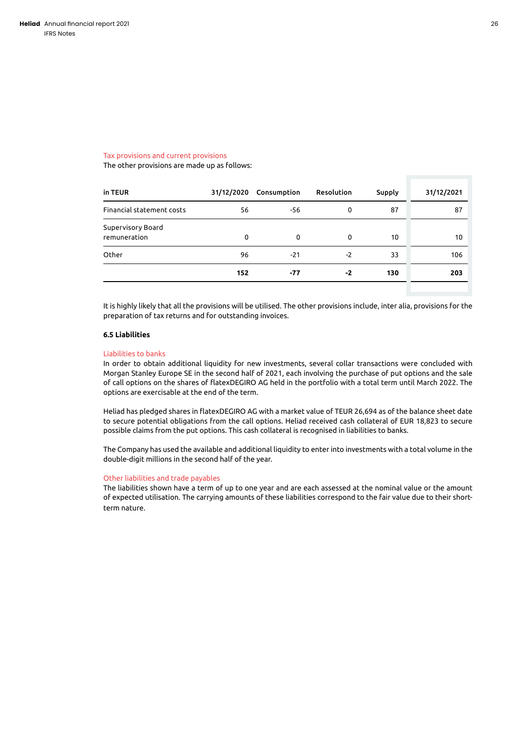Tax provisions and current provisions

The other provisions are made up as follows:

| in TEUR | 31/12/2020 | Consumption | Resolution | Supply | 31/12/2021 |
|---|---|---|---|---|---|
| Financial statement costs | 56 | -56 | 0 | 87 | 87 |
| Supervisory Board remuneration | 0 | 0 | 0 | 10 | 10 |
| Other | 96 | -21 | -2 | 33 | 106 |
| | **152** | **-77** | **-2** | **130** | **203** |

It is highly likely that all the provisions will be utilised. The other provisions include, inter alia, provisions for the preparation of tax returns and for outstanding invoices.

**6.5 Liabilities**

Liabilities to banks

In order to obtain additional liquidity for new investments, several collar transactions were concluded with Morgan Stanley Europe SE in the second half of 2021, each involving the purchase of put options and the sale of call options on the shares of flatexDEGIRO AG held in the portfolio with a total term until March 2022. The options are exercisable at the end of the term.

Heliad has pledged shares in flatexDEGIRO AG with a market value of TEUR 26,694 as of the balance sheet date to secure potential obligations from the call options. Heliad received cash collateral of EUR 18,823 to secure possible claims from the put options. This cash collateral is recognised in liabilities to banks.

The Company has used the available and additional liquidity to enter into investments with a total volume in the double-digit millions in the second half of the year.

Other liabilities and trade payables

The liabilities shown have a term of up to one year and are each assessed at the nominal value or the amount of expected utilisation. The carrying amounts of these liabilities correspond to the fair value due to their short-term nature.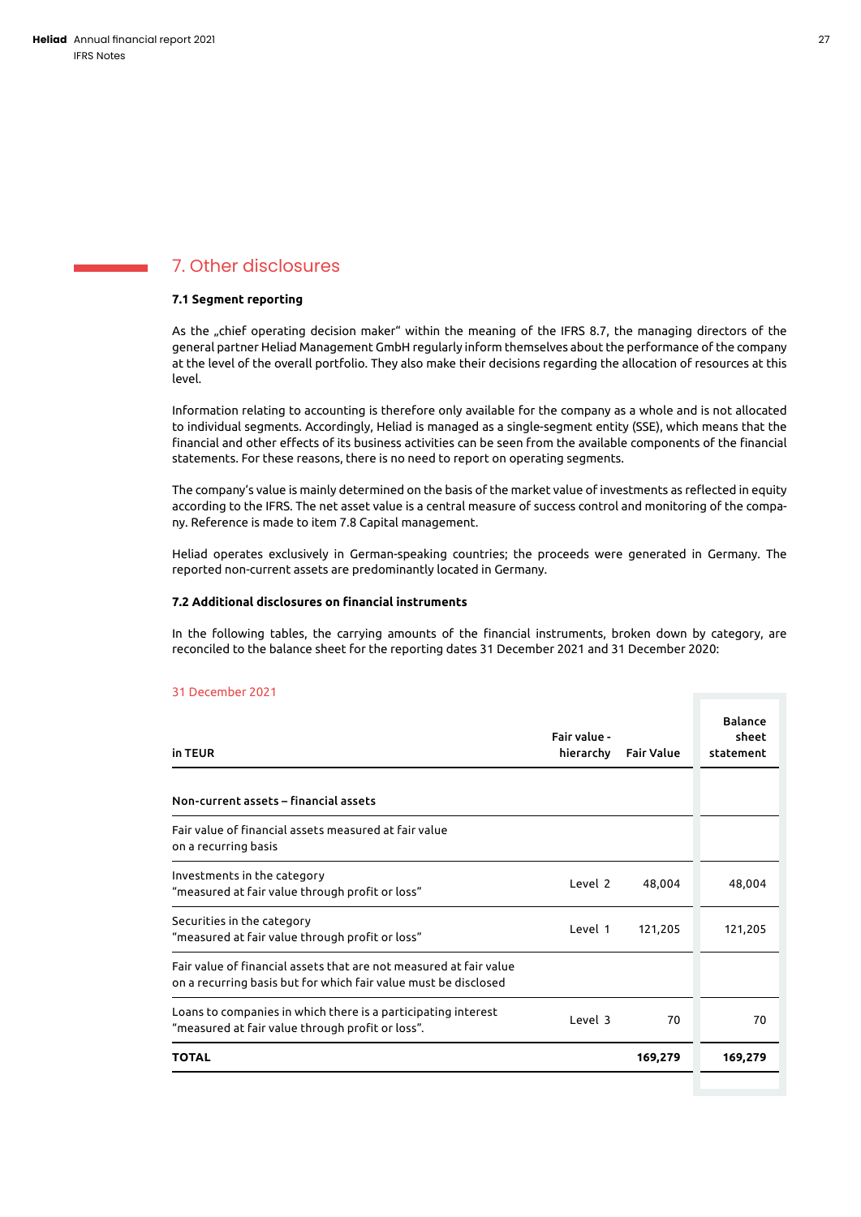## 7. Other disclosures

**7.1 Segment reporting**

As the „chief operating decision maker" within the meaning of the IFRS 8.7, the managing directors of the general partner Heliad Management GmbH regularly inform themselves about the performance of the company at the level of the overall portfolio. They also make their decisions regarding the allocation of resources at this level.

Information relating to accounting is therefore only available for the company as a whole and is not allocated to individual segments. Accordingly, Heliad is managed as a single-segment entity (SSE), which means that the financial and other effects of its business activities can be seen from the available components of the financial statements. For these reasons, there is no need to report on operating segments.

The company's value is mainly determined on the basis of the market value of investments as reflected in equity according to the IFRS. The net asset value is a central measure of success control and monitoring of the company. Reference is made to item 7.8 Capital management.

Heliad operates exclusively in German-speaking countries; the proceeds were generated in Germany. The reported non-current assets are predominantly located in Germany.

**7.2 Additional disclosures on financial instruments**

In the following tables, the carrying amounts of the financial instruments, broken down by category, are reconciled to the balance sheet for the reporting dates 31 December 2021 and 31 December 2020:

31 December 2021

| in TEUR | Fair value - hierarchy | Fair Value | Balance sheet statement |
|---|---|---|---|
| **Non-current assets – financial assets** | | | |
| Fair value of financial assets measured at fair value on a recurring basis | | | |
| Investments in the category "measured at fair value through profit or loss" | Level 2 | 48,004 | 48,004 |
| Securities in the category "measured at fair value through profit or loss" | Level 1 | 121,205 | 121,205 |
| Fair value of financial assets that are not measured at fair value on a recurring basis but for which fair value must be disclosed | | | |
| Loans to companies in which there is a participating interest "measured at fair value through profit or loss". | Level 3 | 70 | 70 |
| **TOTAL** | | **169,279** | **169,279** |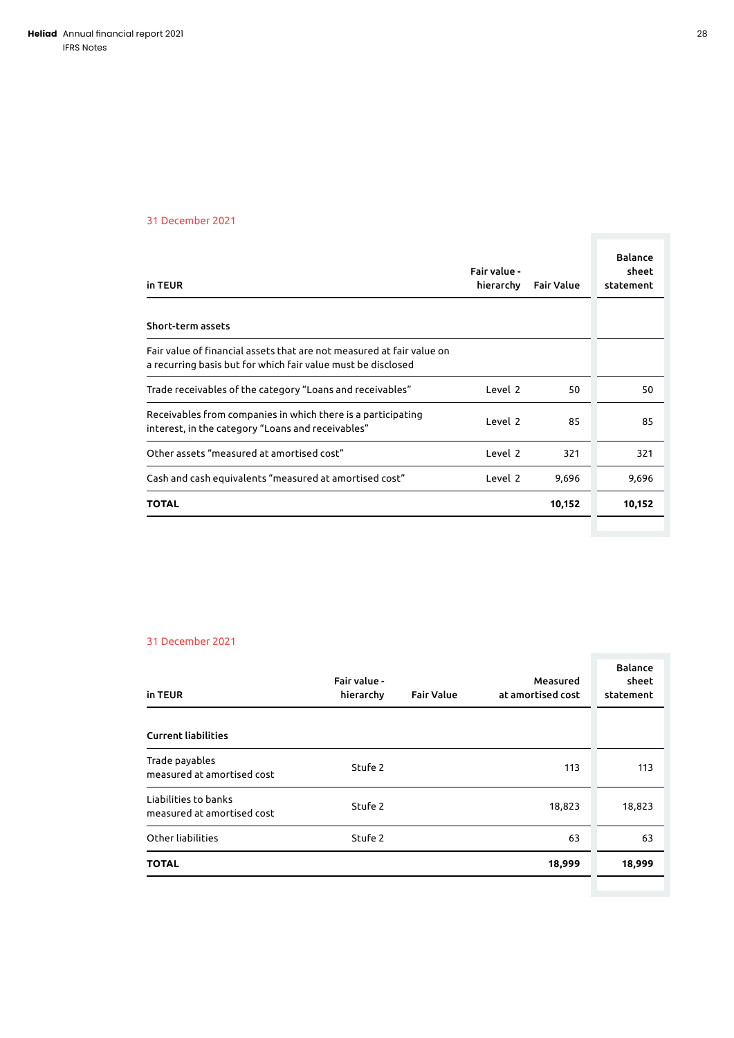31 December 2021

| in TEUR | Fair value - hierarchy | Fair Value | Balance sheet statement |
|---|---|---|---|
| **Short-term assets** | | | |
| Fair value of financial assets that are not measured at fair value on a recurring basis but for which fair value must be disclosed | | | |
| Trade receivables of the category "Loans and receivables" | Level 2 | 50 | 50 |
| Receivables from companies in which there is a participating interest, in the category "Loans and receivables" | Level 2 | 85 | 85 |
| Other assets "measured at amortised cost" | Level 2 | 321 | 321 |
| Cash and cash equivalents "measured at amortised cost" | Level 2 | 9,696 | 9,696 |
| **TOTAL** | | **10,152** | **10,152** |

31 December 2021

| in TEUR | Fair value - hierarchy | Fair Value | Measured at amortised cost | Balance sheet statement |
|---|---|---|---|---|
| **Current liabilities** | | | | |
| Trade payables measured at amortised cost | Stufe 2 | | 113 | 113 |
| Liabilities to banks measured at amortised cost | Stufe 2 | | 18,823 | 18,823 |
| Other liabilities | Stufe 2 | | 63 | 63 |
| **TOTAL** | | | **18,999** | **18,999** |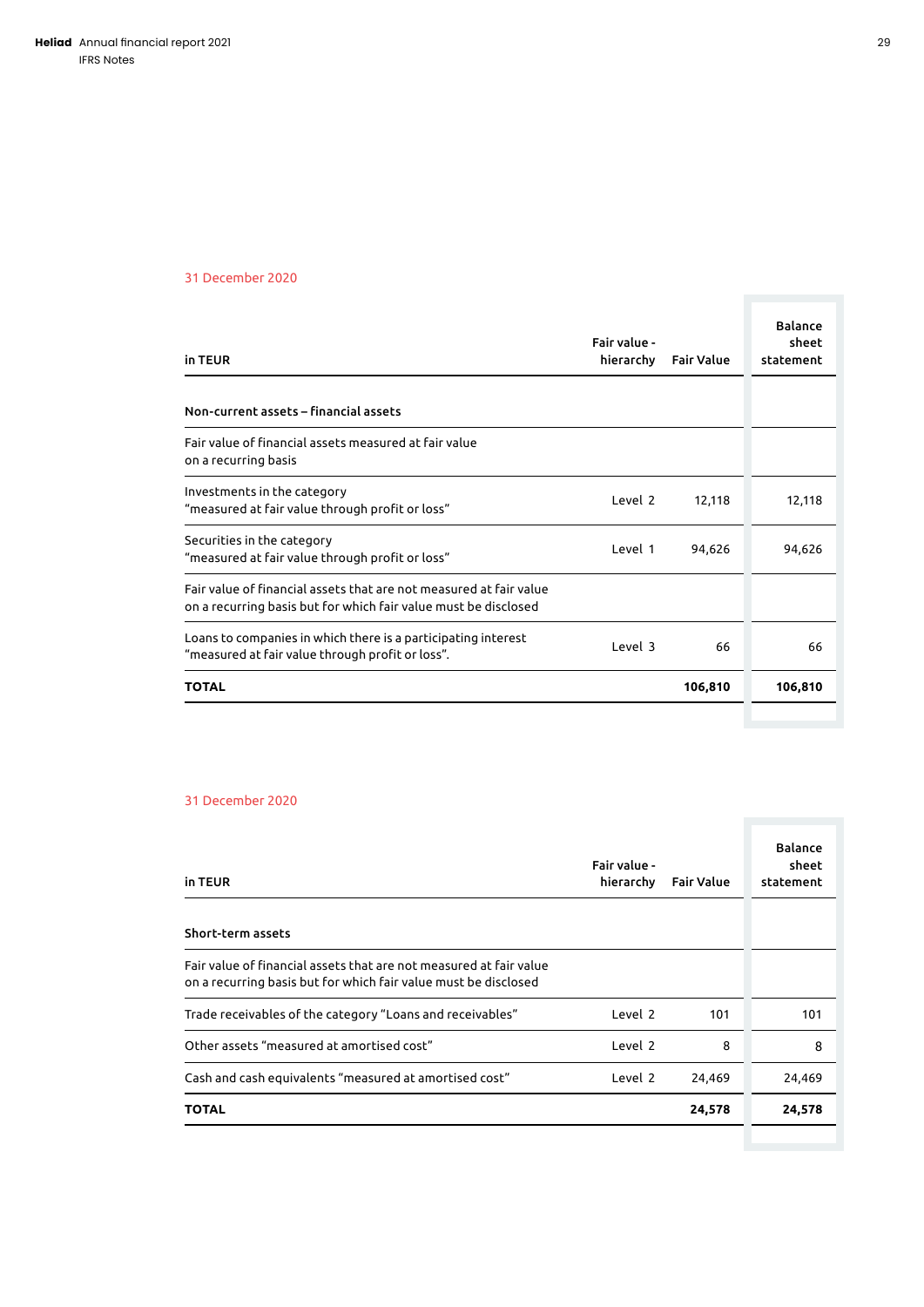31 December 2020

| in TEUR | Fair value - hierarchy | Fair Value | Balance sheet statement |
|---|---|---|---|
| **Non-current assets – financial assets** | | | |
| Fair value of financial assets measured at fair value on a recurring basis | | | |
| Investments in the category "measured at fair value through profit or loss" | Level 2 | 12,118 | 12,118 |
| Securities in the category "measured at fair value through profit or loss" | Level 1 | 94,626 | 94,626 |
| Fair value of financial assets that are not measured at fair value on a recurring basis but for which fair value must be disclosed | | | |
| Loans to companies in which there is a participating interest "measured at fair value through profit or loss". | Level 3 | 66 | 66 |
| **TOTAL** | | **106,810** | **106,810** |

31 December 2020

| in TEUR | Fair value - hierarchy | Fair Value | Balance sheet statement |
|---|---|---|---|
| **Short-term assets** | | | |
| Fair value of financial assets that are not measured at fair value on a recurring basis but for which fair value must be disclosed | | | |
| Trade receivables of the category "Loans and receivables" | Level 2 | 101 | 101 |
| Other assets "measured at amortised cost" | Level 2 | 8 | 8 |
| Cash and cash equivalents "measured at amortised cost" | Level 2 | 24,469 | 24,469 |
| **TOTAL** | | **24,578** | **24,578** |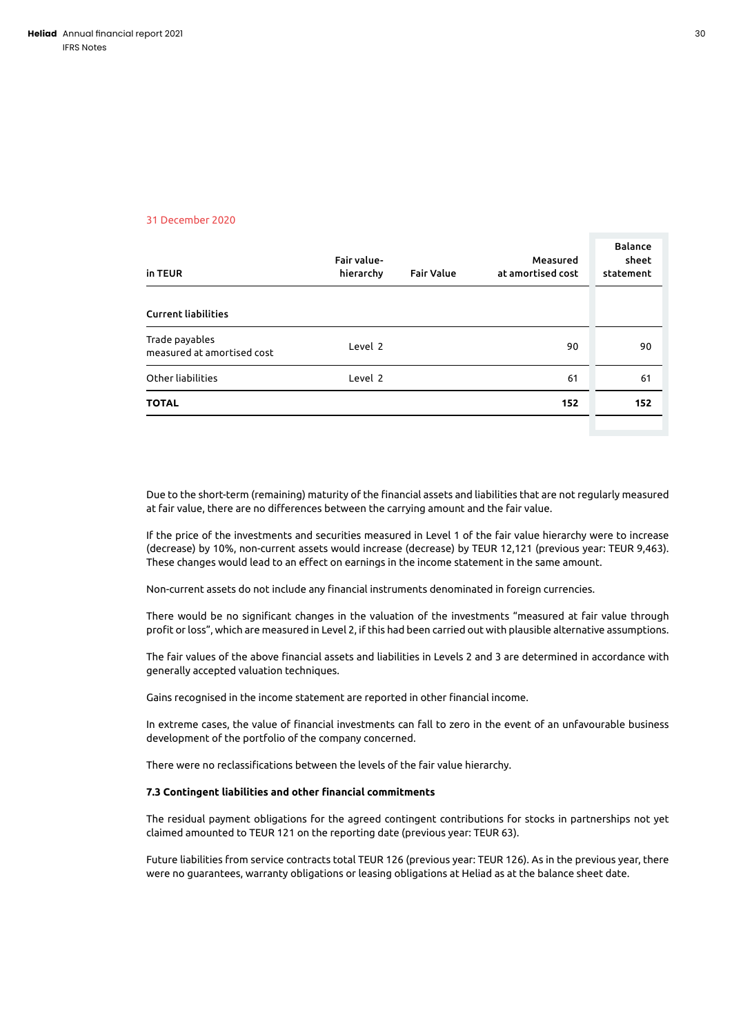31 December 2020

| in TEUR | Fair value-hierarchy | Fair Value | Measured at amortised cost | Balance sheet statement |
|---|---|---|---|---|
| **Current liabilities** | | | | |
| Trade payables measured at amortised cost | Level 2 | | 90 | 90 |
| Other liabilities | Level 2 | | 61 | 61 |
| **TOTAL** | | | **152** | **152** |

Due to the short-term (remaining) maturity of the financial assets and liabilities that are not regularly measured at fair value, there are no differences between the carrying amount and the fair value.

If the price of the investments and securities measured in Level 1 of the fair value hierarchy were to increase (decrease) by 10%, non-current assets would increase (decrease) by TEUR 12,121 (previous year: TEUR 9,463). These changes would lead to an effect on earnings in the income statement in the same amount.

Non-current assets do not include any financial instruments denominated in foreign currencies.

There would be no significant changes in the valuation of the investments "measured at fair value through profit or loss", which are measured in Level 2, if this had been carried out with plausible alternative assumptions.

The fair values of the above financial assets and liabilities in Levels 2 and 3 are determined in accordance with generally accepted valuation techniques.

Gains recognised in the income statement are reported in other financial income.

In extreme cases, the value of financial investments can fall to zero in the event of an unfavourable business development of the portfolio of the company concerned.

There were no reclassifications between the levels of the fair value hierarchy.

**7.3 Contingent liabilities and other financial commitments**

The residual payment obligations for the agreed contingent contributions for stocks in partnerships not yet claimed amounted to TEUR 121 on the reporting date (previous year: TEUR 63).

Future liabilities from service contracts total TEUR 126 (previous year: TEUR 126). As in the previous year, there were no guarantees, warranty obligations or leasing obligations at Heliad as at the balance sheet date.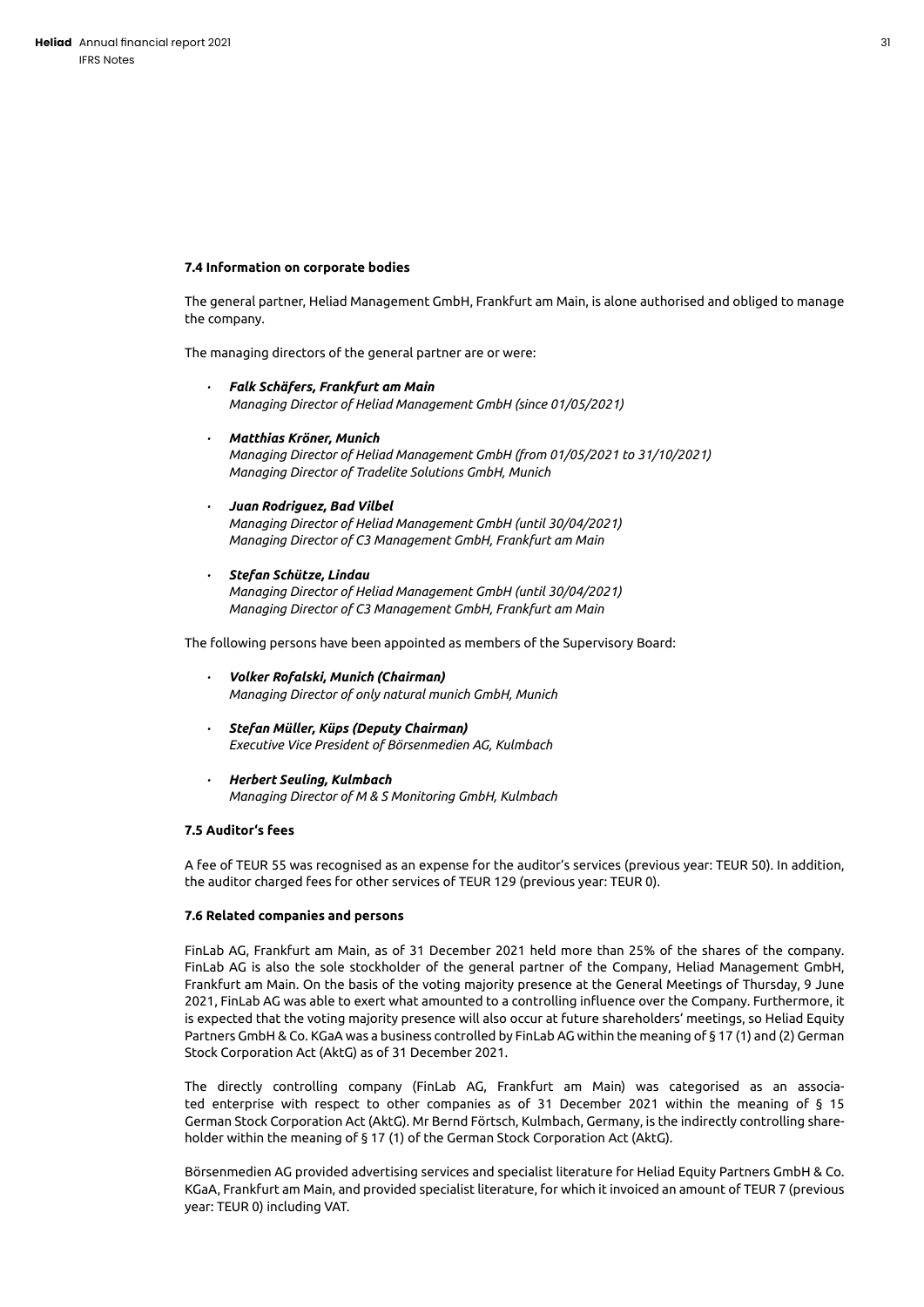### 7.4 Information on corporate bodies

The general partner, Heliad Management GmbH, Frankfurt am Main, is alone authorised and obliged to manage the company.

The managing directors of the general partner are or were:

- ***Falk Schäfers, Frankfurt am Main***
  *Managing Director of Heliad Management GmbH (since 01/05/2021)*

- ***Matthias Kröner, Munich***
  *Managing Director of Heliad Management GmbH (from 01/05/2021 to 31/10/2021)*
  *Managing Director of Tradelite Solutions GmbH, Munich*

- ***Juan Rodriguez, Bad Vilbel***
  *Managing Director of Heliad Management GmbH (until 30/04/2021)*
  *Managing Director of C3 Management GmbH, Frankfurt am Main*

- ***Stefan Schütze, Lindau***
  *Managing Director of Heliad Management GmbH (until 30/04/2021)*
  *Managing Director of C3 Management GmbH, Frankfurt am Main*

The following persons have been appointed as members of the Supervisory Board:

- ***Volker Rofalski, Munich (Chairman)***
  *Managing Director of only natural munich GmbH, Munich*

- ***Stefan Müller, Küps (Deputy Chairman)***
  *Executive Vice President of Börsenmedien AG, Kulmbach*

- ***Herbert Seuling, Kulmbach***
  *Managing Director of M & S Monitoring GmbH, Kulmbach*

### 7.5 Auditor's fees

A fee of TEUR 55 was recognised as an expense for the auditor's services (previous year: TEUR 50). In addition, the auditor charged fees for other services of TEUR 129 (previous year: TEUR 0).

### 7.6 Related companies and persons

FinLab AG, Frankfurt am Main, as of 31 December 2021 held more than 25% of the shares of the company. FinLab AG is also the sole stockholder of the general partner of the Company, Heliad Management GmbH, Frankfurt am Main. On the basis of the voting majority presence at the General Meetings of Thursday, 9 June 2021, FinLab AG was able to exert what amounted to a controlling influence over the Company. Furthermore, it is expected that the voting majority presence will also occur at future shareholders' meetings, so Heliad Equity Partners GmbH & Co. KGaA was a business controlled by FinLab AG within the meaning of § 17 (1) and (2) German Stock Corporation Act (AktG) as of 31 December 2021.

The directly controlling company (FinLab AG, Frankfurt am Main) was categorised as an associated enterprise with respect to other companies as of 31 December 2021 within the meaning of § 15 German Stock Corporation Act (AktG). Mr Bernd Förtsch, Kulmbach, Germany, is the indirectly controlling shareholder within the meaning of § 17 (1) of the German Stock Corporation Act (AktG).

Börsenmedien AG provided advertising services and specialist literature for Heliad Equity Partners GmbH & Co. KGaA, Frankfurt am Main, and provided specialist literature, for which it invoiced an amount of TEUR 7 (previous year: TEUR 0) including VAT.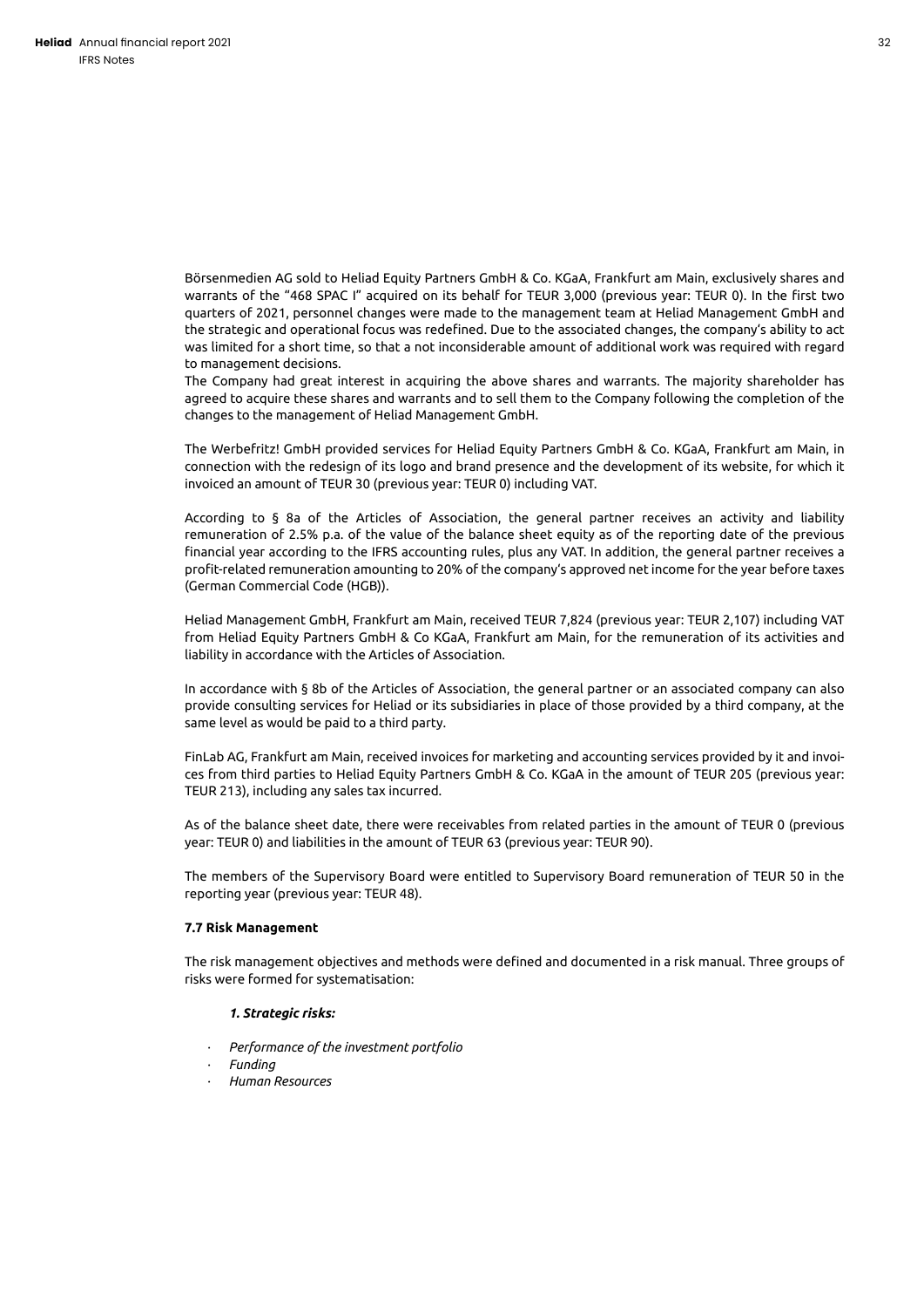Börsenmedien AG sold to Heliad Equity Partners GmbH & Co. KGaA, Frankfurt am Main, exclusively shares and warrants of the "468 SPAC I" acquired on its behalf for TEUR 3,000 (previous year: TEUR 0). In the first two quarters of 2021, personnel changes were made to the management team at Heliad Management GmbH and the strategic and operational focus was redefined. Due to the associated changes, the company's ability to act was limited for a short time, so that a not inconsiderable amount of additional work was required with regard to management decisions.
The Company had great interest in acquiring the above shares and warrants. The majority shareholder has agreed to acquire these shares and warrants and to sell them to the Company following the completion of the changes to the management of Heliad Management GmbH.

The Werbefritz! GmbH provided services for Heliad Equity Partners GmbH & Co. KGaA, Frankfurt am Main, in connection with the redesign of its logo and brand presence and the development of its website, for which it invoiced an amount of TEUR 30 (previous year: TEUR 0) including VAT.

According to § 8a of the Articles of Association, the general partner receives an activity and liability remuneration of 2.5% p.a. of the value of the balance sheet equity as of the reporting date of the previous financial year according to the IFRS accounting rules, plus any VAT. In addition, the general partner receives a profit-related remuneration amounting to 20% of the company's approved net income for the year before taxes (German Commercial Code (HGB)).

Heliad Management GmbH, Frankfurt am Main, received TEUR 7,824 (previous year: TEUR 2,107) including VAT from Heliad Equity Partners GmbH & Co KGaA, Frankfurt am Main, for the remuneration of its activities and liability in accordance with the Articles of Association.

In accordance with § 8b of the Articles of Association, the general partner or an associated company can also provide consulting services for Heliad or its subsidiaries in place of those provided by a third company, at the same level as would be paid to a third party.

FinLab AG, Frankfurt am Main, received invoices for marketing and accounting services provided by it and invoices from third parties to Heliad Equity Partners GmbH & Co. KGaA in the amount of TEUR 205 (previous year: TEUR 213), including any sales tax incurred.

As of the balance sheet date, there were receivables from related parties in the amount of TEUR 0 (previous year: TEUR 0) and liabilities in the amount of TEUR 63 (previous year: TEUR 90).

The members of the Supervisory Board were entitled to Supervisory Board remuneration of TEUR 50 in the reporting year (previous year: TEUR 48).

**7.7 Risk Management**

The risk management objectives and methods were defined and documented in a risk manual. Three groups of risks were formed for systematisation:

***1. Strategic risks:***

- *Performance of the investment portfolio*
- *Funding*
- *Human Resources*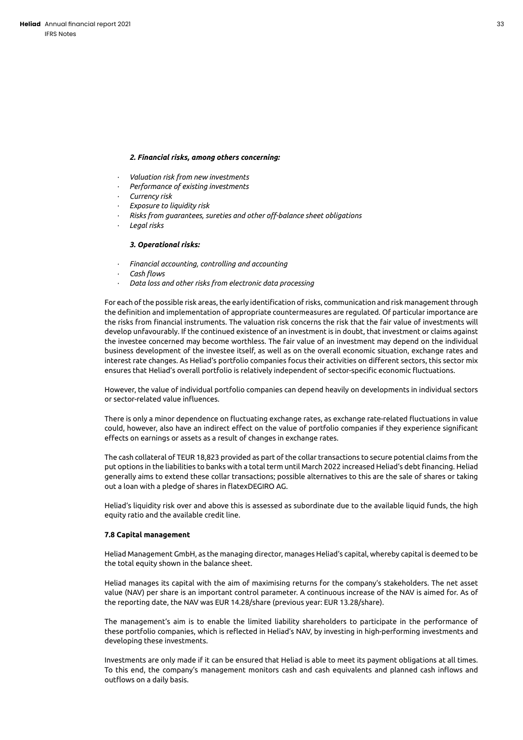***2. Financial risks, among others concerning:***

- *Valuation risk from new investments*
- *Performance of existing investments*
- *Currency risk*
- *Exposure to liquidity risk*
- *Risks from guarantees, sureties and other off-balance sheet obligations*
- *Legal risks*

***3. Operational risks:***

- *Financial accounting, controlling and accounting*
- *Cash flows*
- *Data loss and other risks from electronic data processing*

For each of the possible risk areas, the early identification of risks, communication and risk management through the definition and implementation of appropriate countermeasures are regulated. Of particular importance are the risks from financial instruments. The valuation risk concerns the risk that the fair value of investments will develop unfavourably. If the continued existence of an investment is in doubt, that investment or claims against the investee concerned may become worthless. The fair value of an investment may depend on the individual business development of the investee itself, as well as on the overall economic situation, exchange rates and interest rate changes. As Heliad's portfolio companies focus their activities on different sectors, this sector mix ensures that Heliad's overall portfolio is relatively independent of sector-specific economic fluctuations.

However, the value of individual portfolio companies can depend heavily on developments in individual sectors or sector-related value influences.

There is only a minor dependence on fluctuating exchange rates, as exchange rate-related fluctuations in value could, however, also have an indirect effect on the value of portfolio companies if they experience significant effects on earnings or assets as a result of changes in exchange rates.

The cash collateral of TEUR 18,823 provided as part of the collar transactions to secure potential claims from the put options in the liabilities to banks with a total term until March 2022 increased Heliad's debt financing. Heliad generally aims to extend these collar transactions; possible alternatives to this are the sale of shares or taking out a loan with a pledge of shares in flatexDEGIRO AG.

Heliad's liquidity risk over and above this is assessed as subordinate due to the available liquid funds, the high equity ratio and the available credit line.

**7.8 Capital management**

Heliad Management GmbH, as the managing director, manages Heliad's capital, whereby capital is deemed to be the total equity shown in the balance sheet.

Heliad manages its capital with the aim of maximising returns for the company's stakeholders. The net asset value (NAV) per share is an important control parameter. A continuous increase of the NAV is aimed for. As of the reporting date, the NAV was EUR 14.28/share (previous year: EUR 13.28/share).

The management's aim is to enable the limited liability shareholders to participate in the performance of these portfolio companies, which is reflected in Heliad's NAV, by investing in high-performing investments and developing these investments.

Investments are only made if it can be ensured that Heliad is able to meet its payment obligations at all times. To this end, the company's management monitors cash and cash equivalents and planned cash inflows and outflows on a daily basis.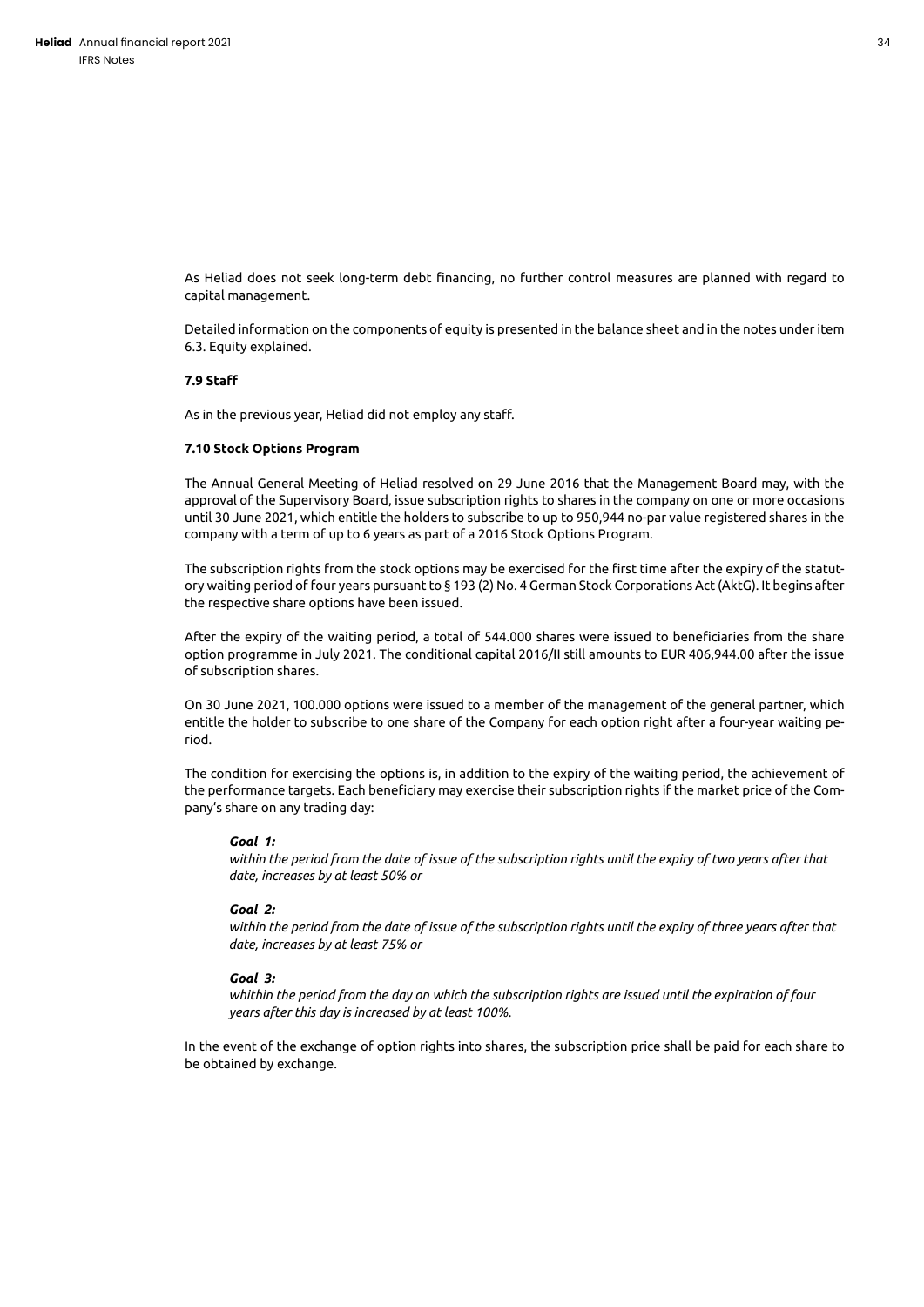As Heliad does not seek long-term debt financing, no further control measures are planned with regard to capital management.

Detailed information on the components of equity is presented in the balance sheet and in the notes under item 6.3. Equity explained.

### 7.9 Staff

As in the previous year, Heliad did not employ any staff.

### 7.10 Stock Options Program

The Annual General Meeting of Heliad resolved on 29 June 2016 that the Management Board may, with the approval of the Supervisory Board, issue subscription rights to shares in the company on one or more occasions until 30 June 2021, which entitle the holders to subscribe to up to 950,944 no-par value registered shares in the company with a term of up to 6 years as part of a 2016 Stock Options Program.

The subscription rights from the stock options may be exercised for the first time after the expiry of the statutory waiting period of four years pursuant to § 193 (2) No. 4 German Stock Corporations Act (AktG). It begins after the respective share options have been issued.

After the expiry of the waiting period, a total of 544.000 shares were issued to beneficiaries from the share option programme in July 2021. The conditional capital 2016/II still amounts to EUR 406,944.00 after the issue of subscription shares.

On 30 June 2021, 100.000 options were issued to a member of the management of the general partner, which entitle the holder to subscribe to one share of the Company for each option right after a four-year waiting period.

The condition for exercising the options is, in addition to the expiry of the waiting period, the achievement of the performance targets. Each beneficiary may exercise their subscription rights if the market price of the Company's share on any trading day:

***Goal 1:***
*within the period from the date of issue of the subscription rights until the expiry of two years after that date, increases by at least 50% or*

***Goal 2:***
*within the period from the date of issue of the subscription rights until the expiry of three years after that date, increases by at least 75% or*

***Goal 3:***
*whithin the period from the day on which the subscription rights are issued until the expiration of four years after this day is increased by at least 100%.*

In the event of the exchange of option rights into shares, the subscription price shall be paid for each share to be obtained by exchange.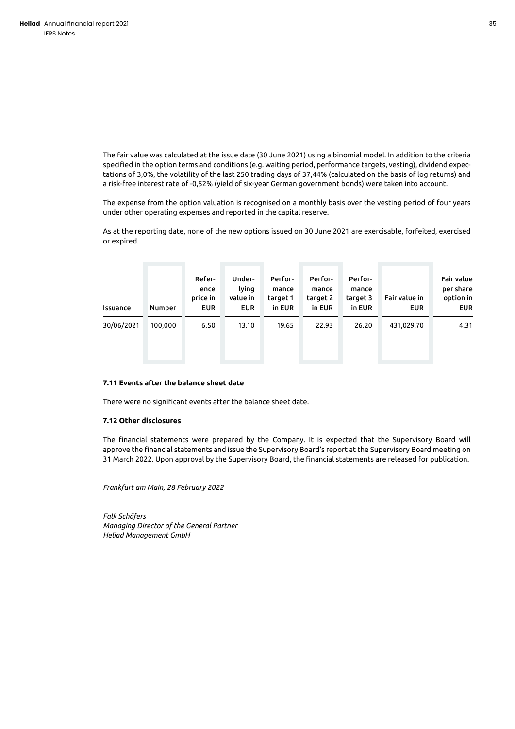The fair value was calculated at the issue date (30 June 2021) using a binomial model. In addition to the criteria specified in the option terms and conditions (e.g. waiting period, performance targets, vesting), dividend expectations of 3,0%, the volatility of the last 250 trading days of 37,44% (calculated on the basis of log returns) and a risk-free interest rate of -0,52% (yield of six-year German government bonds) were taken into account.

The expense from the option valuation is recognised on a monthly basis over the vesting period of four years under other operating expenses and reported in the capital reserve.

As at the reporting date, none of the new options issued on 30 June 2021 are exercisable, forfeited, exercised or expired.

| Issuance | Number | Reference price in EUR | Underlying value in EUR | Performance target 1 in EUR | Performance target 2 in EUR | Performance target 3 in EUR | Fair value in EUR | Fair value per share option in EUR |
|---|---|---|---|---|---|---|---|---|
| 30/06/2021 | 100,000 | 6.50 | 13.10 | 19.65 | 22.93 | 26.20 | 431,029.70 | 4.31 |
| | | | | | | | | |

### 7.11 Events after the balance sheet date

There were no significant events after the balance sheet date.

### 7.12 Other disclosures

The financial statements were prepared by the Company. It is expected that the Supervisory Board will approve the financial statements and issue the Supervisory Board's report at the Supervisory Board meeting on 31 March 2022. Upon approval by the Supervisory Board, the financial statements are released for publication.

*Frankfurt am Main, 28 February 2022*

*Falk Schäfers*
*Managing Director of the General Partner*
*Heliad Management GmbH*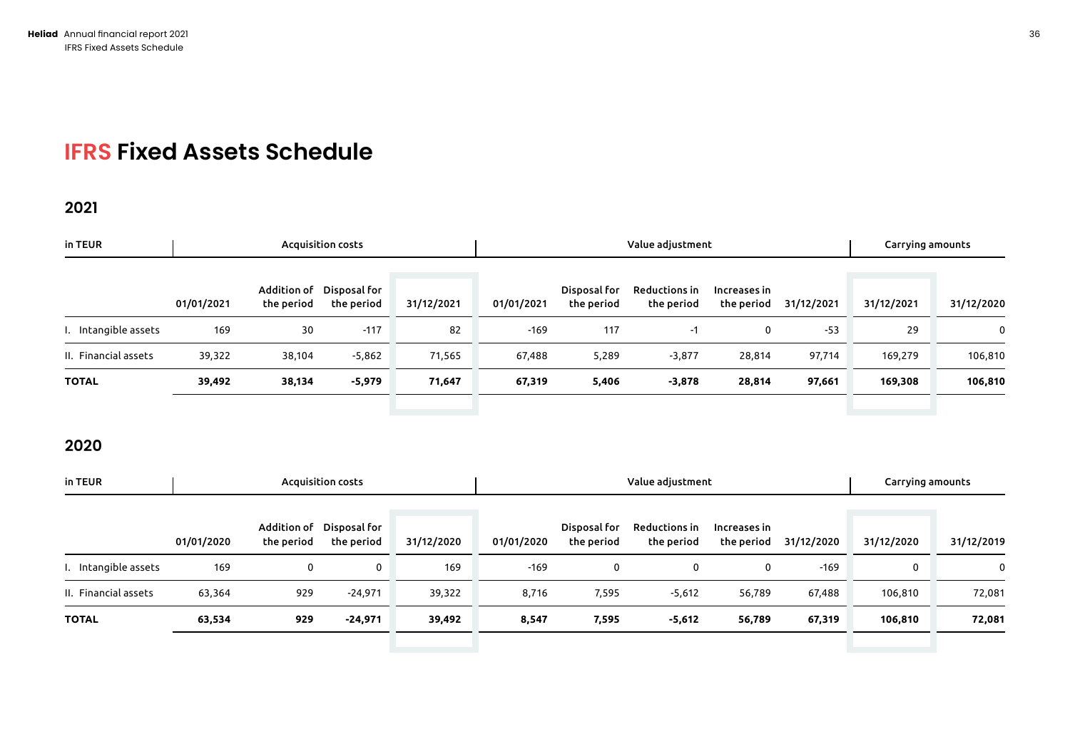# IFRS Fixed Assets Schedule

## 2021

| in TEUR | Acquisition costs | | | | Value adjustment | | | | | Carrying amounts | |
|---|---|---|---|---|---|---|---|---|---|---|---|
| | 01/01/2021 | Addition of the period | Disposal for the period | 31/12/2021 | 01/01/2021 | Disposal for the period | Reductions in the period | Increases in the period | 31/12/2021 | 31/12/2021 | 31/12/2020 |
| I. Intangible assets | 169 | 30 | -117 | 82 | -169 | 117 | -1 | 0 | -53 | 29 | 0 |
| II. Financial assets | 39,322 | 38,104 | -5,862 | 71,565 | 67,488 | 5,289 | -3,877 | 28,814 | 97,714 | 169,279 | 106,810 |
| **TOTAL** | **39,492** | **38,134** | **-5,979** | **71,647** | **67,319** | **5,406** | **-3,878** | **28,814** | **97,661** | **169,308** | **106,810** |

## 2020

| in TEUR | Acquisition costs | | | | Value adjustment | | | | | Carrying amounts | |
|---|---|---|---|---|---|---|---|---|---|---|---|
| | 01/01/2020 | Addition of the period | Disposal for the period | 31/12/2020 | 01/01/2020 | Disposal for the period | Reductions in the period | Increases in the period | 31/12/2020 | 31/12/2020 | 31/12/2019 |
| I. Intangible assets | 169 | 0 | 0 | 169 | -169 | 0 | 0 | 0 | -169 | 0 | 0 |
| II. Financial assets | 63,364 | 929 | -24,971 | 39,322 | 8,716 | 7,595 | -5,612 | 56,789 | 67,488 | 106,810 | 72,081 |
| **TOTAL** | **63,534** | **929** | **-24,971** | **39,492** | **8,547** | **7,595** | **-5,612** | **56,789** | **67,319** | **106,810** | **72,081** |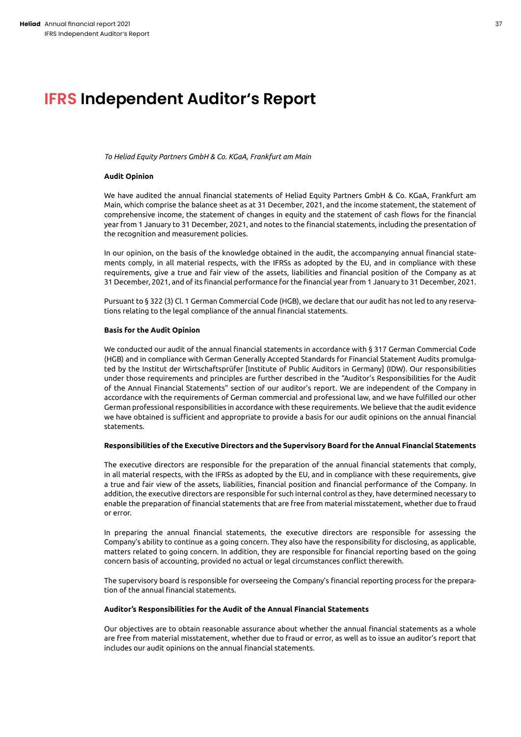# IFRS Independent Auditor's Report

*To Heliad Equity Partners GmbH & Co. KGaA, Frankfurt am Main*

**Audit Opinion**

We have audited the annual financial statements of Heliad Equity Partners GmbH & Co. KGaA, Frankfurt am Main, which comprise the balance sheet as at 31 December, 2021, and the income statement, the statement of comprehensive income, the statement of changes in equity and the statement of cash flows for the financial year from 1 January to 31 December, 2021, and notes to the financial statements, including the presentation of the recognition and measurement policies.

In our opinion, on the basis of the knowledge obtained in the audit, the accompanying annual financial statements comply, in all material respects, with the IFRSs as adopted by the EU, and in compliance with these requirements, give a true and fair view of the assets, liabilities and financial position of the Company as at 31 December, 2021, and of its financial performance for the financial year from 1 January to 31 December, 2021.

Pursuant to § 322 (3) Cl. 1 German Commercial Code (HGB), we declare that our audit has not led to any reservations relating to the legal compliance of the annual financial statements.

**Basis for the Audit Opinion**

We conducted our audit of the annual financial statements in accordance with § 317 German Commercial Code (HGB) and in compliance with German Generally Accepted Standards for Financial Statement Audits promulgated by the Institut der Wirtschaftsprüfer [Institute of Public Auditors in Germany] (IDW). Our responsibilities under those requirements and principles are further described in the "Auditor's Responsibilities for the Audit of the Annual Financial Statements" section of our auditor's report. We are independent of the Company in accordance with the requirements of German commercial and professional law, and we have fulfilled our other German professional responsibilities in accordance with these requirements. We believe that the audit evidence we have obtained is sufficient and appropriate to provide a basis for our audit opinions on the annual financial statements.

**Responsibilities of the Executive Directors and the Supervisory Board for the Annual Financial Statements**

The executive directors are responsible for the preparation of the annual financial statements that comply, in all material respects, with the IFRSs as adopted by the EU, and in compliance with these requirements, give a true and fair view of the assets, liabilities, financial position and financial performance of the Company. In addition, the executive directors are responsible for such internal control as they, have determined necessary to enable the preparation of financial statements that are free from material misstatement, whether due to fraud or error.

In preparing the annual financial statements, the executive directors are responsible for assessing the Company's ability to continue as a going concern. They also have the responsibility for disclosing, as applicable, matters related to going concern. In addition, they are responsible for financial reporting based on the going concern basis of accounting, provided no actual or legal circumstances conflict therewith.

The supervisory board is responsible for overseeing the Company's financial reporting process for the preparation of the annual financial statements.

**Auditor's Responsibilities for the Audit of the Annual Financial Statements**

Our objectives are to obtain reasonable assurance about whether the annual financial statements as a whole are free from material misstatement, whether due to fraud or error, as well as to issue an auditor's report that includes our audit opinions on the annual financial statements.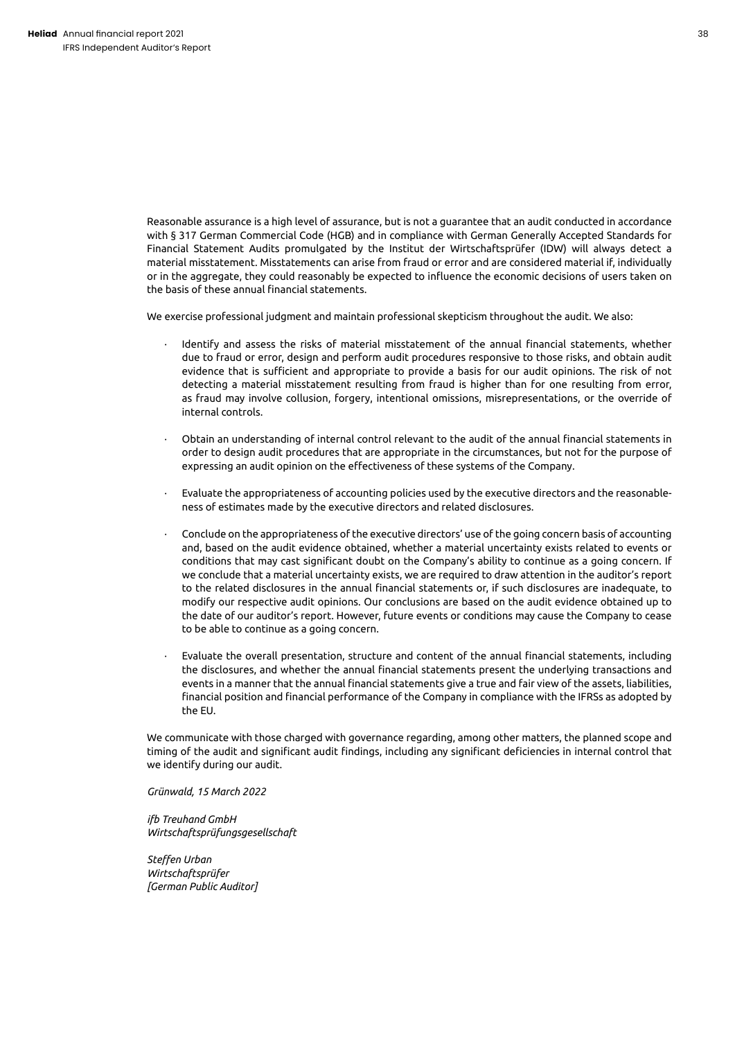Reasonable assurance is a high level of assurance, but is not a guarantee that an audit conducted in accordance with § 317 German Commercial Code (HGB) and in compliance with German Generally Accepted Standards for Financial Statement Audits promulgated by the Institut der Wirtschaftsprüfer (IDW) will always detect a material misstatement. Misstatements can arise from fraud or error and are considered material if, individually or in the aggregate, they could reasonably be expected to influence the economic decisions of users taken on the basis of these annual financial statements.

We exercise professional judgment and maintain professional skepticism throughout the audit. We also:

- Identify and assess the risks of material misstatement of the annual financial statements, whether due to fraud or error, design and perform audit procedures responsive to those risks, and obtain audit evidence that is sufficient and appropriate to provide a basis for our audit opinions. The risk of not detecting a material misstatement resulting from fraud is higher than for one resulting from error, as fraud may involve collusion, forgery, intentional omissions, misrepresentations, or the override of internal controls.

- Obtain an understanding of internal control relevant to the audit of the annual financial statements in order to design audit procedures that are appropriate in the circumstances, but not for the purpose of expressing an audit opinion on the effectiveness of these systems of the Company.

- Evaluate the appropriateness of accounting policies used by the executive directors and the reasonableness of estimates made by the executive directors and related disclosures.

- Conclude on the appropriateness of the executive directors' use of the going concern basis of accounting and, based on the audit evidence obtained, whether a material uncertainty exists related to events or conditions that may cast significant doubt on the Company's ability to continue as a going concern. If we conclude that a material uncertainty exists, we are required to draw attention in the auditor's report to the related disclosures in the annual financial statements or, if such disclosures are inadequate, to modify our respective audit opinions. Our conclusions are based on the audit evidence obtained up to the date of our auditor's report. However, future events or conditions may cause the Company to cease to be able to continue as a going concern.

- Evaluate the overall presentation, structure and content of the annual financial statements, including the disclosures, and whether the annual financial statements present the underlying transactions and events in a manner that the annual financial statements give a true and fair view of the assets, liabilities, financial position and financial performance of the Company in compliance with the IFRSs as adopted by the EU.

We communicate with those charged with governance regarding, among other matters, the planned scope and timing of the audit and significant audit findings, including any significant deficiencies in internal control that we identify during our audit.

*Grünwald, 15 March 2022*

*ifb Treuhand GmbH*
*Wirtschaftsprüfungsgesellschaft*

*Steffen Urban*
*Wirtschaftsprüfer*
*[German Public Auditor]*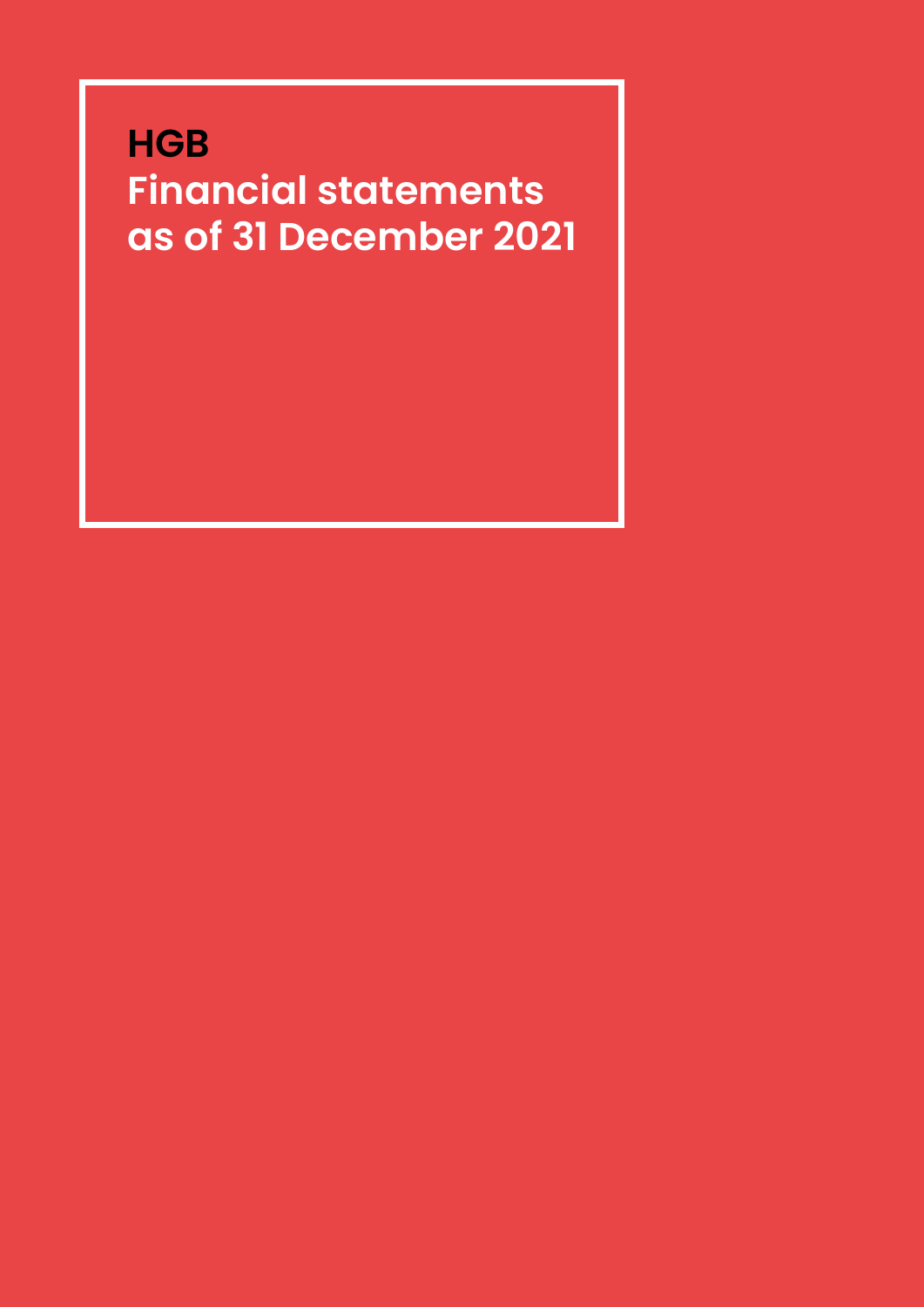# HGB

# Financial statements as of 31 December 2021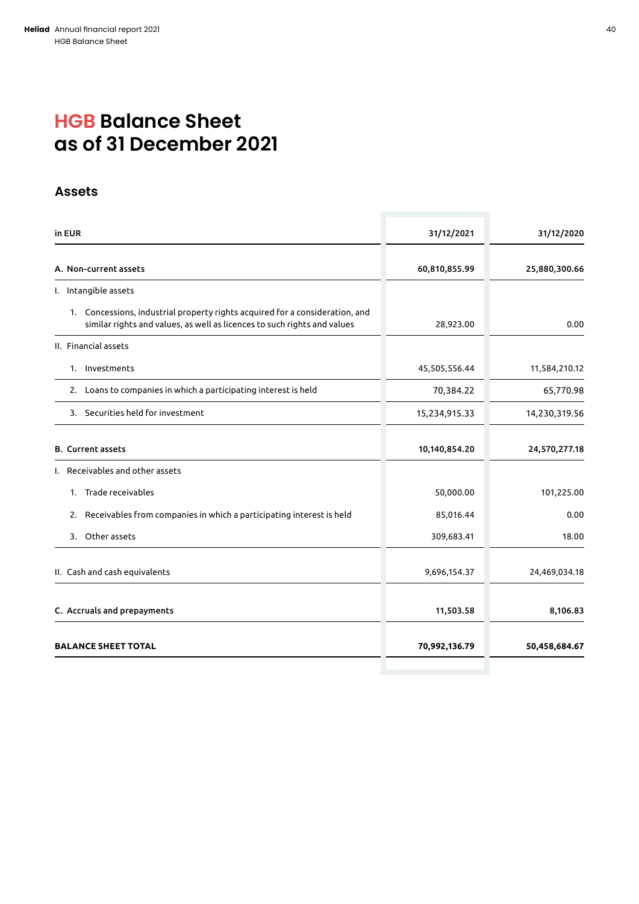# HGB Balance Sheet as of 31 December 2021

## Assets

| in EUR | 31/12/2021 | 31/12/2020 |
|---|---|---|
| **A. Non-current assets** | **60,810,855.99** | **25,880,300.66** |
| I. Intangible assets | | |
| 1. Concessions, industrial property rights acquired for a consideration, and similar rights and values, as well as licences to such rights and values | 28,923.00 | 0.00 |
| II. Financial assets | | |
| 1. Investments | 45,505,556.44 | 11,584,210.12 |
| 2. Loans to companies in which a participating interest is held | 70,384.22 | 65,770.98 |
| 3. Securities held for investment | 15,234,915.33 | 14,230,319.56 |
| **B. Current assets** | **10,140,854.20** | **24,570,277.18** |
| I. Receivables and other assets | | |
| 1. Trade receivables | 50,000.00 | 101,225.00 |
| 2. Receivables from companies in which a participating interest is held | 85,016.44 | 0.00 |
| 3. Other assets | 309,683.41 | 18.00 |
| II. Cash and cash equivalents | 9,696,154.37 | 24,469,034.18 |
| **C. Accruals and prepayments** | **11,503.58** | **8,106.83** |
| **BALANCE SHEET TOTAL** | **70,992,136.79** | **50,458,684.67** |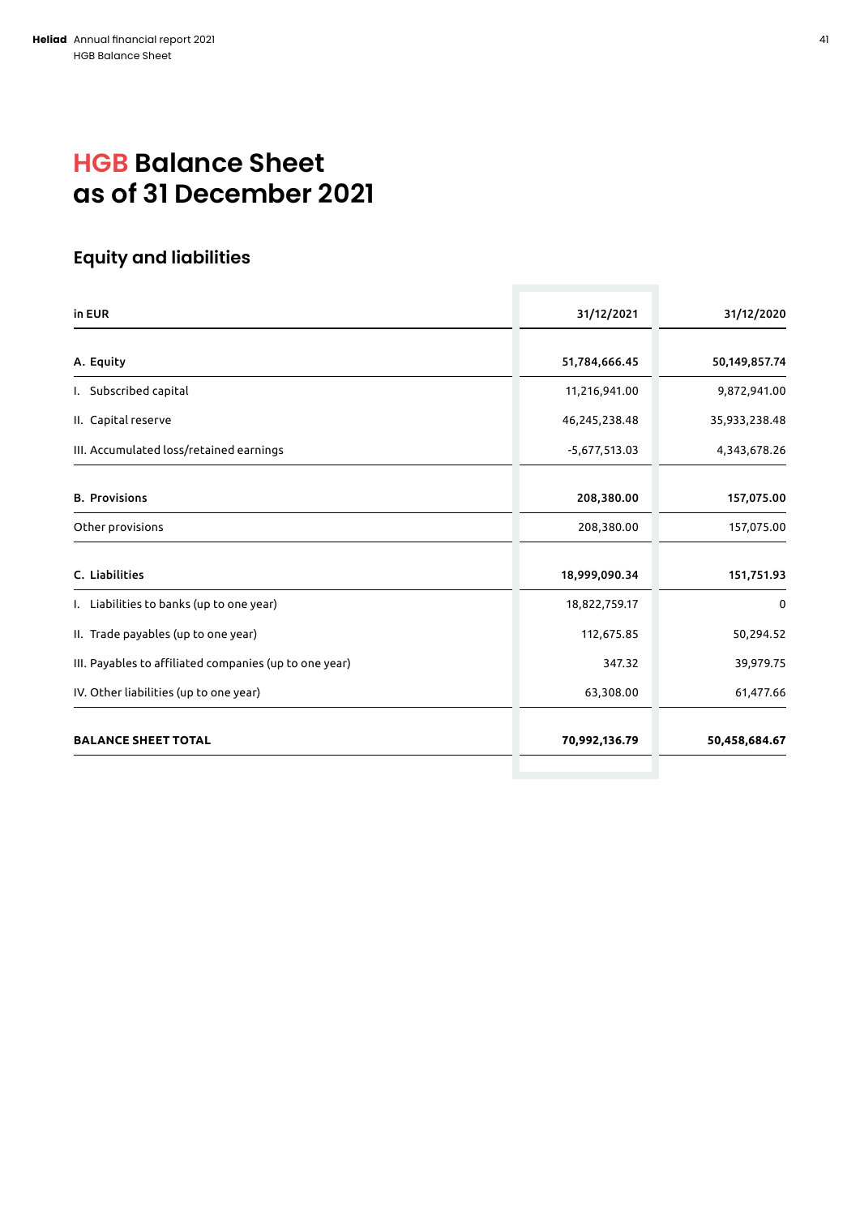# HGB Balance Sheet as of 31 December 2021

## Equity and liabilities

| in EUR | 31/12/2021 | 31/12/2020 |
|---|---|---|
| **A. Equity** | **51,784,666.45** | **50,149,857.74** |
| I. Subscribed capital | 11,216,941.00 | 9,872,941.00 |
| II. Capital reserve | 46,245,238.48 | 35,933,238.48 |
| III. Accumulated loss/retained earnings | -5,677,513.03 | 4,343,678.26 |
| **B. Provisions** | **208,380.00** | **157,075.00** |
| Other provisions | 208,380.00 | 157,075.00 |
| **C. Liabilities** | **18,999,090.34** | **151,751.93** |
| I. Liabilities to banks (up to one year) | 18,822,759.17 | 0 |
| II. Trade payables (up to one year) | 112,675.85 | 50,294.52 |
| III. Payables to affiliated companies (up to one year) | 347.32 | 39,979.75 |
| IV. Other liabilities (up to one year) | 63,308.00 | 61,477.66 |
| **BALANCE SHEET TOTAL** | **70,992,136.79** | **50,458,684.67** |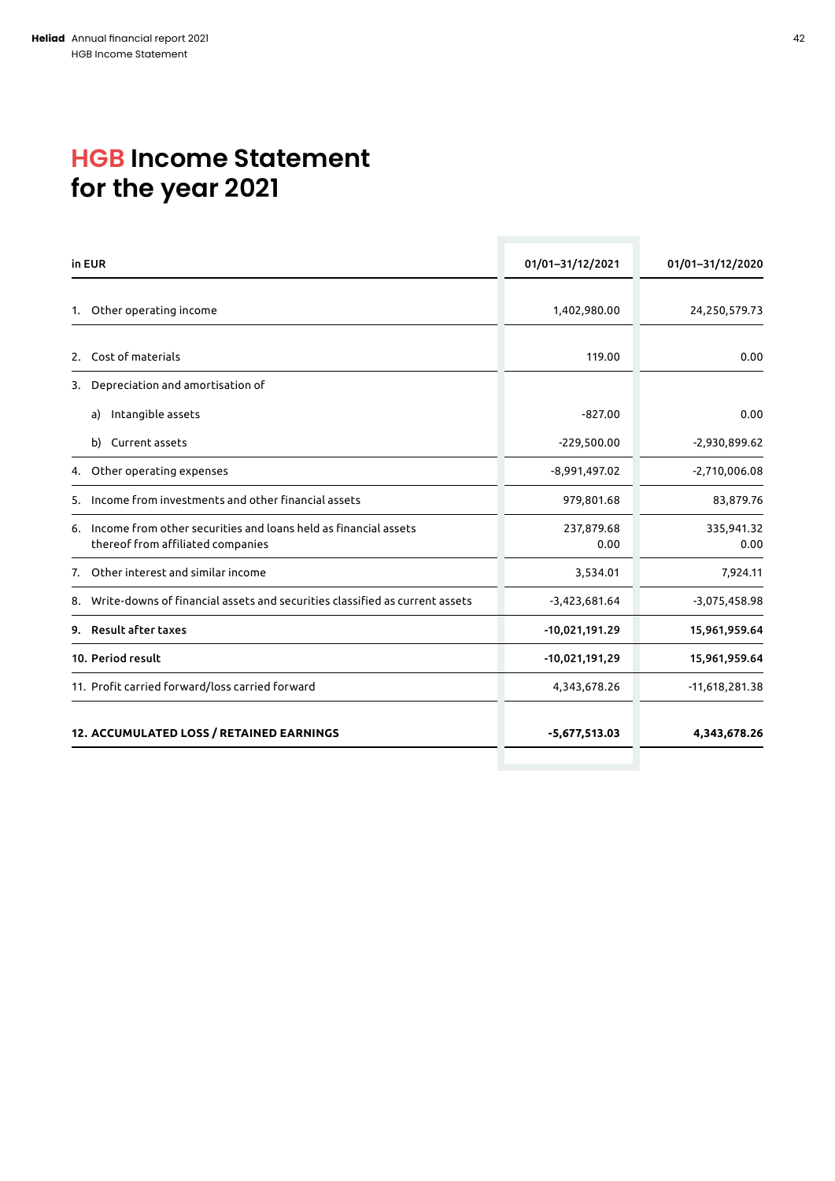# HGB Income Statement for the year 2021

| in EUR | 01/01–31/12/2021 | 01/01–31/12/2020 |
|---|---|---|
| 1. Other operating income | 1,402,980.00 | 24,250,579.73 |
| 2. Cost of materials | 119.00 | 0.00 |
| 3. Depreciation and amortisation of | | |
| a) Intangible assets | -827.00 | 0.00 |
| b) Current assets | -229,500.00 | -2,930,899.62 |
| 4. Other operating expenses | -8,991,497.02 | -2,710,006.08 |
| 5. Income from investments and other financial assets | 979,801.68 | 83,879.76 |
| 6. Income from other securities and loans held as financial assets<br>thereof from affiliated companies | 237,879.68<br>0.00 | 335,941.32<br>0.00 |
| 7. Other interest and similar income | 3,534.01 | 7,924.11 |
| 8. Write-downs of financial assets and securities classified as current assets | -3,423,681.64 | -3,075,458.98 |
| **9. Result after taxes** | **-10,021,191.29** | **15,961,959.64** |
| **10. Period result** | **-10,021,191,29** | **15,961,959.64** |
| 11. Profit carried forward/loss carried forward | 4,343,678.26 | -11,618,281.38 |
| **12. ACCUMULATED LOSS / RETAINED EARNINGS** | **-5,677,513.03** | **4,343,678.26** |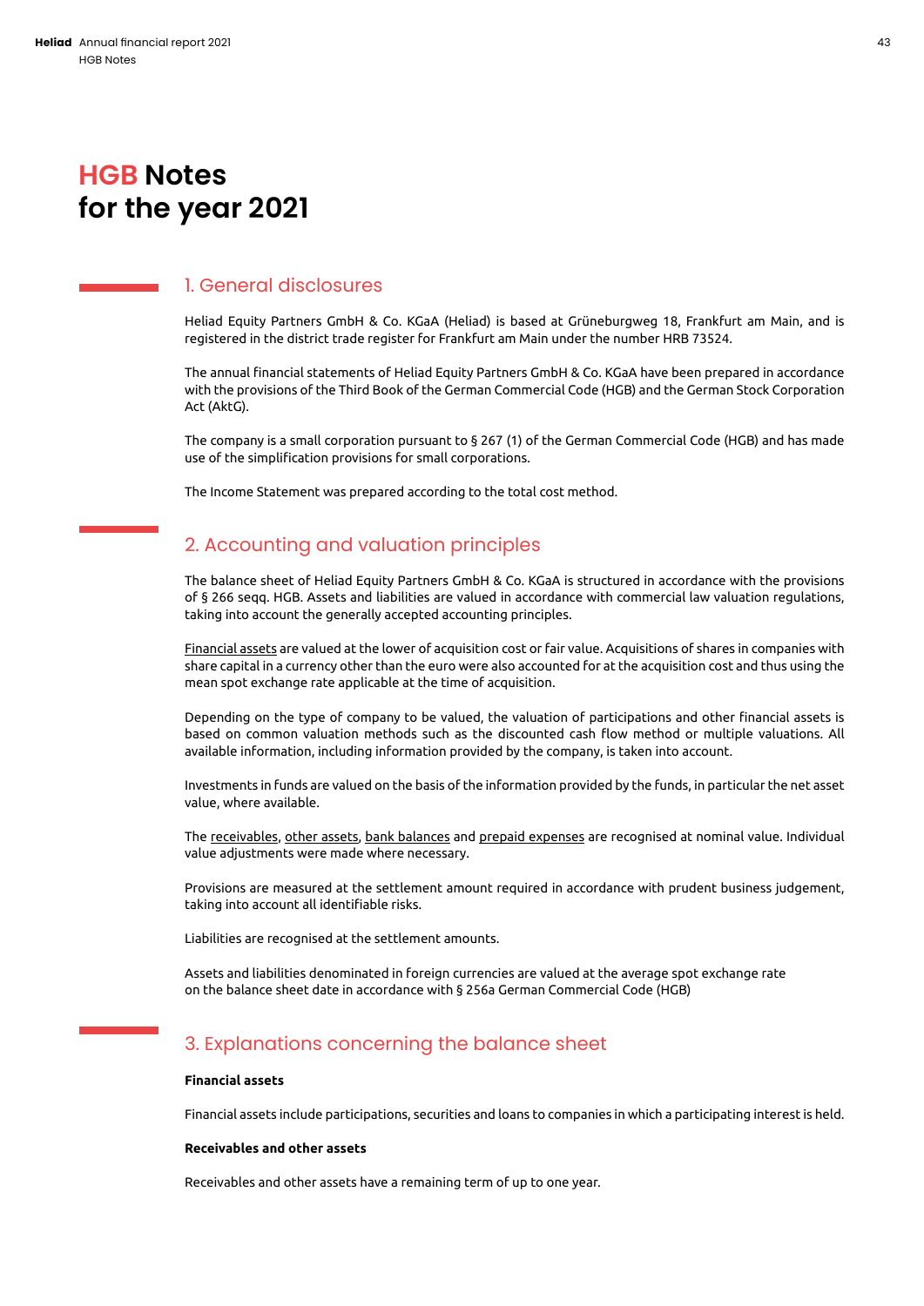# HGB Notes for the year 2021

## 1. General disclosures

Heliad Equity Partners GmbH & Co. KGaA (Heliad) is based at Grüneburgweg 18, Frankfurt am Main, and is registered in the district trade register for Frankfurt am Main under the number HRB 73524.

The annual financial statements of Heliad Equity Partners GmbH & Co. KGaA have been prepared in accordance with the provisions of the Third Book of the German Commercial Code (HGB) and the German Stock Corporation Act (AktG).

The company is a small corporation pursuant to § 267 (1) of the German Commercial Code (HGB) and has made use of the simplification provisions for small corporations.

The Income Statement was prepared according to the total cost method.

## 2. Accounting and valuation principles

The balance sheet of Heliad Equity Partners GmbH & Co. KGaA is structured in accordance with the provisions of § 266 seqq. HGB. Assets and liabilities are valued in accordance with commercial law valuation regulations, taking into account the generally accepted accounting principles.

Financial assets are valued at the lower of acquisition cost or fair value. Acquisitions of shares in companies with share capital in a currency other than the euro were also accounted for at the acquisition cost and thus using the mean spot exchange rate applicable at the time of acquisition.

Depending on the type of company to be valued, the valuation of participations and other financial assets is based on common valuation methods such as the discounted cash flow method or multiple valuations. All available information, including information provided by the company, is taken into account.

Investments in funds are valued on the basis of the information provided by the funds, in particular the net asset value, where available.

The receivables, other assets, bank balances and prepaid expenses are recognised at nominal value. Individual value adjustments were made where necessary.

Provisions are measured at the settlement amount required in accordance with prudent business judgement, taking into account all identifiable risks.

Liabilities are recognised at the settlement amounts.

Assets and liabilities denominated in foreign currencies are valued at the average spot exchange rate on the balance sheet date in accordance with § 256a German Commercial Code (HGB)

## 3. Explanations concerning the balance sheet

**Financial assets**

Financial assets include participations, securities and loans to companies in which a participating interest is held.

**Receivables and other assets**

Receivables and other assets have a remaining term of up to one year.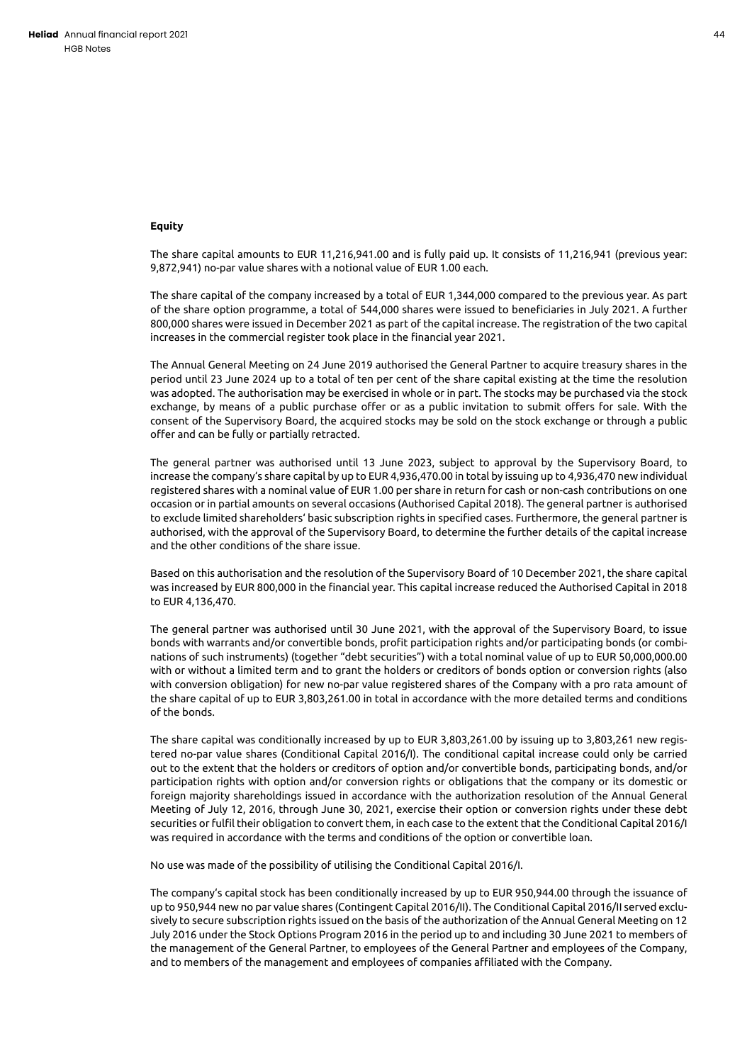## Equity

The share capital amounts to EUR 11,216,941.00 and is fully paid up. It consists of 11,216,941 (previous year: 9,872,941) no-par value shares with a notional value of EUR 1.00 each.

The share capital of the company increased by a total of EUR 1,344,000 compared to the previous year. As part of the share option programme, a total of 544,000 shares were issued to beneficiaries in July 2021. A further 800,000 shares were issued in December 2021 as part of the capital increase. The registration of the two capital increases in the commercial register took place in the financial year 2021.

The Annual General Meeting on 24 June 2019 authorised the General Partner to acquire treasury shares in the period until 23 June 2024 up to a total of ten per cent of the share capital existing at the time the resolution was adopted. The authorisation may be exercised in whole or in part. The stocks may be purchased via the stock exchange, by means of a public purchase offer or as a public invitation to submit offers for sale. With the consent of the Supervisory Board, the acquired stocks may be sold on the stock exchange or through a public offer and can be fully or partially retracted.

The general partner was authorised until 13 June 2023, subject to approval by the Supervisory Board, to increase the company's share capital by up to EUR 4,936,470.00 in total by issuing up to 4,936,470 new individual registered shares with a nominal value of EUR 1.00 per share in return for cash or non-cash contributions on one occasion or in partial amounts on several occasions (Authorised Capital 2018). The general partner is authorised to exclude limited shareholders' basic subscription rights in specified cases. Furthermore, the general partner is authorised, with the approval of the Supervisory Board, to determine the further details of the capital increase and the other conditions of the share issue.

Based on this authorisation and the resolution of the Supervisory Board of 10 December 2021, the share capital was increased by EUR 800,000 in the financial year. This capital increase reduced the Authorised Capital in 2018 to EUR 4,136,470.

The general partner was authorised until 30 June 2021, with the approval of the Supervisory Board, to issue bonds with warrants and/or convertible bonds, profit participation rights and/or participating bonds (or combinations of such instruments) (together "debt securities") with a total nominal value of up to EUR 50,000,000.00 with or without a limited term and to grant the holders or creditors of bonds option or conversion rights (also with conversion obligation) for new no-par value registered shares of the Company with a pro rata amount of the share capital of up to EUR 3,803,261.00 in total in accordance with the more detailed terms and conditions of the bonds.

The share capital was conditionally increased by up to EUR 3,803,261.00 by issuing up to 3,803,261 new registered no-par value shares (Conditional Capital 2016/I). The conditional capital increase could only be carried out to the extent that the holders or creditors of option and/or convertible bonds, participating bonds, and/or participation rights with option and/or conversion rights or obligations that the company or its domestic or foreign majority shareholdings issued in accordance with the authorization resolution of the Annual General Meeting of July 12, 2016, through June 30, 2021, exercise their option or conversion rights under these debt securities or fulfil their obligation to convert them, in each case to the extent that the Conditional Capital 2016/I was required in accordance with the terms and conditions of the option or convertible loan.

No use was made of the possibility of utilising the Conditional Capital 2016/I.

The company's capital stock has been conditionally increased by up to EUR 950,944.00 through the issuance of up to 950,944 new no par value shares (Contingent Capital 2016/II). The Conditional Capital 2016/II served exclusively to secure subscription rights issued on the basis of the authorization of the Annual General Meeting on 12 July 2016 under the Stock Options Program 2016 in the period up to and including 30 June 2021 to members of the management of the General Partner, to employees of the General Partner and employees of the Company, and to members of the management and employees of companies affiliated with the Company.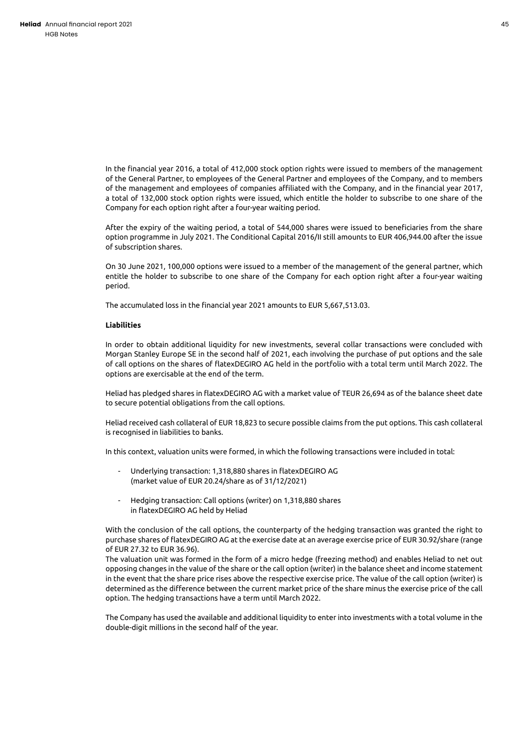In the financial year 2016, a total of 412,000 stock option rights were issued to members of the management of the General Partner, to employees of the General Partner and employees of the Company, and to members of the management and employees of companies affiliated with the Company, and in the financial year 2017, a total of 132,000 stock option rights were issued, which entitle the holder to subscribe to one share of the Company for each option right after a four-year waiting period.

After the expiry of the waiting period, a total of 544,000 shares were issued to beneficiaries from the share option programme in July 2021. The Conditional Capital 2016/II still amounts to EUR 406,944.00 after the issue of subscription shares.

On 30 June 2021, 100,000 options were issued to a member of the management of the general partner, which entitle the holder to subscribe to one share of the Company for each option right after a four-year waiting period.

The accumulated loss in the financial year 2021 amounts to EUR 5,667,513.03.

**Liabilities**

In order to obtain additional liquidity for new investments, several collar transactions were concluded with Morgan Stanley Europe SE in the second half of 2021, each involving the purchase of put options and the sale of call options on the shares of flatexDEGIRO AG held in the portfolio with a total term until March 2022. The options are exercisable at the end of the term.

Heliad has pledged shares in flatexDEGIRO AG with a market value of TEUR 26,694 as of the balance sheet date to secure potential obligations from the call options.

Heliad received cash collateral of EUR 18,823 to secure possible claims from the put options. This cash collateral is recognised in liabilities to banks.

In this context, valuation units were formed, in which the following transactions were included in total:

- Underlying transaction: 1,318,880 shares in flatexDEGIRO AG (market value of EUR 20.24/share as of 31/12/2021)
- Hedging transaction: Call options (writer) on 1,318,880 shares in flatexDEGIRO AG held by Heliad

With the conclusion of the call options, the counterparty of the hedging transaction was granted the right to purchase shares of flatexDEGIRO AG at the exercise date at an average exercise price of EUR 30.92/share (range of EUR 27.32 to EUR 36.96).
The valuation unit was formed in the form of a micro hedge (freezing method) and enables Heliad to net out opposing changes in the value of the share or the call option (writer) in the balance sheet and income statement in the event that the share price rises above the respective exercise price. The value of the call option (writer) is determined as the difference between the current market price of the share minus the exercise price of the call option. The hedging transactions have a term until March 2022.

The Company has used the available and additional liquidity to enter into investments with a total volume in the double-digit millions in the second half of the year.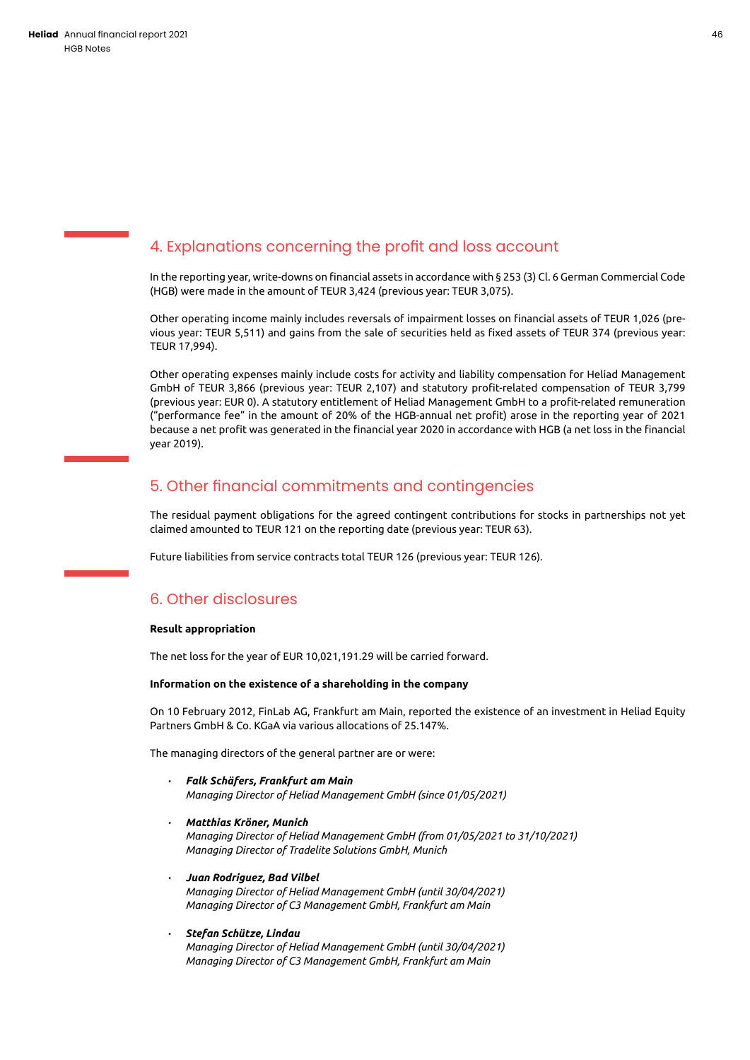## 4. Explanations concerning the profit and loss account

In the reporting year, write-downs on financial assets in accordance with § 253 (3) Cl. 6 German Commercial Code (HGB) were made in the amount of TEUR 3,424 (previous year: TEUR 3,075).

Other operating income mainly includes reversals of impairment losses on financial assets of TEUR 1,026 (previous year: TEUR 5,511) and gains from the sale of securities held as fixed assets of TEUR 374 (previous year: TEUR 17,994).

Other operating expenses mainly include costs for activity and liability compensation for Heliad Management GmbH of TEUR 3,866 (previous year: TEUR 2,107) and statutory profit-related compensation of TEUR 3,799 (previous year: EUR 0). A statutory entitlement of Heliad Management GmbH to a profit-related remuneration ("performance fee" in the amount of 20% of the HGB-annual net profit) arose in the reporting year of 2021 because a net profit was generated in the financial year 2020 in accordance with HGB (a net loss in the financial year 2019).

## 5. Other financial commitments and contingencies

The residual payment obligations for the agreed contingent contributions for stocks in partnerships not yet claimed amounted to TEUR 121 on the reporting date (previous year: TEUR 63).

Future liabilities from service contracts total TEUR 126 (previous year: TEUR 126).

## 6. Other disclosures

**Result appropriation**

The net loss for the year of EUR 10,021,191.29 will be carried forward.

**Information on the existence of a shareholding in the company**

On 10 February 2012, FinLab AG, Frankfurt am Main, reported the existence of an investment in Heliad Equity Partners GmbH & Co. KGaA via various allocations of 25.147%.

The managing directors of the general partner are or were:

- ***Falk Schäfers, Frankfurt am Main***
  *Managing Director of Heliad Management GmbH (since 01/05/2021)*

- ***Matthias Kröner, Munich***
  *Managing Director of Heliad Management GmbH (from 01/05/2021 to 31/10/2021)*
  *Managing Director of Tradelite Solutions GmbH, Munich*

- ***Juan Rodriguez, Bad Vilbel***
  *Managing Director of Heliad Management GmbH (until 30/04/2021)*
  *Managing Director of C3 Management GmbH, Frankfurt am Main*

- ***Stefan Schütze, Lindau***
  *Managing Director of Heliad Management GmbH (until 30/04/2021)*
  *Managing Director of C3 Management GmbH, Frankfurt am Main*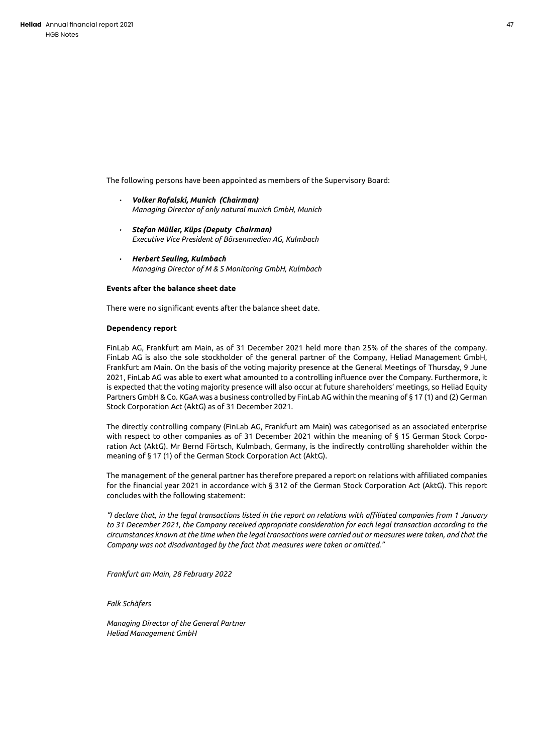The following persons have been appointed as members of the Supervisory Board:

- ***Volker Rofalski, Munich (Chairman)***  
  *Managing Director of only natural munich GmbH, Munich*

- ***Stefan Müller, Küps (Deputy Chairman)***  
  *Executive Vice President of Börsenmedien AG, Kulmbach*

- ***Herbert Seuling, Kulmbach***  
  *Managing Director of M & S Monitoring GmbH, Kulmbach*

**Events after the balance sheet date**

There were no significant events after the balance sheet date.

**Dependency report**

FinLab AG, Frankfurt am Main, as of 31 December 2021 held more than 25% of the shares of the company. FinLab AG is also the sole stockholder of the general partner of the Company, Heliad Management GmbH, Frankfurt am Main. On the basis of the voting majority presence at the General Meetings of Thursday, 9 June 2021, FinLab AG was able to exert what amounted to a controlling influence over the Company. Furthermore, it is expected that the voting majority presence will also occur at future shareholders' meetings, so Heliad Equity Partners GmbH & Co. KGaA was a business controlled by FinLab AG within the meaning of § 17 (1) and (2) German Stock Corporation Act (AktG) as of 31 December 2021.

The directly controlling company (FinLab AG, Frankfurt am Main) was categorised as an associated enterprise with respect to other companies as of 31 December 2021 within the meaning of § 15 German Stock Corporation Act (AktG). Mr Bernd Förtsch, Kulmbach, Germany, is the indirectly controlling shareholder within the meaning of § 17 (1) of the German Stock Corporation Act (AktG).

The management of the general partner has therefore prepared a report on relations with affiliated companies for the financial year 2021 in accordance with § 312 of the German Stock Corporation Act (AktG). This report concludes with the following statement:

*"I declare that, in the legal transactions listed in the report on relations with affiliated companies from 1 January to 31 December 2021, the Company received appropriate consideration for each legal transaction according to the circumstances known at the time when the legal transactions were carried out or measures were taken, and that the Company was not disadvantaged by the fact that measures were taken or omitted."*

*Frankfurt am Main, 28 February 2022*

*Falk Schäfers*

*Managing Director of the General Partner*  
*Heliad Management GmbH*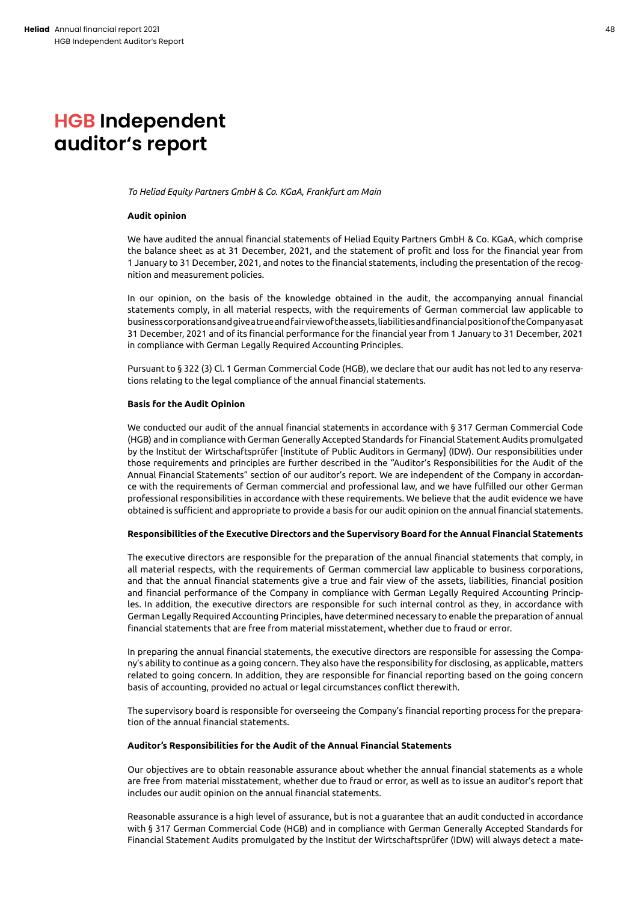# HGB Independent auditor's report

*To Heliad Equity Partners GmbH & Co. KGaA, Frankfurt am Main*

**Audit opinion**

We have audited the annual financial statements of Heliad Equity Partners GmbH & Co. KGaA, which comprise the balance sheet as at 31 December, 2021, and the statement of profit and loss for the financial year from 1 January to 31 December, 2021, and notes to the financial statements, including the presentation of the recognition and measurement policies.

In our opinion, on the basis of the knowledge obtained in the audit, the accompanying annual financial statements comply, in all material respects, with the requirements of German commercial law applicable to business corporations and give a true and fair view of the assets, liabilities and financial position of the Company as at 31 December, 2021 and of its financial performance for the financial year from 1 January to 31 December, 2021 in compliance with German Legally Required Accounting Principles.

Pursuant to § 322 (3) Cl. 1 German Commercial Code (HGB), we declare that our audit has not led to any reservations relating to the legal compliance of the annual financial statements.

**Basis for the Audit Opinion**

We conducted our audit of the annual financial statements in accordance with § 317 German Commercial Code (HGB) and in compliance with German Generally Accepted Standards for Financial Statement Audits promulgated by the Institut der Wirtschaftsprüfer [Institute of Public Auditors in Germany] (IDW). Our responsibilities under those requirements and principles are further described in the "Auditor's Responsibilities for the Audit of the Annual Financial Statements" section of our auditor's report. We are independent of the Company in accordance with the requirements of German commercial and professional law, and we have fulfilled our other German professional responsibilities in accordance with these requirements. We believe that the audit evidence we have obtained is sufficient and appropriate to provide a basis for our audit opinion on the annual financial statements.

**Responsibilities of the Executive Directors and the Supervisory Board for the Annual Financial Statements**

The executive directors are responsible for the preparation of the annual financial statements that comply, in all material respects, with the requirements of German commercial law applicable to business corporations, and that the annual financial statements give a true and fair view of the assets, liabilities, financial position and financial performance of the Company in compliance with German Legally Required Accounting Principles. In addition, the executive directors are responsible for such internal control as they, in accordance with German Legally Required Accounting Principles, have determined necessary to enable the preparation of annual financial statements that are free from material misstatement, whether due to fraud or error.

In preparing the annual financial statements, the executive directors are responsible for assessing the Company's ability to continue as a going concern. They also have the responsibility for disclosing, as applicable, matters related to going concern. In addition, they are responsible for financial reporting based on the going concern basis of accounting, provided no actual or legal circumstances conflict therewith.

The supervisory board is responsible for overseeing the Company's financial reporting process for the preparation of the annual financial statements.

**Auditor's Responsibilities for the Audit of the Annual Financial Statements**

Our objectives are to obtain reasonable assurance about whether the annual financial statements as a whole are free from material misstatement, whether due to fraud or error, as well as to issue an auditor's report that includes our audit opinion on the annual financial statements.

Reasonable assurance is a high level of assurance, but is not a guarantee that an audit conducted in accordance with § 317 German Commercial Code (HGB) and in compliance with German Generally Accepted Standards for Financial Statement Audits promulgated by the Institut der Wirtschaftsprüfer (IDW) will always detect a mate-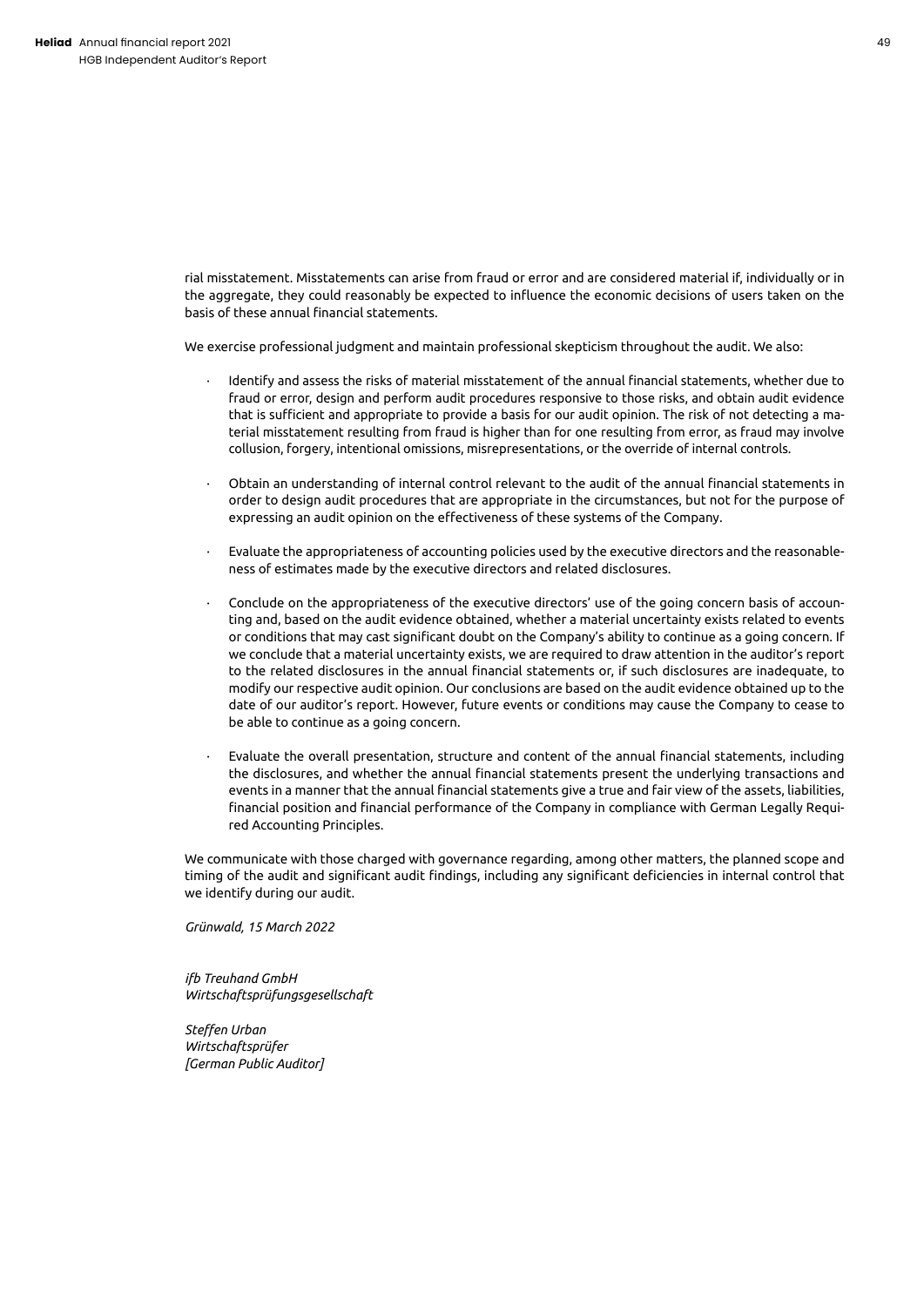rial misstatement. Misstatements can arise from fraud or error and are considered material if, individually or in the aggregate, they could reasonably be expected to influence the economic decisions of users taken on the basis of these annual financial statements.

We exercise professional judgment and maintain professional skepticism throughout the audit. We also:

- Identify and assess the risks of material misstatement of the annual financial statements, whether due to fraud or error, design and perform audit procedures responsive to those risks, and obtain audit evidence that is sufficient and appropriate to provide a basis for our audit opinion. The risk of not detecting a material misstatement resulting from fraud is higher than for one resulting from error, as fraud may involve collusion, forgery, intentional omissions, misrepresentations, or the override of internal controls.
- Obtain an understanding of internal control relevant to the audit of the annual financial statements in order to design audit procedures that are appropriate in the circumstances, but not for the purpose of expressing an audit opinion on the effectiveness of these systems of the Company.
- Evaluate the appropriateness of accounting policies used by the executive directors and the reasonableness of estimates made by the executive directors and related disclosures.
- Conclude on the appropriateness of the executive directors' use of the going concern basis of accounting and, based on the audit evidence obtained, whether a material uncertainty exists related to events or conditions that may cast significant doubt on the Company's ability to continue as a going concern. If we conclude that a material uncertainty exists, we are required to draw attention in the auditor's report to the related disclosures in the annual financial statements or, if such disclosures are inadequate, to modify our respective audit opinion. Our conclusions are based on the audit evidence obtained up to the date of our auditor's report. However, future events or conditions may cause the Company to cease to be able to continue as a going concern.
- Evaluate the overall presentation, structure and content of the annual financial statements, including the disclosures, and whether the annual financial statements present the underlying transactions and events in a manner that the annual financial statements give a true and fair view of the assets, liabilities, financial position and financial performance of the Company in compliance with German Legally Required Accounting Principles.

We communicate with those charged with governance regarding, among other matters, the planned scope and timing of the audit and significant audit findings, including any significant deficiencies in internal control that we identify during our audit.

*Grünwald, 15 March 2022*

*ifb Treuhand GmbH*
*Wirtschaftsprüfungsgesellschaft*

*Steffen Urban*
*Wirtschaftsprüfer*
*[German Public Auditor]*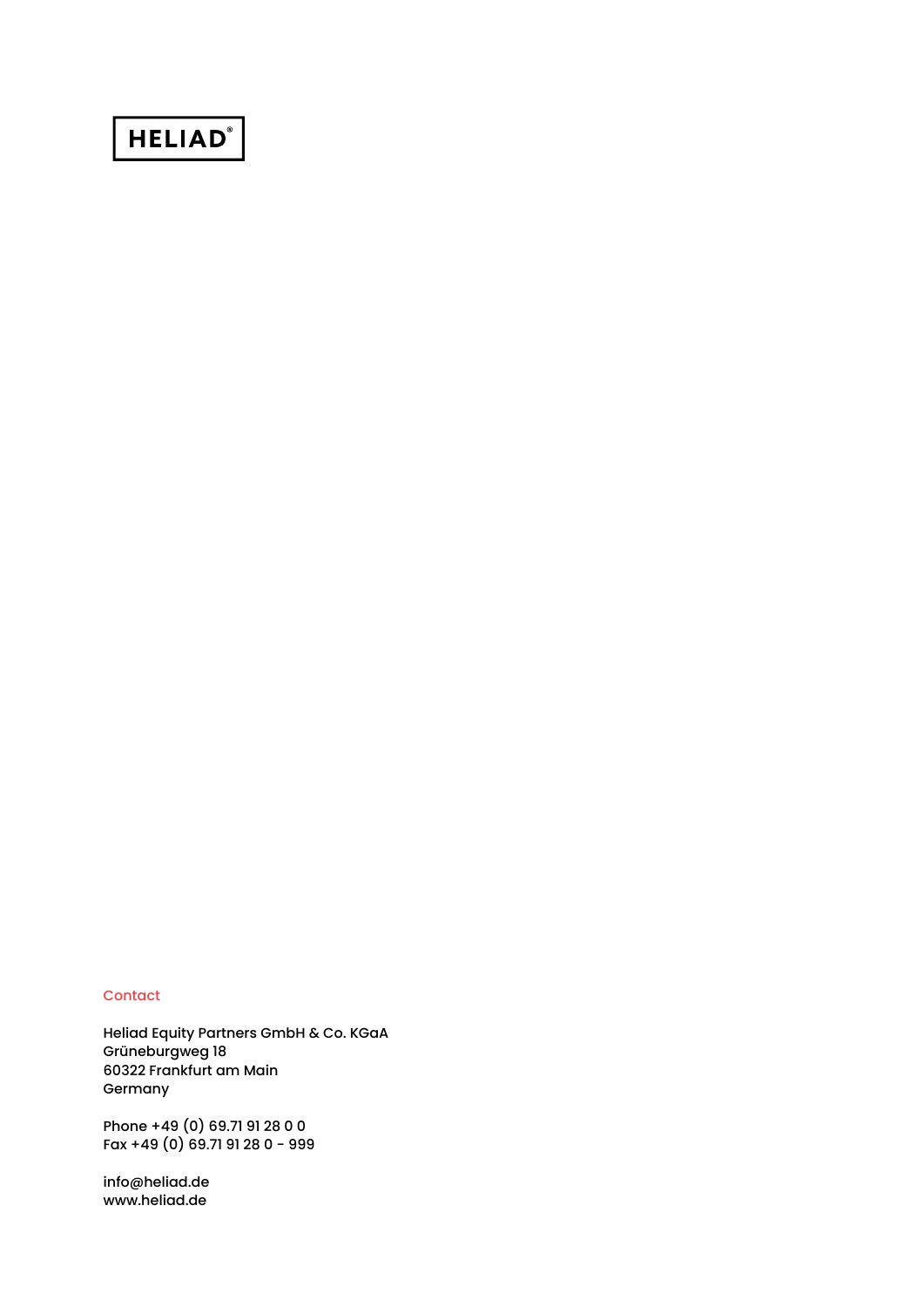HELIAD®

Contact

Heliad Equity Partners GmbH & Co. KGaA
Grüneburgweg 18
60322 Frankfurt am Main
Germany

Phone +49 (0) 69.71 91 28 0 0
Fax +49 (0) 69.71 91 28 0 - 999

info@heliad.de
www.heliad.de